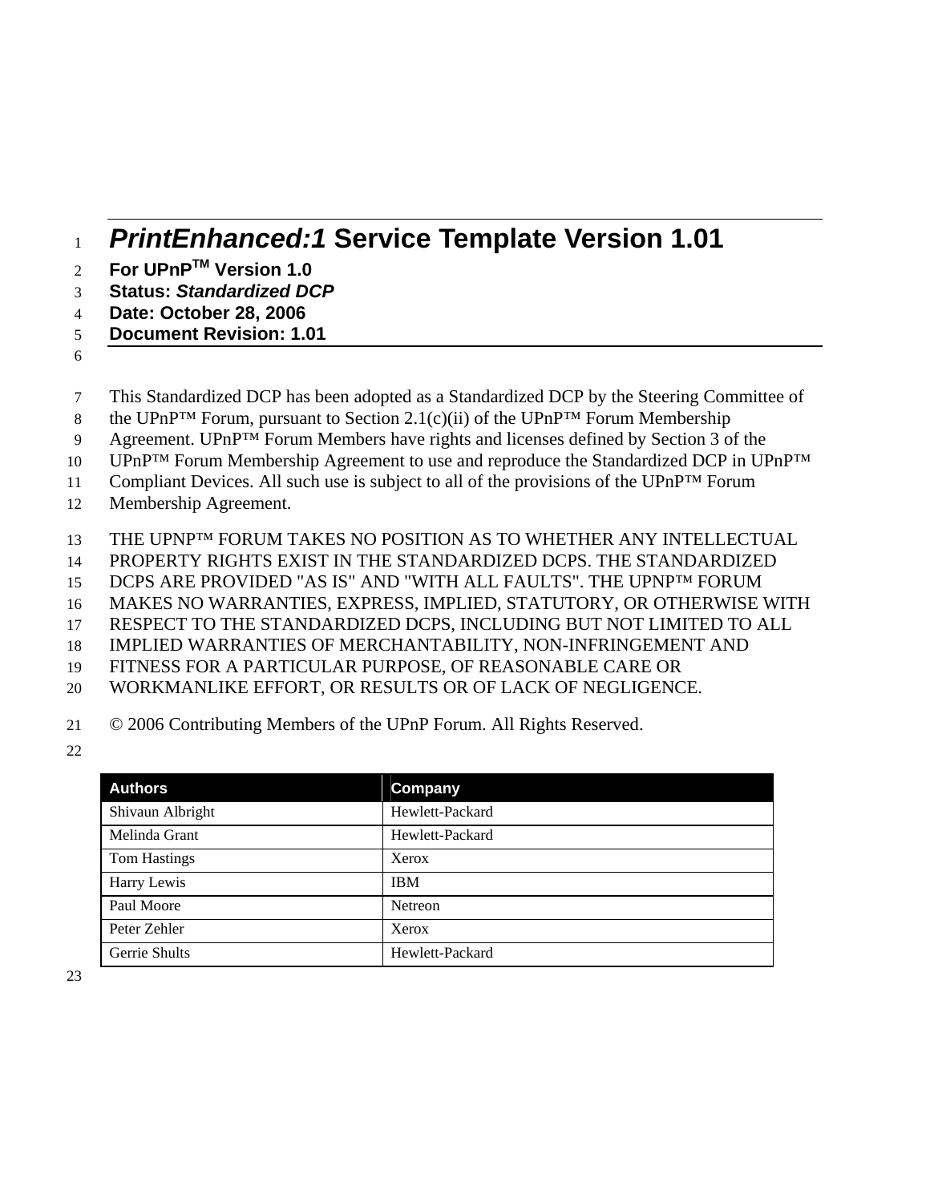# *PrintEnhanced:1* Service Template Version 1.01

**For UPnP™ Version 1.0**
**Status: *Standardized DCP***
**Date: October 28, 2006**
**Document Revision: 1.01**

This Standardized DCP has been adopted as a Standardized DCP by the Steering Committee of the UPnP™ Forum, pursuant to Section 2.1(c)(ii) of the UPnP™ Forum Membership Agreement. UPnP™ Forum Members have rights and licenses defined by Section 3 of the UPnP™ Forum Membership Agreement to use and reproduce the Standardized DCP in UPnP™ Compliant Devices. All such use is subject to all of the provisions of the UPnP™ Forum Membership Agreement.

THE UPNP™ FORUM TAKES NO POSITION AS TO WHETHER ANY INTELLECTUAL PROPERTY RIGHTS EXIST IN THE STANDARDIZED DCPS. THE STANDARDIZED DCPS ARE PROVIDED "AS IS" AND "WITH ALL FAULTS". THE UPNP™ FORUM MAKES NO WARRANTIES, EXPRESS, IMPLIED, STATUTORY, OR OTHERWISE WITH RESPECT TO THE STANDARDIZED DCPS, INCLUDING BUT NOT LIMITED TO ALL IMPLIED WARRANTIES OF MERCHANTABILITY, NON-INFRINGEMENT AND FITNESS FOR A PARTICULAR PURPOSE, OF REASONABLE CARE OR WORKMANLIKE EFFORT, OR RESULTS OR OF LACK OF NEGLIGENCE.

© 2006 Contributing Members of the UPnP Forum. All Rights Reserved.

| Authors | Company |
|---|---|
| Shivaun Albright | Hewlett-Packard |
| Melinda Grant | Hewlett-Packard |
| Tom Hastings | Xerox |
| Harry Lewis | IBM |
| Paul Moore | Netreon |
| Peter Zehler | Xerox |
| Gerrie Shults | Hewlett-Packard |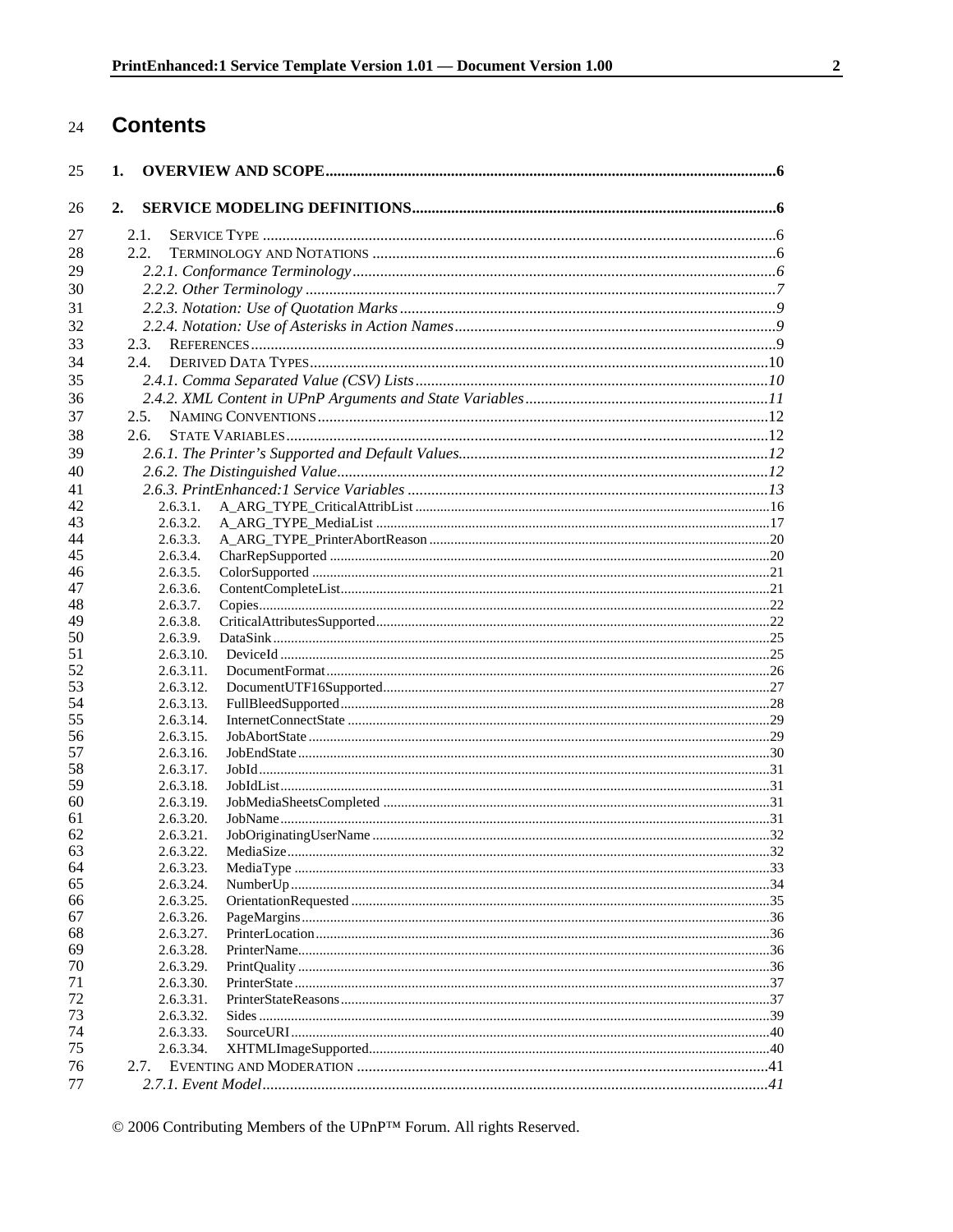# Contents

1. OVERVIEW AND SCOPE ............................................................................................................................. 6

2. SERVICE MODELING DEFINITIONS ......................................................................................................... 6

- 2.1. SERVICE TYPE ........................................................................................................................................ 6
- 2.2. TERMINOLOGY AND NOTATIONS .............................................................................................................. 6
  - *2.2.1. Conformance Terminology* ................................................................................................................. 6
  - *2.2.2. Other Terminology* ............................................................................................................................. 7
  - *2.2.3. Notation: Use of Quotation Marks* ..................................................................................................... 9
  - *2.2.4. Notation: Use of Asterisks in Action Names* ...................................................................................... 9
- 2.3. REFERENCES ............................................................................................................................................ 9
- 2.4. DERIVED DATA TYPES ........................................................................................................................... 10
  - *2.4.1. Comma Separated Value (CSV) Lists* ................................................................................................ 10
  - *2.4.2. XML Content in UPnP Arguments and State Variables* ..................................................................... 11
- 2.5. NAMING CONVENTIONS ......................................................................................................................... 12
- 2.6. STATE VARIABLES ................................................................................................................................. 12
  - *2.6.1. The Printer's Supported and Default Values* ..................................................................................... 12
  - *2.6.2. The Distinguished Value* .................................................................................................................... 12
  - *2.6.3. PrintEnhanced:1 Service Variables* ................................................................................................... 13
    - 2.6.3.1. A_ARG_TYPE_CriticalAttribList ........................................................................................................ 16
    - 2.6.3.2. A_ARG_TYPE_MediaList .................................................................................................................. 17
    - 2.6.3.3. A_ARG_TYPE_PrinterAbortReason .................................................................................................... 20
    - 2.6.3.4. CharRepSupported ............................................................................................................................... 20
    - 2.6.3.5. ColorSupported .................................................................................................................................... 21
    - 2.6.3.6. ContentCompleteList ............................................................................................................................ 21
    - 2.6.3.7. Copies .................................................................................................................................................. 22
    - 2.6.3.8. CriticalAttributesSupported .................................................................................................................. 22
    - 2.6.3.9. DataSink .............................................................................................................................................. 25
    - 2.6.3.10. DeviceId ............................................................................................................................................. 25
    - 2.6.3.11. DocumentFormat ................................................................................................................................ 26
    - 2.6.3.12. DocumentUTF16Supported ................................................................................................................ 27
    - 2.6.3.13. FullBleedSupported ............................................................................................................................ 28
    - 2.6.3.14. InternetConnectState .......................................................................................................................... 29
    - 2.6.3.15. JobAbortState ..................................................................................................................................... 29
    - 2.6.3.16. JobEndState ........................................................................................................................................ 30
    - 2.6.3.17. JobId ................................................................................................................................................... 31
    - 2.6.3.18. JobIdList ............................................................................................................................................. 31
    - 2.6.3.19. JobMediaSheetsCompleted ................................................................................................................. 31
    - 2.6.3.20. JobName ............................................................................................................................................. 31
    - 2.6.3.21. JobOriginatingUserName .................................................................................................................... 32
    - 2.6.3.22. MediaSize ........................................................................................................................................... 32
    - 2.6.3.23. MediaType .......................................................................................................................................... 33
    - 2.6.3.24. NumberUp .......................................................................................................................................... 34
    - 2.6.3.25. OrientationRequested .......................................................................................................................... 35
    - 2.6.3.26. PageMargins ....................................................................................................................................... 36
    - 2.6.3.27. PrinterLocation ................................................................................................................................... 36
    - 2.6.3.28. PrinterName ........................................................................................................................................ 36
    - 2.6.3.29. PrintQuality ........................................................................................................................................ 36
    - 2.6.3.30. PrinterState ......................................................................................................................................... 37
    - 2.6.3.31. PrinterStateReasons ............................................................................................................................ 37
    - 2.6.3.32. Sides ................................................................................................................................................... 39
    - 2.6.3.33. SourceURI .......................................................................................................................................... 40
    - 2.6.3.34. XHTMLImageSupported .................................................................................................................... 40
- 2.7. EVENTING AND MODERATION ................................................................................................................ 41
  - *2.7.1. Event Model* ..................................................................................................................................... 41

© 2006 Contributing Members of the UPnP™ Forum. All rights Reserved.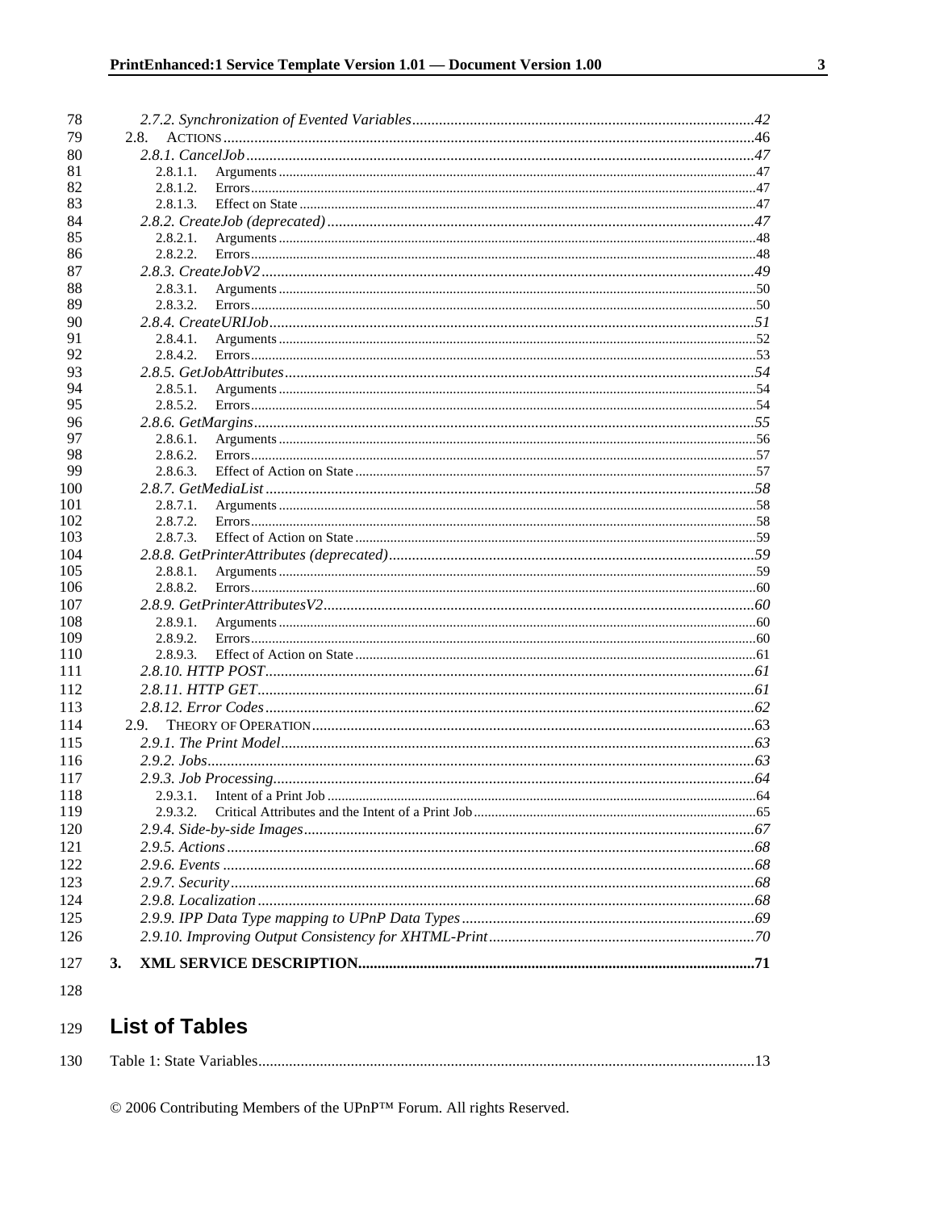2.7.2. Synchronization of Evented Variables ........ 42
2.8. ACTIONS ........ 46
2.8.1. CancelJob ........ 47
2.8.1.1. Arguments ........ 47
2.8.1.2. Errors ........ 47
2.8.1.3. Effect on State ........ 47
2.8.2. CreateJob (deprecated) ........ 47
2.8.2.1. Arguments ........ 48
2.8.2.2. Errors ........ 48
2.8.3. CreateJobV2 ........ 49
2.8.3.1. Arguments ........ 50
2.8.3.2. Errors ........ 50
2.8.4. CreateURIJob ........ 51
2.8.4.1. Arguments ........ 52
2.8.4.2. Errors ........ 53
2.8.5. GetJobAttributes ........ 54
2.8.5.1. Arguments ........ 54
2.8.5.2. Errors ........ 54
2.8.6. GetMargins ........ 55
2.8.6.1. Arguments ........ 56
2.8.6.2. Errors ........ 57
2.8.6.3. Effect of Action on State ........ 57
2.8.7. GetMediaList ........ 58
2.8.7.1. Arguments ........ 58
2.8.7.2. Errors ........ 58
2.8.7.3. Effect of Action on State ........ 59
2.8.8. GetPrinterAttributes (deprecated) ........ 59
2.8.8.1. Arguments ........ 59
2.8.8.2. Errors ........ 60
2.8.9. GetPrinterAttributesV2 ........ 60
2.8.9.1. Arguments ........ 60
2.8.9.2. Errors ........ 60
2.8.9.3. Effect of Action on State ........ 61
2.8.10. HTTP POST ........ 61
2.8.11. HTTP GET ........ 61
2.8.12. Error Codes ........ 62
2.9. THEORY OF OPERATION ........ 63
2.9.1. The Print Model ........ 63
2.9.2. Jobs ........ 63
2.9.3. Job Processing ........ 64
2.9.3.1. Intent of a Print Job ........ 64
2.9.3.2. Critical Attributes and the Intent of a Print Job ........ 65
2.9.4. Side-by-side Images ........ 67
2.9.5. Actions ........ 68
2.9.6. Events ........ 68
2.9.7. Security ........ 68
2.9.8. Localization ........ 68
2.9.9. IPP Data Type mapping to UPnP Data Types ........ 69
2.9.10. Improving Output Consistency for XHTML-Print ........ 70
3. XML SERVICE DESCRIPTION ........ 71

## List of Tables

Table 1: State Variables ........ 13

© 2006 Contributing Members of the UPnP™ Forum. All rights Reserved.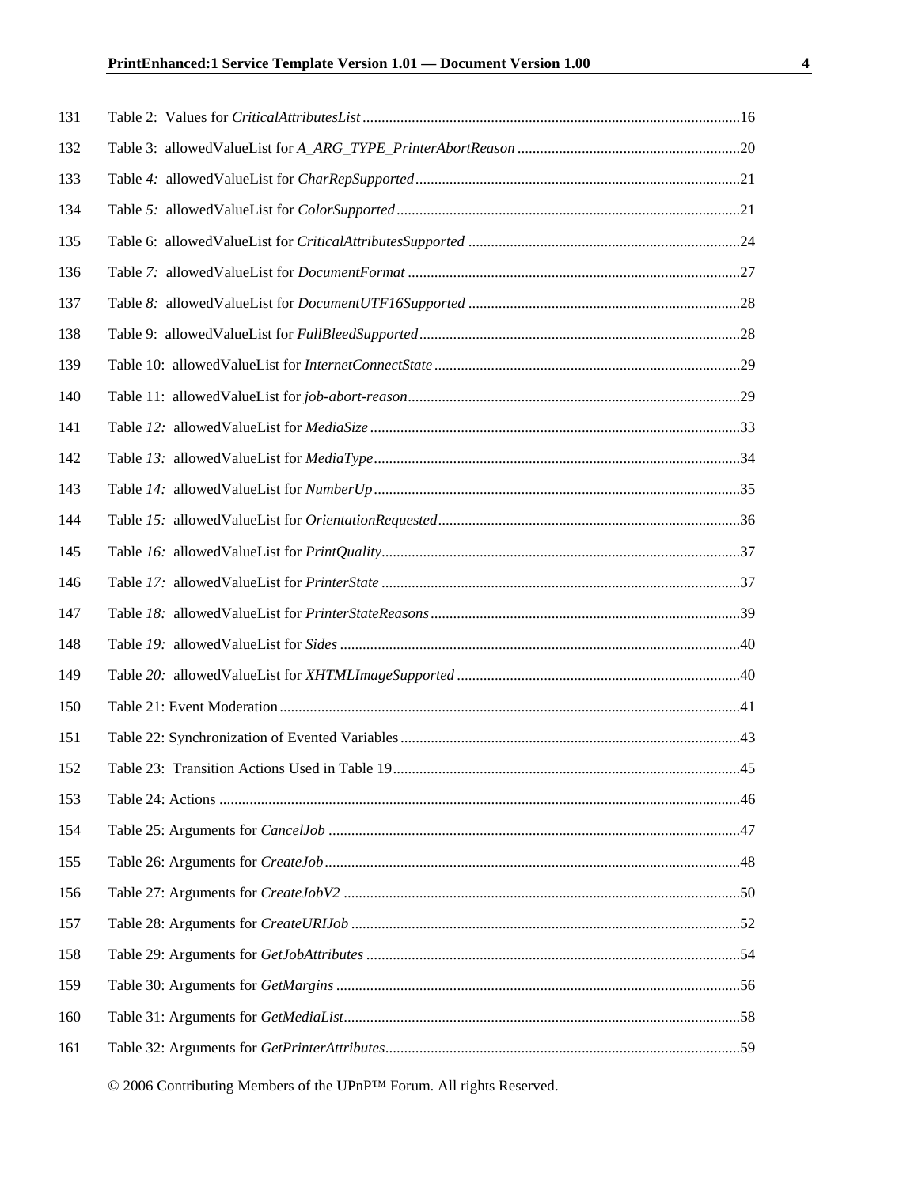131 Table 2: Values for *CriticalAttributesList* ....................16

132 Table 3: allowedValueList for *A_ARG_TYPE_PrinterAbortReason* ....................20

133 Table *4:* allowedValueList for *CharRepSupported* ....................21

134 Table *5:* allowedValueList for *ColorSupported* ....................21

135 Table 6: allowedValueList for *CriticalAttributesSupported* ....................24

136 Table *7:* allowedValueList for *DocumentFormat* ....................27

137 Table *8:* allowedValueList for *DocumentUTF16Supported* ....................28

138 Table 9: allowedValueList for *FullBleedSupported* ....................28

139 Table 10: allowedValueList for *InternetConnectState* ....................29

140 Table 11: allowedValueList for *job-abort-reason* ....................29

141 Table *12:* allowedValueList for *MediaSize* ....................33

142 Table *13:* allowedValueList for *MediaType* ....................34

143 Table *14:* allowedValueList for *NumberUp* ....................35

144 Table *15:* allowedValueList for *OrientationRequested* ....................36

145 Table *16:* allowedValueList for *PrintQuality* ....................37

146 Table *17:* allowedValueList for *PrinterState* ....................37

147 Table *18:* allowedValueList for *PrinterStateReasons* ....................39

148 Table *19:* allowedValueList for *Sides* ....................40

149 Table *20:* allowedValueList for *XHTMLImageSupported* ....................40

150 Table 21: Event Moderation ....................41

151 Table 22: Synchronization of Evented Variables ....................43

152 Table 23: Transition Actions Used in Table 19 ....................45

153 Table 24: Actions ....................46

154 Table 25: Arguments for *CancelJob* ....................47

155 Table 26: Arguments for *CreateJob* ....................48

156 Table 27: Arguments for *CreateJobV2* ....................50

157 Table 28: Arguments for *CreateURIJob* ....................52

158 Table 29: Arguments for *GetJobAttributes* ....................54

159 Table 30: Arguments for *GetMargins* ....................56

160 Table 31: Arguments for *GetMediaList* ....................58

161 Table 32: Arguments for *GetPrinterAttributes* ....................59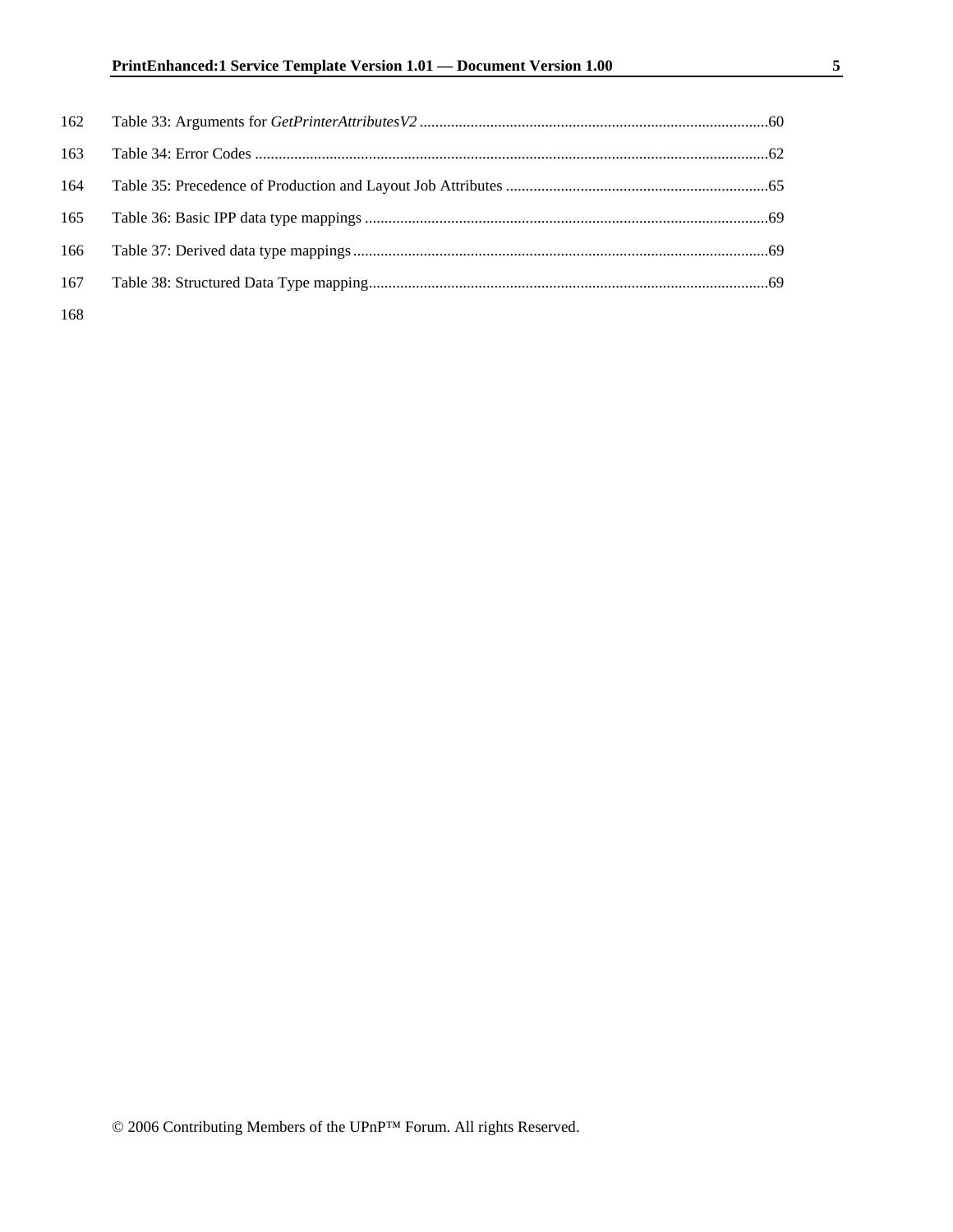162 Table 33: Arguments for *GetPrinterAttributesV2* ........................................................................................60

163 Table 34: Error Codes ..................................................................................................................................62

164 Table 35: Precedence of Production and Layout Job Attributes ..................................................................65

165 Table 36: Basic IPP data type mappings ......................................................................................................69

166 Table 37: Derived data type mappings .........................................................................................................69

167 Table 38: Structured Data Type mapping.....................................................................................................69

168

© 2006 Contributing Members of the UPnP™ Forum. All rights Reserved.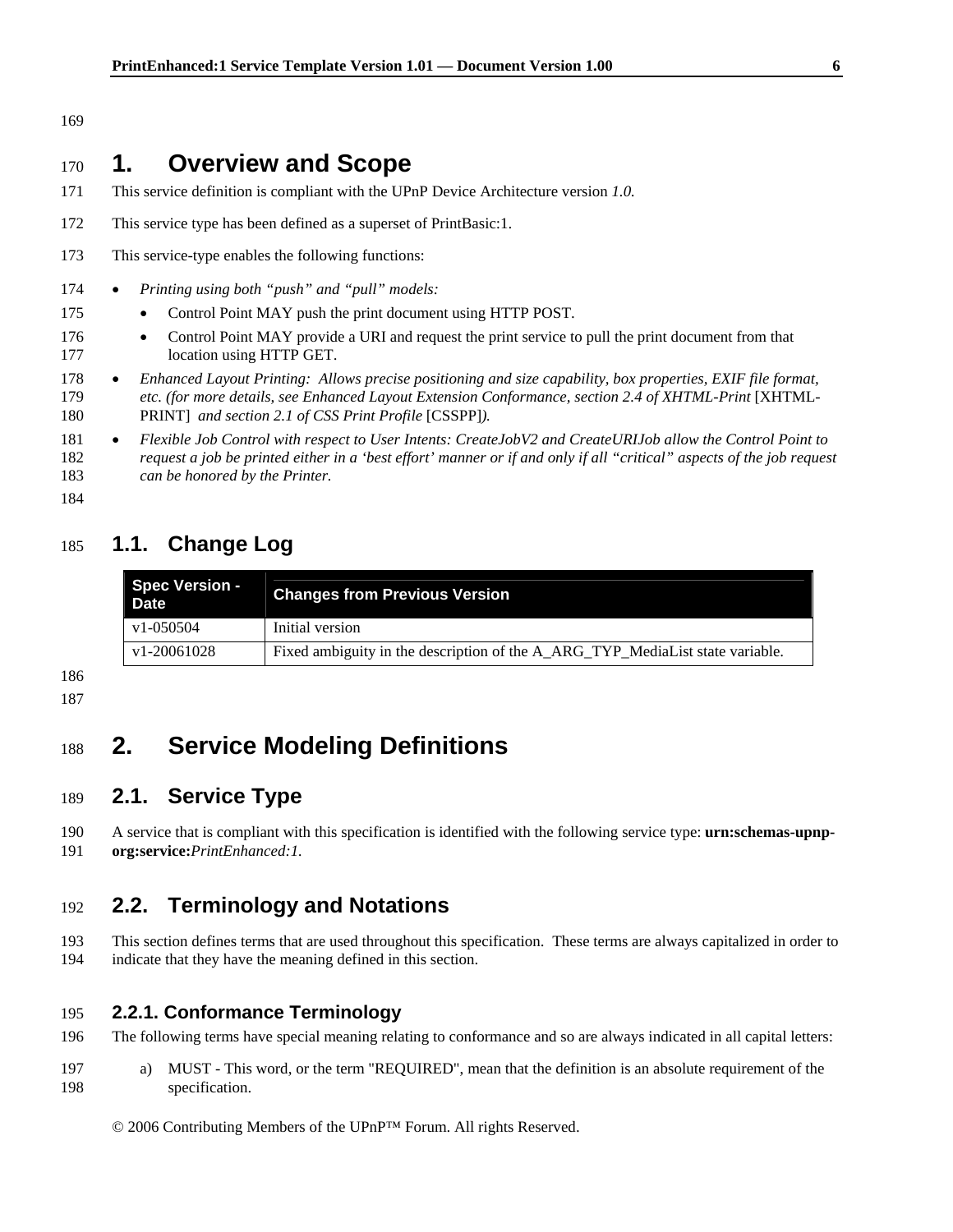# 1. Overview and Scope

This service definition is compliant with the UPnP Device Architecture version *1.0.*

This service type has been defined as a superset of PrintBasic:1.

This service-type enables the following functions:

- *Printing using both "push" and "pull" models:*
  - Control Point MAY push the print document using HTTP POST.
  - Control Point MAY provide a URI and request the print service to pull the print document from that location using HTTP GET.
- *Enhanced Layout Printing: Allows precise positioning and size capability, box properties, EXIF file format, etc. (for more details, see Enhanced Layout Extension Conformance, section 2.4 of XHTML-Print* [XHTML-PRINT] *and section 2.1 of CSS Print Profile* [CSSPP]*).*
- *Flexible Job Control with respect to User Intents: CreateJobV2 and CreateURIJob allow the Control Point to request a job be printed either in a 'best effort' manner or if and only if all "critical" aspects of the job request can be honored by the Printer.*

## 1.1. Change Log

| Spec Version - Date | Changes from Previous Version |
|---|---|
| v1-050504 | Initial version |
| v1-20061028 | Fixed ambiguity in the description of the A_ARG_TYP_MediaList state variable. |

# 2. Service Modeling Definitions

## 2.1. Service Type

A service that is compliant with this specification is identified with the following service type: **urn:schemas-upnp-org:service:***PrintEnhanced:1*.

## 2.2. Terminology and Notations

This section defines terms that are used throughout this specification. These terms are always capitalized in order to indicate that they have the meaning defined in this section.

### 2.2.1. Conformance Terminology

The following terms have special meaning relating to conformance and so are always indicated in all capital letters:

a) MUST - This word, or the term "REQUIRED", mean that the definition is an absolute requirement of the specification.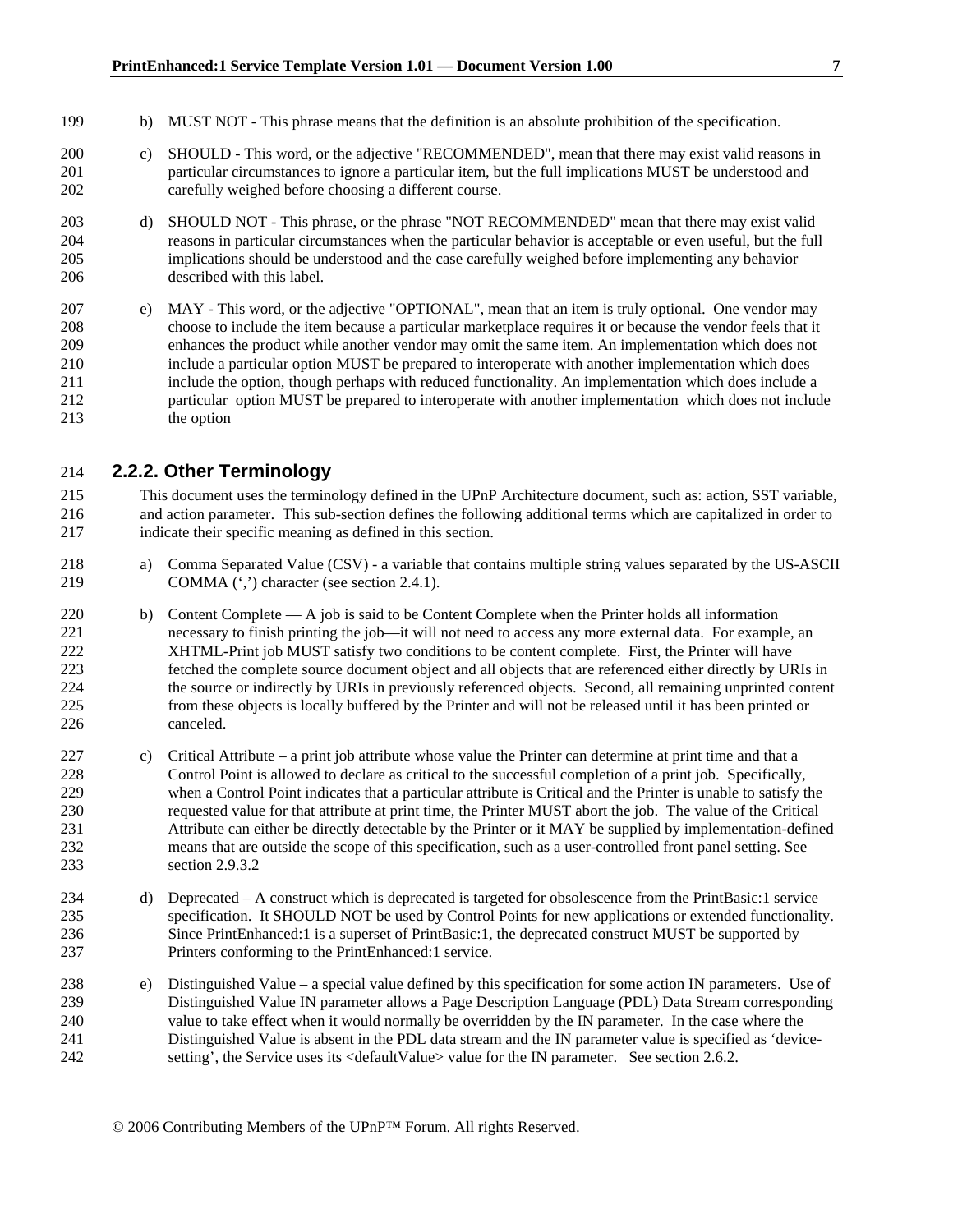b) MUST NOT - This phrase means that the definition is an absolute prohibition of the specification.

c) SHOULD - This word, or the adjective "RECOMMENDED", mean that there may exist valid reasons in particular circumstances to ignore a particular item, but the full implications MUST be understood and carefully weighed before choosing a different course.

d) SHOULD NOT - This phrase, or the phrase "NOT RECOMMENDED" mean that there may exist valid reasons in particular circumstances when the particular behavior is acceptable or even useful, but the full implications should be understood and the case carefully weighed before implementing any behavior described with this label.

e) MAY - This word, or the adjective "OPTIONAL", mean that an item is truly optional. One vendor may choose to include the item because a particular marketplace requires it or because the vendor feels that it enhances the product while another vendor may omit the same item. An implementation which does not include a particular option MUST be prepared to interoperate with another implementation which does include the option, though perhaps with reduced functionality. An implementation which does include a particular option MUST be prepared to interoperate with another implementation which does not include the option

### 2.2.2. Other Terminology

This document uses the terminology defined in the UPnP Architecture document, such as: action, SST variable, and action parameter. This sub-section defines the following additional terms which are capitalized in order to indicate their specific meaning as defined in this section.

a) Comma Separated Value (CSV) - a variable that contains multiple string values separated by the US-ASCII COMMA (',') character (see section 2.4.1).

b) Content Complete — A job is said to be Content Complete when the Printer holds all information necessary to finish printing the job—it will not need to access any more external data. For example, an XHTML-Print job MUST satisfy two conditions to be content complete. First, the Printer will have fetched the complete source document object and all objects that are referenced either directly by URIs in the source or indirectly by URIs in previously referenced objects. Second, all remaining unprinted content from these objects is locally buffered by the Printer and will not be released until it has been printed or canceled.

c) Critical Attribute – a print job attribute whose value the Printer can determine at print time and that a Control Point is allowed to declare as critical to the successful completion of a print job. Specifically, when a Control Point indicates that a particular attribute is Critical and the Printer is unable to satisfy the requested value for that attribute at print time, the Printer MUST abort the job. The value of the Critical Attribute can either be directly detectable by the Printer or it MAY be supplied by implementation-defined means that are outside the scope of this specification, such as a user-controlled front panel setting. See section 2.9.3.2

d) Deprecated – A construct which is deprecated is targeted for obsolescence from the PrintBasic:1 service specification. It SHOULD NOT be used by Control Points for new applications or extended functionality. Since PrintEnhanced:1 is a superset of PrintBasic:1, the deprecated construct MUST be supported by Printers conforming to the PrintEnhanced:1 service.

e) Distinguished Value – a special value defined by this specification for some action IN parameters. Use of Distinguished Value IN parameter allows a Page Description Language (PDL) Data Stream corresponding value to take effect when it would normally be overridden by the IN parameter. In the case where the Distinguished Value is absent in the PDL data stream and the IN parameter value is specified as 'device-setting', the Service uses its <defaultValue> value for the IN parameter. See section 2.6.2.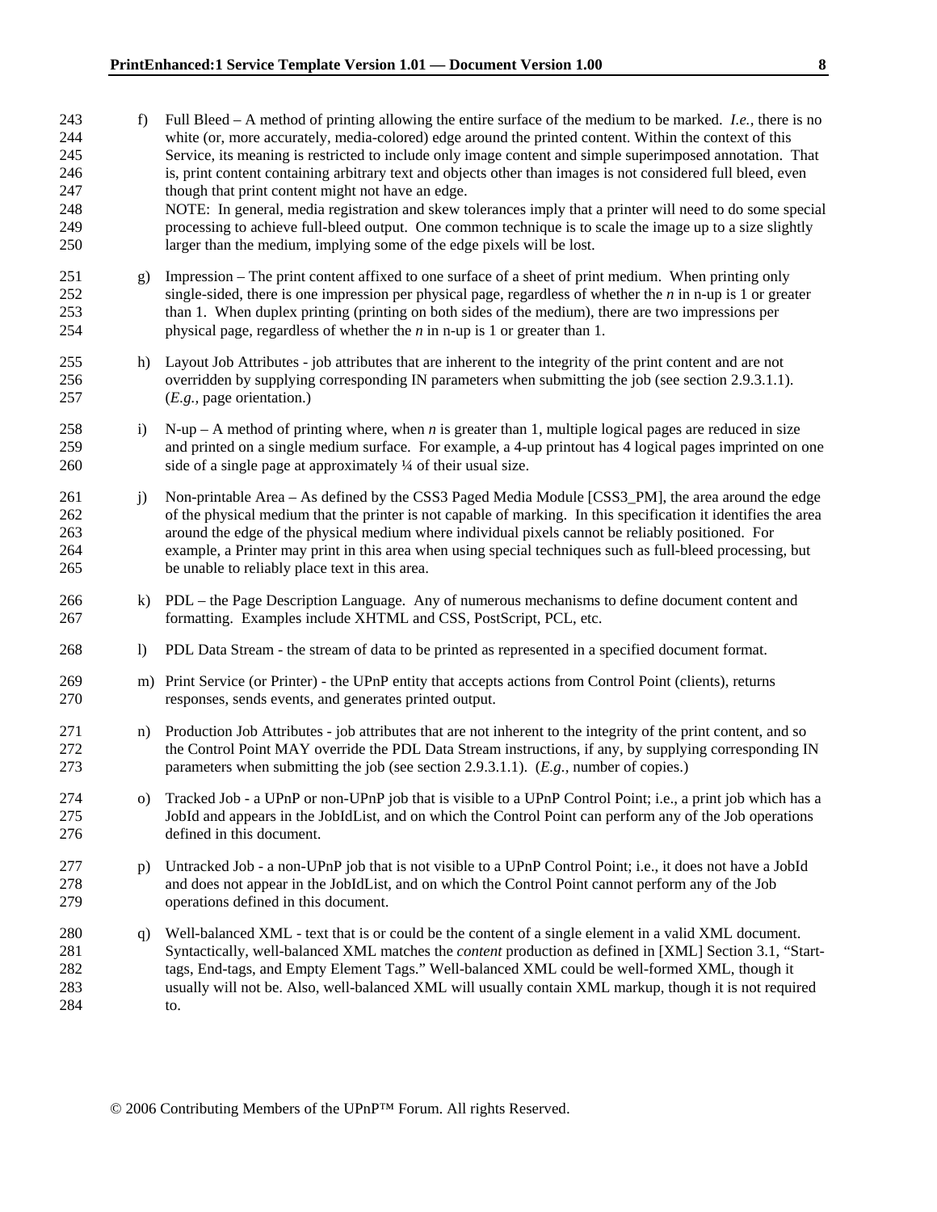f) Full Bleed – A method of printing allowing the entire surface of the medium to be marked. *I.e.*, there is no white (or, more accurately, media-colored) edge around the printed content. Within the context of this Service, its meaning is restricted to include only image content and simple superimposed annotation. That is, print content containing arbitrary text and objects other than images is not considered full bleed, even though that print content might not have an edge.
NOTE: In general, media registration and skew tolerances imply that a printer will need to do some special processing to achieve full-bleed output. One common technique is to scale the image up to a size slightly larger than the medium, implying some of the edge pixels will be lost.

g) Impression – The print content affixed to one surface of a sheet of print medium. When printing only single-sided, there is one impression per physical page, regardless of whether the *n* in n-up is 1 or greater than 1. When duplex printing (printing on both sides of the medium), there are two impressions per physical page, regardless of whether the *n* in n-up is 1 or greater than 1.

h) Layout Job Attributes - job attributes that are inherent to the integrity of the print content and are not overridden by supplying corresponding IN parameters when submitting the job (see section 2.9.3.1.1). (*E.g.*, page orientation.)

i) N-up – A method of printing where, when *n* is greater than 1, multiple logical pages are reduced in size and printed on a single medium surface. For example, a 4-up printout has 4 logical pages imprinted on one side of a single page at approximately ¼ of their usual size.

j) Non-printable Area – As defined by the CSS3 Paged Media Module [CSS3_PM], the area around the edge of the physical medium that the printer is not capable of marking. In this specification it identifies the area around the edge of the physical medium where individual pixels cannot be reliably positioned. For example, a Printer may print in this area when using special techniques such as full-bleed processing, but be unable to reliably place text in this area.

k) PDL – the Page Description Language. Any of numerous mechanisms to define document content and formatting. Examples include XHTML and CSS, PostScript, PCL, etc.

l) PDL Data Stream - the stream of data to be printed as represented in a specified document format.

m) Print Service (or Printer) - the UPnP entity that accepts actions from Control Point (clients), returns responses, sends events, and generates printed output.

n) Production Job Attributes - job attributes that are not inherent to the integrity of the print content, and so the Control Point MAY override the PDL Data Stream instructions, if any, by supplying corresponding IN parameters when submitting the job (see section 2.9.3.1.1). (*E.g.*, number of copies.)

o) Tracked Job - a UPnP or non-UPnP job that is visible to a UPnP Control Point; i.e., a print job which has a JobId and appears in the JobIdList, and on which the Control Point can perform any of the Job operations defined in this document.

p) Untracked Job - a non-UPnP job that is not visible to a UPnP Control Point; i.e., it does not have a JobId and does not appear in the JobIdList, and on which the Control Point cannot perform any of the Job operations defined in this document.

q) Well-balanced XML - text that is or could be the content of a single element in a valid XML document. Syntactically, well-balanced XML matches the *content* production as defined in [XML] Section 3.1, "Start-tags, End-tags, and Empty Element Tags." Well-balanced XML could be well-formed XML, though it usually will not be. Also, well-balanced XML will usually contain XML markup, though it is not required to.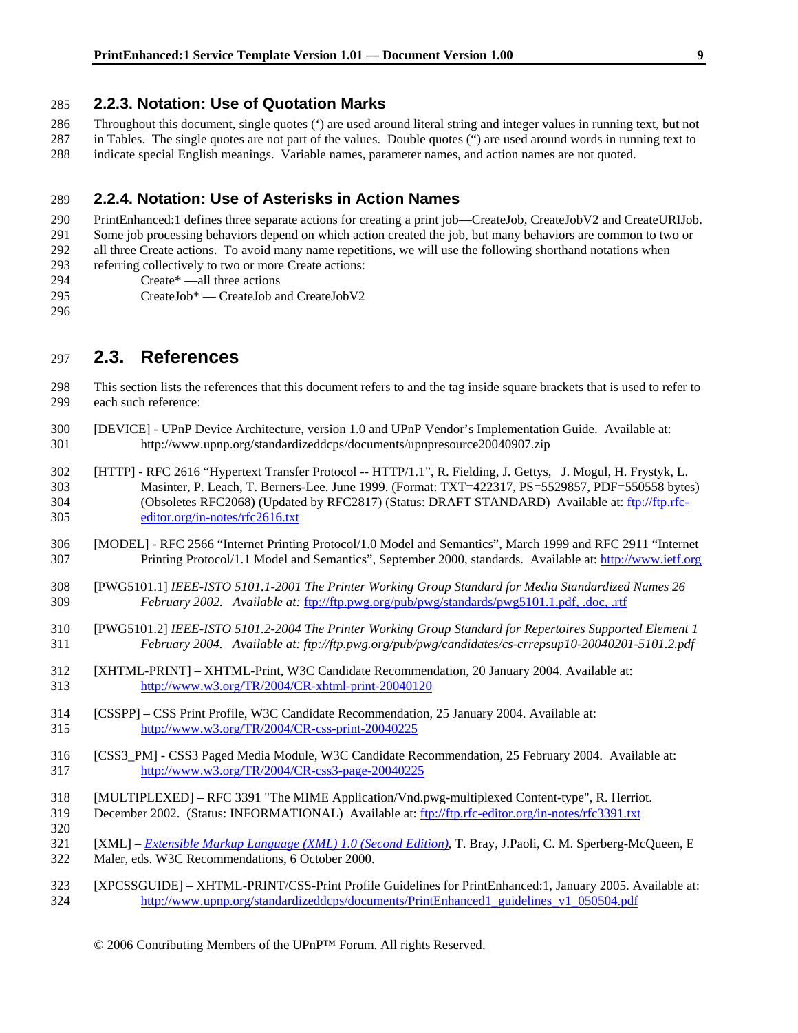### 2.2.3. Notation: Use of Quotation Marks

Throughout this document, single quotes (‘) are used around literal string and integer values in running text, but not in Tables. The single quotes are not part of the values. Double quotes (“) are used around words in running text to indicate special English meanings. Variable names, parameter names, and action names are not quoted.

### 2.2.4. Notation: Use of Asterisks in Action Names

PrintEnhanced:1 defines three separate actions for creating a print job—CreateJob, CreateJobV2 and CreateURIJob. Some job processing behaviors depend on which action created the job, but many behaviors are common to two or all three Create actions. To avoid many name repetitions, we will use the following shorthand notations when referring collectively to two or more Create actions:

Create* —all three actions

CreateJob* — CreateJob and CreateJobV2

## 2.3. References

This section lists the references that this document refers to and the tag inside square brackets that is used to refer to each such reference:

[DEVICE] - UPnP Device Architecture, version 1.0 and UPnP Vendor’s Implementation Guide. Available at: http://www.upnp.org/standardizeddcps/documents/upnpresource20040907.zip

[HTTP] - RFC 2616 “Hypertext Transfer Protocol -- HTTP/1.1”, R. Fielding, J. Gettys, J. Mogul, H. Frystyk, L. Masinter, P. Leach, T. Berners-Lee. June 1999. (Format: TXT=422317, PS=5529857, PDF=550558 bytes) (Obsoletes RFC2068) (Updated by RFC2817) (Status: DRAFT STANDARD) Available at: ftp://ftp.rfc-editor.org/in-notes/rfc2616.txt

[MODEL] - RFC 2566 “Internet Printing Protocol/1.0 Model and Semantics”, March 1999 and RFC 2911 “Internet Printing Protocol/1.1 Model and Semantics”, September 2000, standards. Available at: http://www.ietf.org

[PWG5101.1] *IEEE-ISTO 5101.1-2001 The Printer Working Group Standard for Media Standardized Names 26 February 2002. Available at:* ftp://ftp.pwg.org/pub/pwg/standards/pwg5101.1.pdf, .doc, .rtf

[PWG5101.2] *IEEE-ISTO 5101.2-2004 The Printer Working Group Standard for Repertoires Supported Element 1 February 2004. Available at: ftp://ftp.pwg.org/pub/pwg/candidates/cs-crrepsup10-20040201-5101.2.pdf*

[XHTML-PRINT] – XHTML-Print, W3C Candidate Recommendation, 20 January 2004. Available at: http://www.w3.org/TR/2004/CR-xhtml-print-20040120

[CSSPP] – CSS Print Profile, W3C Candidate Recommendation, 25 January 2004. Available at: http://www.w3.org/TR/2004/CR-css-print-20040225

[CSS3_PM] - CSS3 Paged Media Module, W3C Candidate Recommendation, 25 February 2004. Available at: http://www.w3.org/TR/2004/CR-css3-page-20040225

[MULTIPLEXED] – RFC 3391 "The MIME Application/Vnd.pwg-multiplexed Content-type", R. Herriot. December 2002. (Status: INFORMATIONAL) Available at: ftp://ftp.rfc-editor.org/in-notes/rfc3391.txt

[XML] – *Extensible Markup Language (XML) 1.0 (Second Edition)*, T. Bray, J.Paoli, C. M. Sperberg-McQueen, E Maler, eds. W3C Recommendations, 6 October 2000.

[XPCSSGUIDE] – XHTML-PRINT/CSS-Print Profile Guidelines for PrintEnhanced:1, January 2005. Available at: http://www.upnp.org/standardizeddcps/documents/PrintEnhanced1_guidelines_v1_050504.pdf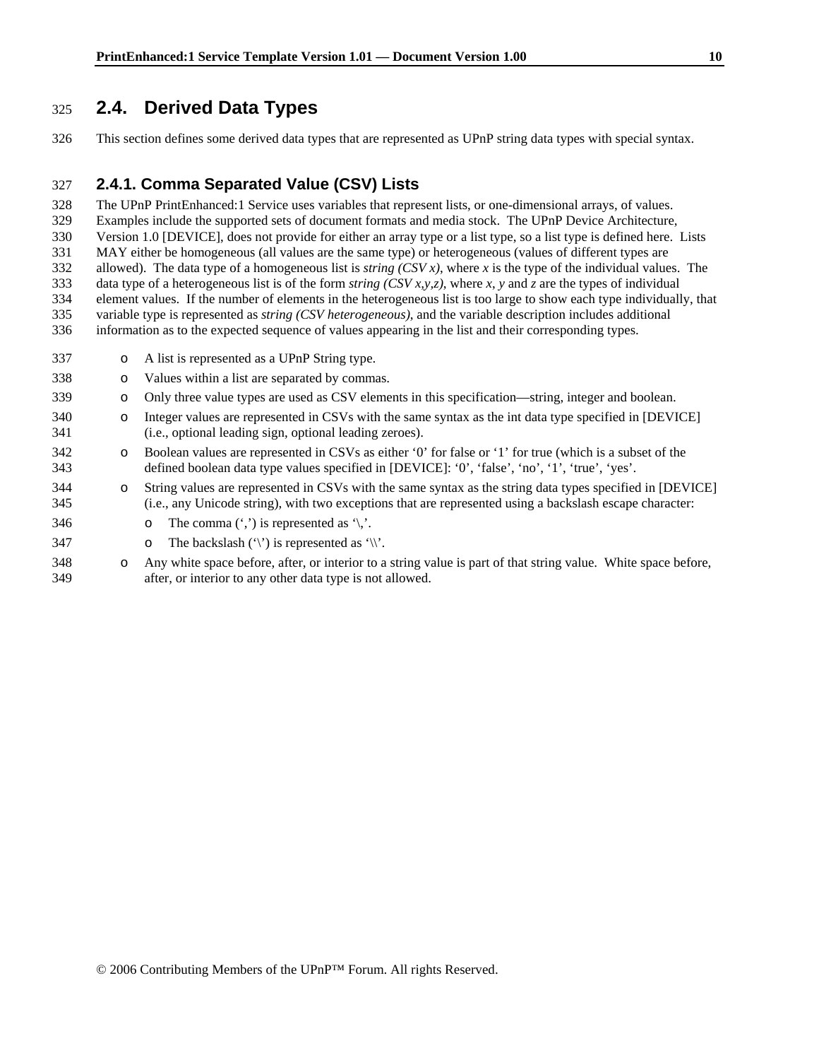## 2.4. Derived Data Types

This section defines some derived data types that are represented as UPnP string data types with special syntax.

### 2.4.1. Comma Separated Value (CSV) Lists

The UPnP PrintEnhanced:1 Service uses variables that represent lists, or one-dimensional arrays, of values. Examples include the supported sets of document formats and media stock. The UPnP Device Architecture, Version 1.0 [DEVICE], does not provide for either an array type or a list type, so a list type is defined here. Lists MAY either be homogeneous (all values are the same type) or heterogeneous (values of different types are allowed). The data type of a homogeneous list is *string (CSV x)*, where *x* is the type of the individual values. The data type of a heterogeneous list is of the form *string (CSV x,y,z)*, where *x*, *y* and *z* are the types of individual element values. If the number of elements in the heterogeneous list is too large to show each type individually, that variable type is represented as *string (CSV heterogeneous)*, and the variable description includes additional information as to the expected sequence of values appearing in the list and their corresponding types.

- A list is represented as a UPnP String type.
- Values within a list are separated by commas.
- Only three value types are used as CSV elements in this specification—string, integer and boolean.
- Integer values are represented in CSVs with the same syntax as the int data type specified in [DEVICE] (i.e., optional leading sign, optional leading zeroes).
- Boolean values are represented in CSVs as either '0' for false or '1' for true (which is a subset of the defined boolean data type values specified in [DEVICE]: '0', 'false', 'no', '1', 'true', 'yes'.
- String values are represented in CSVs with the same syntax as the string data types specified in [DEVICE] (i.e., any Unicode string), with two exceptions that are represented using a backslash escape character:
  - The comma (',') is represented as '\,'.
  - The backslash ('\') is represented as '\\'.
- Any white space before, after, or interior to a string value is part of that string value. White space before, after, or interior to any other data type is not allowed.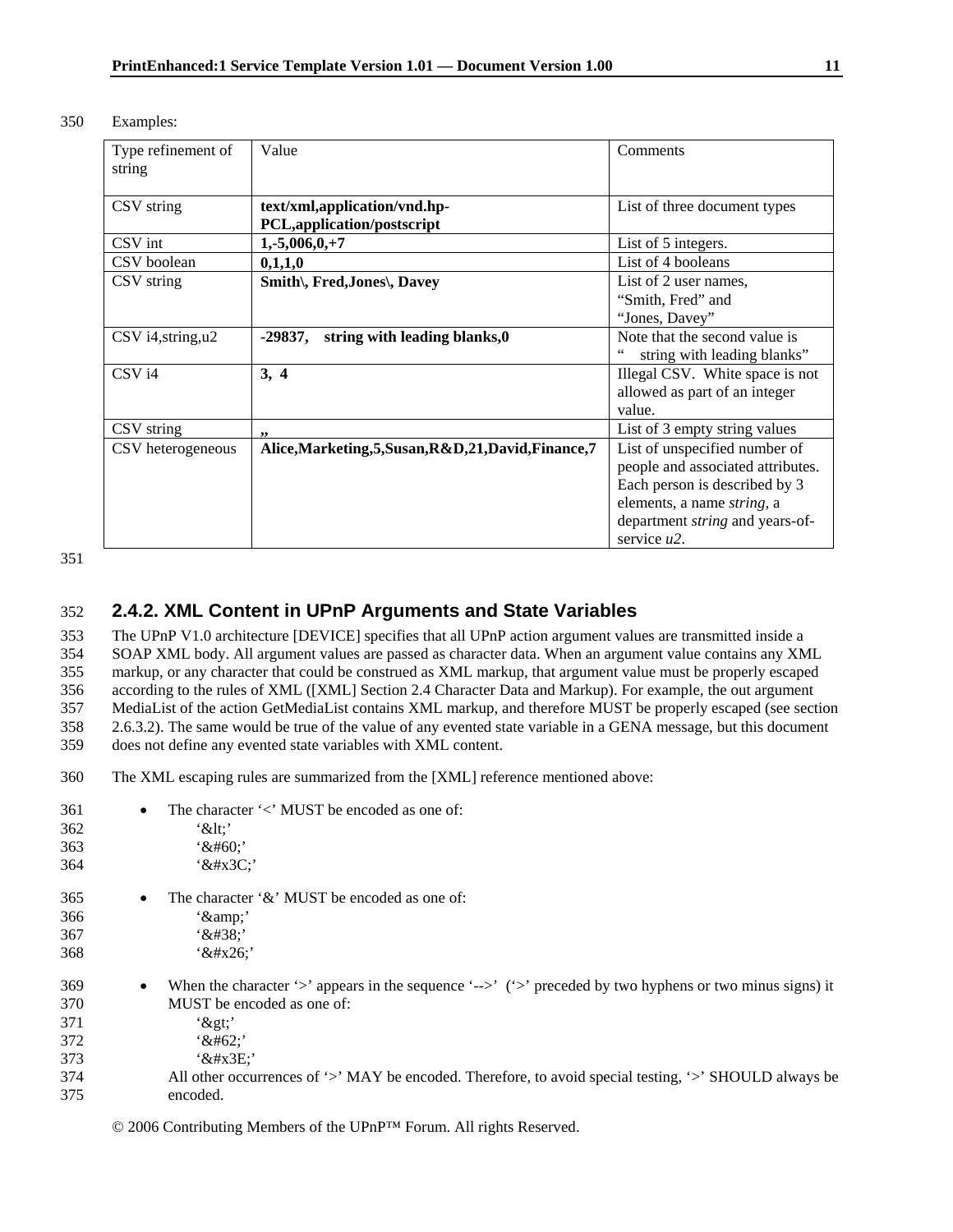Examples:

| Type refinement of string | Value | Comments |
| --- | --- | --- |
| CSV string | **text/xml,application/vnd.hp-PCL,application/postscript** | List of three document types |
| CSV int | **1,-5,006,0,+7** | List of 5 integers. |
| CSV boolean | **0,1,1,0** | List of 4 booleans |
| CSV string | **Smith\, Fred,Jones\, Davey** | List of 2 user names, “Smith, Fred” and “Jones, Davey” |
| CSV i4,string,u2 | **-29837,    string with leading blanks,0** | Note that the second value is “    string with leading blanks” |
| CSV i4 | **3,  4** | Illegal CSV.  White space is not allowed as part of an integer value. |
| CSV string | **,,** | List of 3 empty string values |
| CSV heterogeneous | **Alice,Marketing,5,Susan,R&D,21,David,Finance,7** | List of unspecified number of people and associated attributes. Each person is described by 3 elements, a name *string*, a department *string* and years-of-service *u2*. |

## 2.4.2. XML Content in UPnP Arguments and State Variables

The UPnP V1.0 architecture [DEVICE] specifies that all UPnP action argument values are transmitted inside a SOAP XML body. All argument values are passed as character data. When an argument value contains any XML markup, or any character that could be construed as XML markup, that argument value must be properly escaped according to the rules of XML ([XML] Section 2.4 Character Data and Markup). For example, the out argument MediaList of the action GetMediaList contains XML markup, and therefore MUST be properly escaped (see section 2.6.3.2). The same would be true of the value of any evented state variable in a GENA message, but this document does not define any evented state variables with XML content.

The XML escaping rules are summarized from the [XML] reference mentioned above:

- The character ‘<’ MUST be encoded as one of:
  ‘&lt;’
  ‘&#60;’
  ‘&#x3C;’
- The character ‘&’ MUST be encoded as one of:
  ‘&amp;’
  ‘&#38;’
  ‘&#x26;’
- When the character ‘>’ appears in the sequence ‘-->’  (‘>’ preceded by two hyphens or two minus signs) it MUST be encoded as one of:
  ‘&gt;’
  ‘&#62;’
  ‘&#x3E;’
  All other occurrences of ‘>’ MAY be encoded. Therefore, to avoid special testing, ‘>’ SHOULD always be encoded.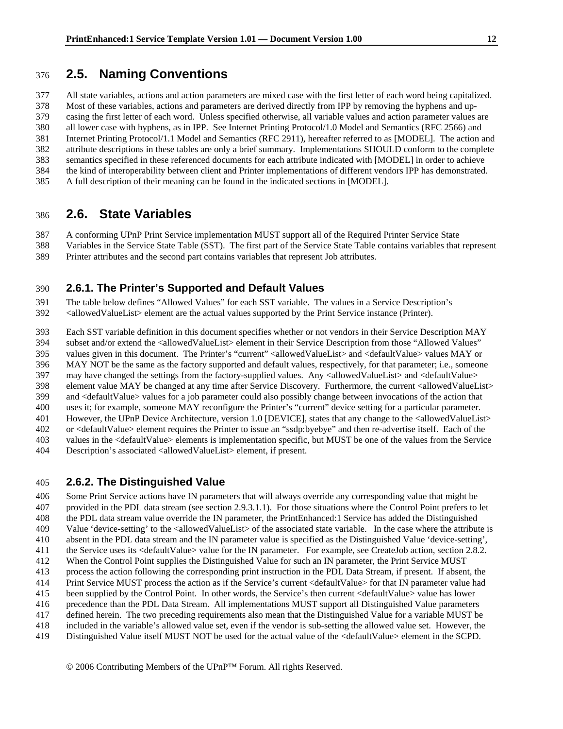## 2.5. Naming Conventions

All state variables, actions and action parameters are mixed case with the first letter of each word being capitalized. Most of these variables, actions and parameters are derived directly from IPP by removing the hyphens and up-casing the first letter of each word. Unless specified otherwise, all variable values and action parameter values are all lower case with hyphens, as in IPP. See Internet Printing Protocol/1.0 Model and Semantics (RFC 2566) and Internet Printing Protocol/1.1 Model and Semantics (RFC 2911), hereafter referred to as [MODEL]. The action and attribute descriptions in these tables are only a brief summary. Implementations SHOULD conform to the complete semantics specified in these referenced documents for each attribute indicated with [MODEL] in order to achieve the kind of interoperability between client and Printer implementations of different vendors IPP has demonstrated. A full description of their meaning can be found in the indicated sections in [MODEL].

## 2.6. State Variables

A conforming UPnP Print Service implementation MUST support all of the Required Printer Service State Variables in the Service State Table (SST). The first part of the Service State Table contains variables that represent Printer attributes and the second part contains variables that represent Job attributes.

### 2.6.1. The Printer's Supported and Default Values

The table below defines "Allowed Values" for each SST variable. The values in a Service Description's <allowedValueList> element are the actual values supported by the Print Service instance (Printer).

Each SST variable definition in this document specifies whether or not vendors in their Service Description MAY subset and/or extend the <allowedValueList> element in their Service Description from those "Allowed Values" values given in this document. The Printer's "current" <allowedValueList> and <defaultValue> values MAY or MAY NOT be the same as the factory supported and default values, respectively, for that parameter; i.e., someone may have changed the settings from the factory-supplied values. Any <allowedValueList> and <defaultValue> element value MAY be changed at any time after Service Discovery. Furthermore, the current <allowedValueList> and <defaultValue> values for a job parameter could also possibly change between invocations of the action that uses it; for example, someone MAY reconfigure the Printer's "current" device setting for a particular parameter. However, the UPnP Device Architecture, version 1.0 [DEVICE], states that any change to the <allowedValueList> or <defaultValue> element requires the Printer to issue an "ssdp:byebye" and then re-advertise itself. Each of the values in the <defaultValue> elements is implementation specific, but MUST be one of the values from the Service Description's associated <allowedValueList> element, if present.

### 2.6.2. The Distinguished Value

Some Print Service actions have IN parameters that will always override any corresponding value that might be provided in the PDL data stream (see section 2.9.3.1.1). For those situations where the Control Point prefers to let the PDL data stream value override the IN parameter, the PrintEnhanced:1 Service has added the Distinguished Value 'device-setting' to the <allowedValueList> of the associated state variable. In the case where the attribute is absent in the PDL data stream and the IN parameter value is specified as the Distinguished Value 'device-setting', the Service uses its <defaultValue> value for the IN parameter. For example, see CreateJob action, section 2.8.2. When the Control Point supplies the Distinguished Value for such an IN parameter, the Print Service MUST process the action following the corresponding print instruction in the PDL Data Stream, if present. If absent, the Print Service MUST process the action as if the Service's current <defaultValue> for that IN parameter value had been supplied by the Control Point. In other words, the Service's then current <defaultValue> value has lower precedence than the PDL Data Stream. All implementations MUST support all Distinguished Value parameters defined herein. The two preceding requirements also mean that the Distinguished Value for a variable MUST be included in the variable's allowed value set, even if the vendor is sub-setting the allowed value set. However, the Distinguished Value itself MUST NOT be used for the actual value of the <defaultValue> element in the SCPD.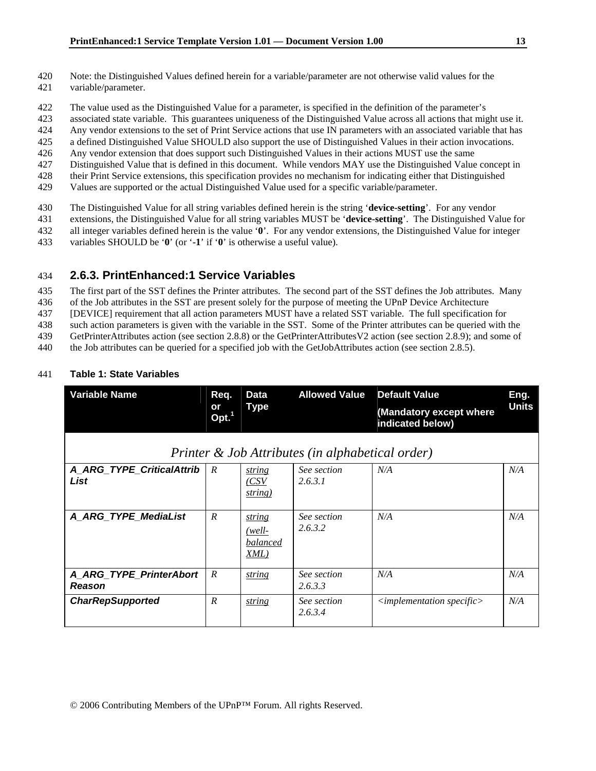Note: the Distinguished Values defined herein for a variable/parameter are not otherwise valid values for the variable/parameter.

The value used as the Distinguished Value for a parameter, is specified in the definition of the parameter's associated state variable. This guarantees uniqueness of the Distinguished Value across all actions that might use it. Any vendor extensions to the set of Print Service actions that use IN parameters with an associated variable that has a defined Distinguished Value SHOULD also support the use of Distinguished Values in their action invocations. Any vendor extension that does support such Distinguished Values in their actions MUST use the same Distinguished Value that is defined in this document. While vendors MAY use the Distinguished Value concept in their Print Service extensions, this specification provides no mechanism for indicating either that Distinguished Values are supported or the actual Distinguished Value used for a specific variable/parameter.

The Distinguished Value for all string variables defined herein is the string '**device-setting**'. For any vendor extensions, the Distinguished Value for all string variables MUST be '**device-setting**'. The Distinguished Value for all integer variables defined herein is the value '**0**'. For any vendor extensions, the Distinguished Value for integer variables SHOULD be '**0**' (or '**-1**' if '**0**' is otherwise a useful value).

### 2.6.3. PrintEnhanced:1 Service Variables

The first part of the SST defines the Printer attributes. The second part of the SST defines the Job attributes. Many of the Job attributes in the SST are present solely for the purpose of meeting the UPnP Device Architecture [DEVICE] requirement that all action parameters MUST have a related SST variable. The full specification for such action parameters is given with the variable in the SST. Some of the Printer attributes can be queried with the GetPrinterAttributes action (see section 2.8.8) or the GetPrinterAttributesV2 action (see section 2.8.9); and some of the Job attributes can be queried for a specified job with the GetJobAttributes action (see section 2.8.5).

**Table 1: State Variables**

| Variable Name | Req. or Opt.[1] | Data Type | Allowed Value | Default Value (Mandatory except where indicated below) | Eng. Units |
|---|---|---|---|---|---|
| *Printer & Job Attributes (in alphabetical order)* | | | | | |
| ***A_ARG_TYPE_CriticalAttribList*** | *R* | *string (CSV string)* | *See section 2.6.3.1* | *N/A* | *N/A* |
| ***A_ARG_TYPE_MediaList*** | *R* | *string (well-balanced XML)* | *See section 2.6.3.2* | *N/A* | *N/A* |
| ***A_ARG_TYPE_PrinterAbortReason*** | *R* | *string* | *See section 2.6.3.3* | *N/A* | *N/A* |
| ***CharRepSupported*** | *R* | *string* | *See section 2.6.3.4* | *<implementation specific>* | *N/A* |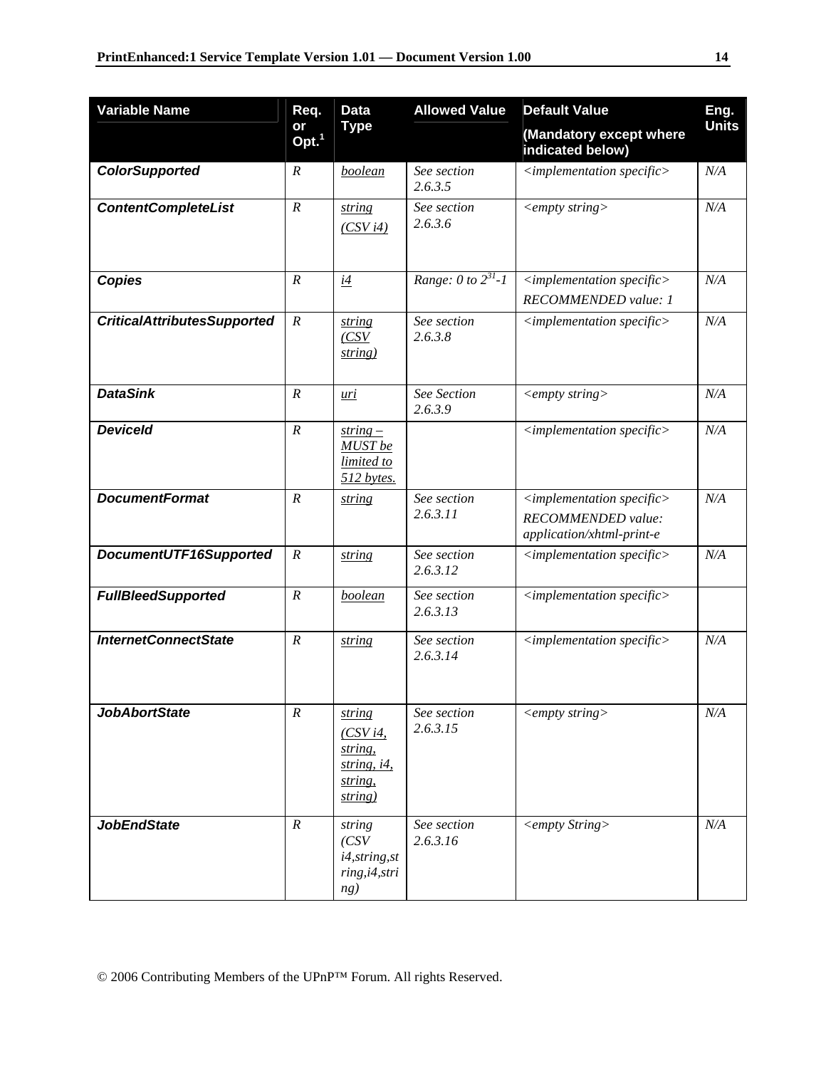| Variable Name | Req. or Opt.[1] | Data Type | Allowed Value | Default Value (Mandatory except where indicated below) | Eng. Units |
|---|---|---|---|---|---|
| ***ColorSupported*** | *R* | boolean | *See section 2.6.3.5* | *<implementation specific>* | *N/A* |
| ***ContentCompleteList*** | *R* | string (CSV i4) | *See section 2.6.3.6* | *<empty string>* | *N/A* |
| ***Copies*** | *R* | i4 | *Range: 0 to $2^{31}$-1* | *<implementation specific>* *RECOMMENDED value: 1* | *N/A* |
| ***CriticalAttributesSupported*** | *R* | string (CSV string) | *See section 2.6.3.8* | *<implementation specific>* | *N/A* |
| ***DataSink*** | *R* | uri | *See Section 2.6.3.9* | *<empty string>* | *N/A* |
| ***DeviceId*** | *R* | string – MUST be limited to 512 bytes. | | *<implementation specific>* | *N/A* |
| ***DocumentFormat*** | *R* | string | *See section 2.6.3.11* | *<implementation specific>* *RECOMMENDED value: application/xhtml-print-e* | *N/A* |
| ***DocumentUTF16Supported*** | *R* | string | *See section 2.6.3.12* | *<implementation specific>* | *N/A* |
| ***FullBleedSupported*** | *R* | boolean | *See section 2.6.3.13* | *<implementation specific>* | |
| ***InternetConnectState*** | *R* | string | *See section 2.6.3.14* | *<implementation specific>* | *N/A* |
| ***JobAbortState*** | *R* | string (CSV i4, string, string, i4, string, string) | *See section 2.6.3.15* | *<empty string>* | *N/A* |
| ***JobEndState*** | *R* | *string (CSV i4,string,string,i4,string)* | *See section 2.6.3.16* | *<empty String>* | *N/A* |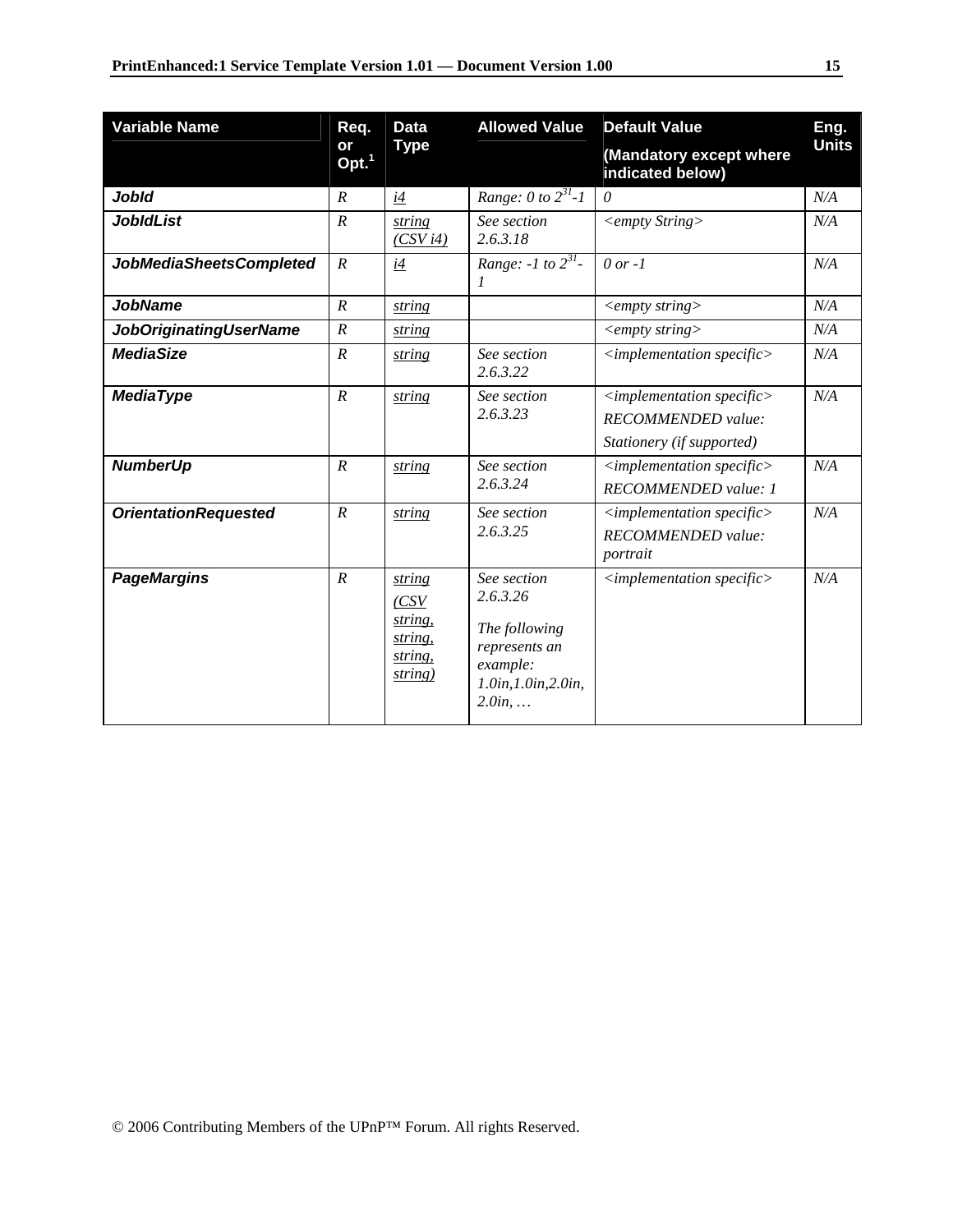| **Variable Name** | **Req. or Opt.**[1] | **Data Type** | **Allowed Value** | **Default Value** (Mandatory except where indicated below) | **Eng. Units** |
|---|---|---|---|---|---|
| ***JobId*** | *R* | i4 | *Range: 0 to $2^{31}$-1* | *0* | *N/A* |
| ***JobIdList*** | *R* | string (CSV i4) | *See section 2.6.3.18* | *<empty String>* | *N/A* |
| ***JobMediaSheetsCompleted*** | *R* | i4 | *Range: -1 to $2^{31}$-1* | *0 or -1* | *N/A* |
| ***JobName*** | *R* | string | | *<empty string>* | *N/A* |
| ***JobOriginatingUserName*** | *R* | string | | *<empty string>* | *N/A* |
| ***MediaSize*** | *R* | string | *See section 2.6.3.22* | *<implementation specific>* | *N/A* |
| ***MediaType*** | *R* | string | *See section 2.6.3.23* | *<implementation specific>* *RECOMMENDED value: Stationery (if supported)* | *N/A* |
| ***NumberUp*** | *R* | string | *See section 2.6.3.24* | *<implementation specific>* *RECOMMENDED value: 1* | *N/A* |
| ***OrientationRequested*** | *R* | string | *See section 2.6.3.25* | *<implementation specific>* *RECOMMENDED value: portrait* | *N/A* |
| ***PageMargins*** | *R* | string (CSV string, string, string, string) | *See section 2.6.3.26* *The following represents an example: 1.0in,1.0in,2.0in, 2.0in, …* | *<implementation specific>* | *N/A* |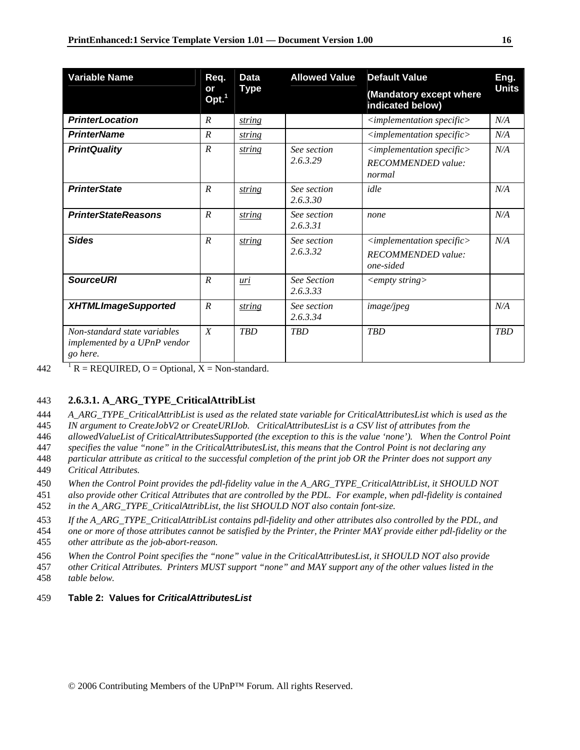| Variable Name | Req. or Opt.[1] | Data Type | Allowed Value | Default Value (Mandatory except where indicated below) | Eng. Units |
|---|---|---|---|---|---|
| ***PrinterLocation*** | *R* | string | | *<implementation specific>* | *N/A* |
| ***PrinterName*** | *R* | string | | *<implementation specific>* | *N/A* |
| ***PrintQuality*** | *R* | string | *See section 2.6.3.29* | *<implementation specific>* *RECOMMENDED value: normal* | *N/A* |
| ***PrinterState*** | *R* | string | *See section 2.6.3.30* | *idle* | *N/A* |
| ***PrinterStateReasons*** | *R* | string | *See section 2.6.3.31* | *none* | *N/A* |
| ***Sides*** | *R* | string | *See section 2.6.3.32* | *<implementation specific>* *RECOMMENDED value: one-sided* | *N/A* |
| ***SourceURI*** | *R* | uri | *See Section 2.6.3.33* | *<empty string>* | |
| ***XHTMLImageSupported*** | *R* | string | *See section 2.6.3.34* | *image/jpeg* | *N/A* |
| *Non-standard state variables implemented by a UPnP vendor go here.* | *X* | *TBD* | *TBD* | *TBD* | *TBD* |

[1] R = REQUIRED, O = Optional, X = Non-standard.

### 2.6.3.1. A_ARG_TYPE_CriticalAttribList

*A_ARG_TYPE_CriticalAttribList is used as the related state variable for CriticalAttributesList which is used as the IN argument to CreateJobV2 or CreateURIJob. CriticalAttributesList is a CSV list of attributes from the allowedValueList of CriticalAttributesSupported (the exception to this is the value 'none'). When the Control Point specifies the value "none" in the CriticalAttributesList, this means that the Control Point is not declaring any particular attribute as critical to the successful completion of the print job OR the Printer does not support any Critical Attributes.*

*When the Control Point provides the pdl-fidelity value in the A_ARG_TYPE_CriticalAttribList, it SHOULD NOT also provide other Critical Attributes that are controlled by the PDL. For example, when pdl-fidelity is contained in the A_ARG_TYPE_CriticalAttribList, the list SHOULD NOT also contain font-size.*

*If the A_ARG_TYPE_CriticalAttribList contains pdl-fidelity and other attributes also controlled by the PDL, and one or more of those attributes cannot be satisfied by the Printer, the Printer MAY provide either pdl-fidelity or the other attribute as the job-abort-reason.*

*When the Control Point specifies the "none" value in the CriticalAttributesList, it SHOULD NOT also provide other Critical Attributes. Printers MUST support "none" and MAY support any of the other values listed in the table below.*

**Table 2: Values for *CriticalAttributesList***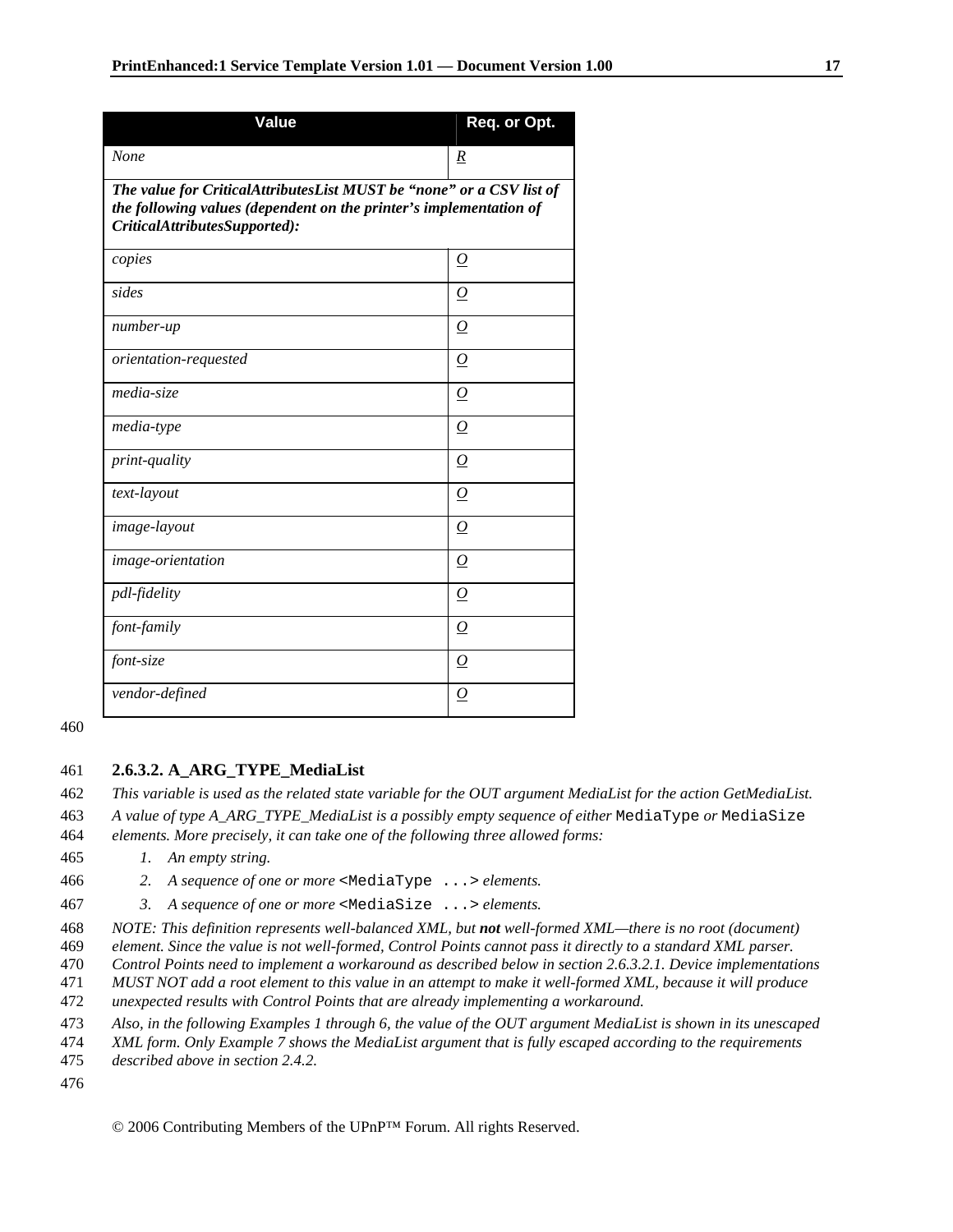| Value | Req. or Opt. |
|---|---|
| *None* | *R* |
| ***The value for CriticalAttributesList MUST be "none" or a CSV list of the following values (dependent on the printer's implementation of CriticalAttributesSupported):*** | |
| *copies* | *O* |
| *sides* | *O* |
| *number-up* | *O* |
| *orientation-requested* | *O* |
| *media-size* | *O* |
| *media-type* | *O* |
| *print-quality* | *O* |
| *text-layout* | *O* |
| *image-layout* | *O* |
| *image-orientation* | *O* |
| *pdl-fidelity* | *O* |
| *font-family* | *O* |
| *font-size* | *O* |
| *vendor-defined* | *O* |

#### 2.6.3.2. A_ARG_TYPE_MediaList

*This variable is used as the related state variable for the OUT argument MediaList for the action GetMediaList. A value of type A_ARG_TYPE_MediaList is a possibly empty sequence of either* `MediaType` *or* `MediaSize` *elements. More precisely, it can take one of the following three allowed forms:*

1. *An empty string.*
2. *A sequence of one or more* `<MediaType ...>` *elements.*
3. *A sequence of one or more* `<MediaSize ...>` *elements.*

*NOTE: This definition represents well-balanced XML, but **not** well-formed XML—there is no root (document) element. Since the value is not well-formed, Control Points cannot pass it directly to a standard XML parser. Control Points need to implement a workaround as described below in section 2.6.3.2.1. Device implementations MUST NOT add a root element to this value in an attempt to make it well-formed XML, because it will produce unexpected results with Control Points that are already implementing a workaround.*

*Also, in the following Examples 1 through 6, the value of the OUT argument MediaList is shown in its unescaped XML form. Only Example 7 shows the MediaList argument that is fully escaped according to the requirements described above in section 2.4.2.*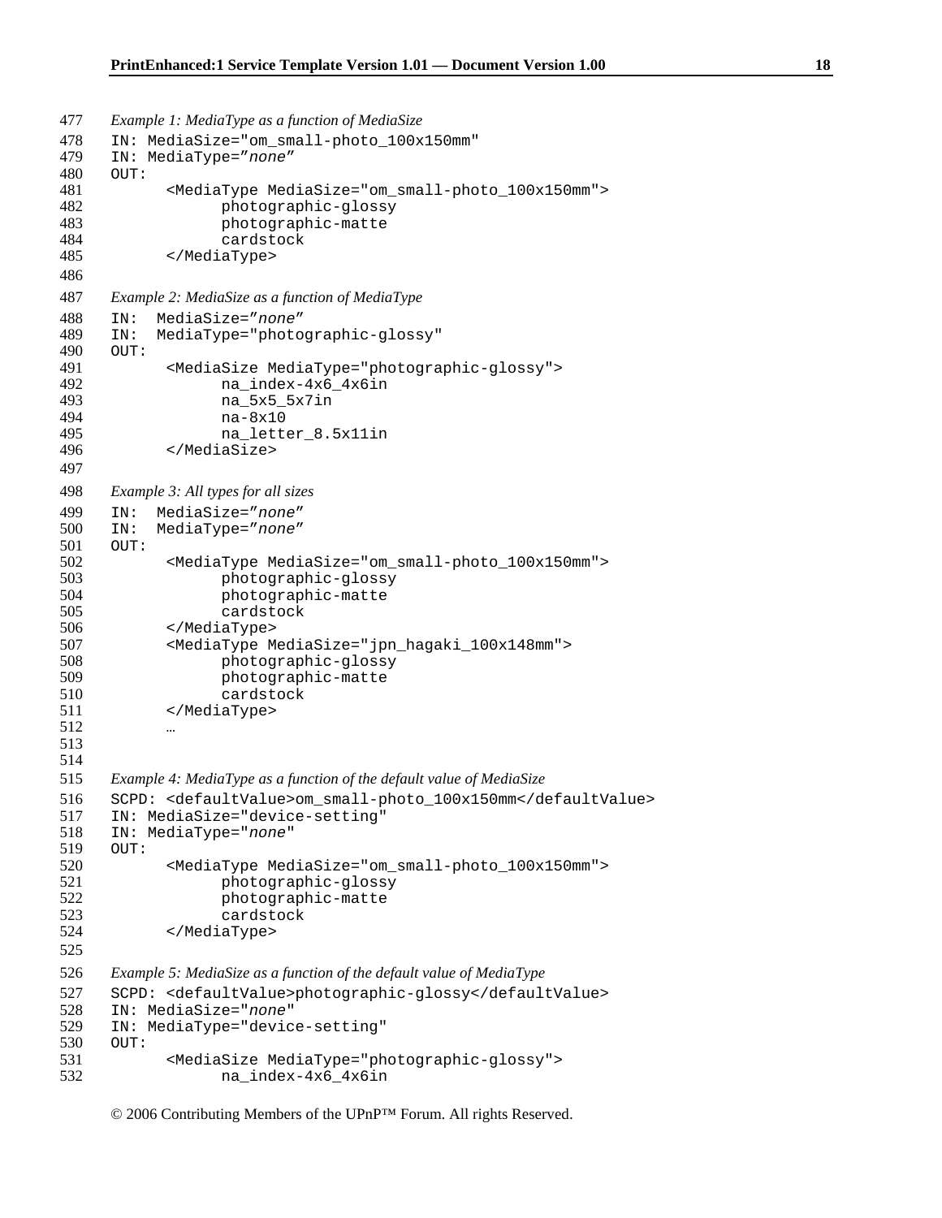*Example 1: MediaType as a function of MediaSize*

```
IN: MediaSize="om_small-photo_100x150mm"
IN: MediaType="none"
OUT:
      <MediaType MediaSize="om_small-photo_100x150mm">
            photographic-glossy
            photographic-matte
            cardstock
      </MediaType>
```

*Example 2: MediaSize as a function of MediaType*

```
IN:  MediaSize="none"
IN:  MediaType="photographic-glossy"
OUT:
      <MediaSize MediaType="photographic-glossy">
            na_index-4x6_4x6in
            na_5x5_5x7in
            na-8x10
            na_letter_8.5x11in
      </MediaSize>
```

*Example 3: All types for all sizes*

```
IN:  MediaSize="none"
IN:  MediaType="none"
OUT:
      <MediaType MediaSize="om_small-photo_100x150mm">
            photographic-glossy
            photographic-matte
            cardstock
      </MediaType>
      <MediaType MediaSize="jpn_hagaki_100x148mm">
            photographic-glossy
            photographic-matte
            cardstock
      </MediaType>
      …
```

*Example 4: MediaType as a function of the default value of MediaSize*

```
SCPD: <defaultValue>om_small-photo_100x150mm</defaultValue>
IN: MediaSize="device-setting"
IN: MediaType="none"
OUT:
      <MediaType MediaSize="om_small-photo_100x150mm">
            photographic-glossy
            photographic-matte
            cardstock
      </MediaType>
```

*Example 5: MediaSize as a function of the default value of MediaType*

```
SCPD: <defaultValue>photographic-glossy</defaultValue>
IN: MediaSize="none"
IN: MediaType="device-setting"
OUT:
      <MediaSize MediaType="photographic-glossy">
            na_index-4x6_4x6in
```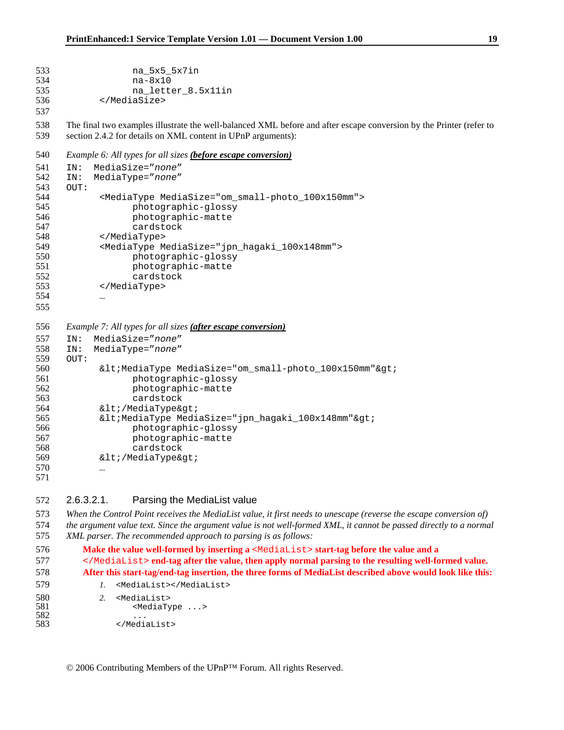```
            na_5x5_5x7in
            na-8x10
            na_letter_8.5x11in
      </MediaSize>
```

The final two examples illustrate the well-balanced XML before and after escape conversion by the Printer (refer to section 2.4.2 for details on XML content in UPnP arguments):

*Example 6: All types for all sizes **before escape conversion***

```
IN:  MediaSize="none"
IN:  MediaType="none"
OUT:
      <MediaType MediaSize="om_small-photo_100x150mm">
            photographic-glossy
            photographic-matte
            cardstock
      </MediaType>
      <MediaType MediaSize="jpn_hagaki_100x148mm">
            photographic-glossy
            photographic-matte
            cardstock
      </MediaType>
      …
```

*Example 7: All types for all sizes **after escape conversion***

```
IN:  MediaSize="none"
IN:  MediaType="none"
OUT:
      &lt;MediaType MediaSize="om_small-photo_100x150mm"&gt;
            photographic-glossy
            photographic-matte
            cardstock
      &lt;/MediaType&gt;
      &lt;MediaType MediaSize="jpn_hagaki_100x148mm"&gt;
            photographic-glossy
            photographic-matte
            cardstock
      &lt;/MediaType&gt;
      …
```

##### 2.6.3.2.1. Parsing the MediaList value

*When the Control Point receives the MediaList value, it first needs to unescape (reverse the escape conversion of) the argument value text. Since the argument value is not well-formed XML, it cannot be passed directly to a normal XML parser. The recommended approach to parsing is as follows:*

**Make the value well-formed by inserting a `<MediaList>` start-tag before the value and a `</MediaList>` end-tag after the value, then apply normal parsing to the resulting well-formed value. After this start-tag/end-tag insertion, the three forms of MediaList described above would look like this:**

1. `<MediaList></MediaList>`
2. 
```
<MediaList>
    <MediaType ...>
    ...
</MediaList>
```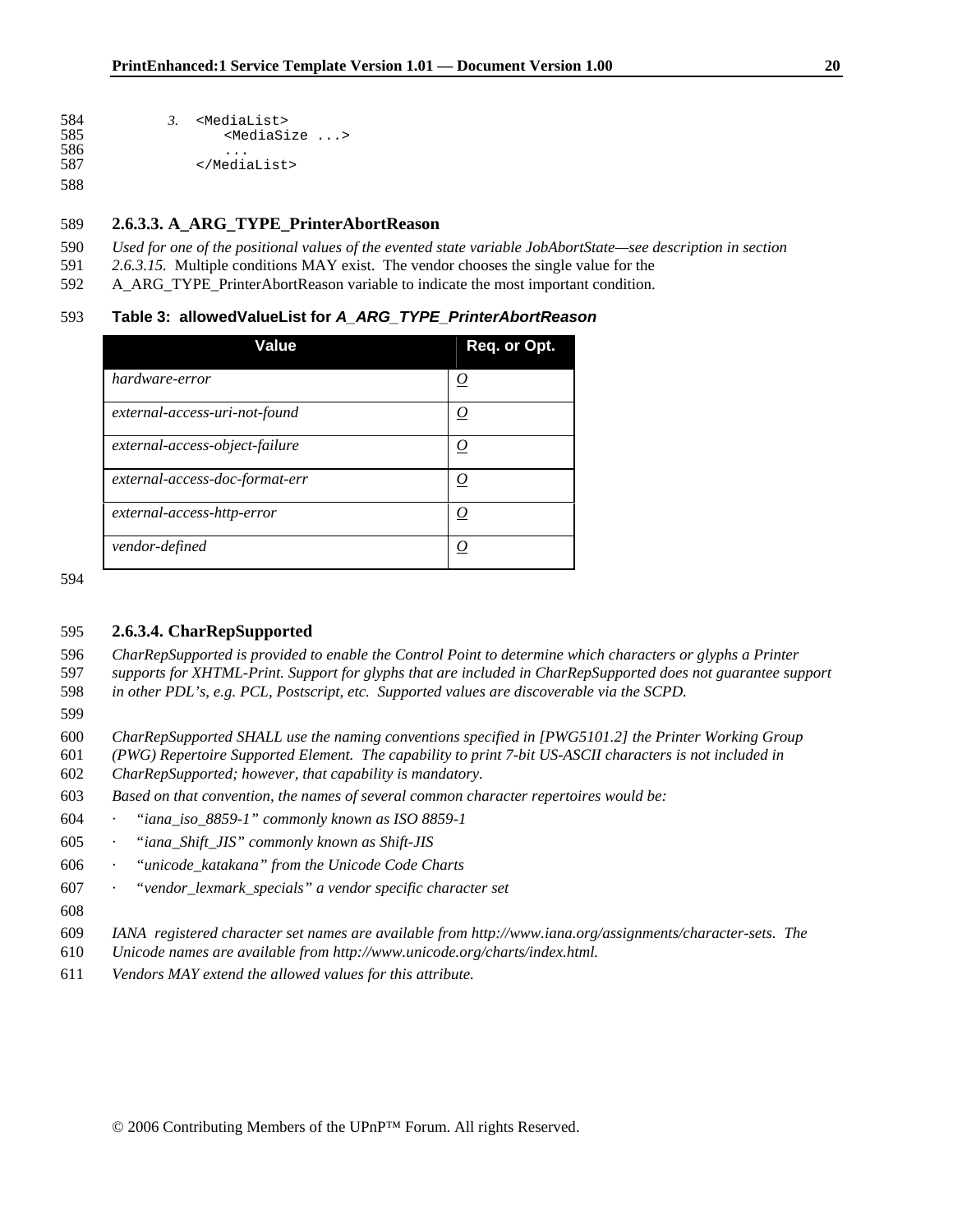3. 
```
<MediaList>
    <MediaSize ...>
    ...
</MediaList>
```

### 2.6.3.3. A_ARG_TYPE_PrinterAbortReason

*Used for one of the positional values of the evented state variable JobAbortState—see description in section 2.6.3.15.* Multiple conditions MAY exist. The vendor chooses the single value for the A_ARG_TYPE_PrinterAbortReason variable to indicate the most important condition.

**Table 3: allowedValueList for *A_ARG_TYPE_PrinterAbortReason***

| Value | Req. or Opt. |
|---|---|
| *hardware-error* | *O* |
| *external-access-uri-not-found* | *O* |
| *external-access-object-failure* | *O* |
| *external-access-doc-format-err* | *O* |
| *external-access-http-error* | *O* |
| *vendor-defined* | *O* |

### 2.6.3.4. CharRepSupported

*CharRepSupported is provided to enable the Control Point to determine which characters or glyphs a Printer supports for XHTML-Print. Support for glyphs that are included in CharRepSupported does not guarantee support in other PDL's, e.g. PCL, Postscript, etc. Supported values are discoverable via the SCPD.*

*CharRepSupported SHALL use the naming conventions specified in [PWG5101.2] the Printer Working Group (PWG) Repertoire Supported Element. The capability to print 7-bit US-ASCII characters is not included in CharRepSupported; however, that capability is mandatory.*

*Based on that convention, the names of several common character repertoires would be:*

- *"iana_iso_8859-1" commonly known as ISO 8859-1*
- *"iana_Shift_JIS" commonly known as Shift-JIS*
- *"unicode_katakana" from the Unicode Code Charts*
- *"vendor_lexmark_specials" a vendor specific character set*

*IANA registered character set names are available from http://www.iana.org/assignments/character-sets. The Unicode names are available from http://www.unicode.org/charts/index.html.*

*Vendors MAY extend the allowed values for this attribute.*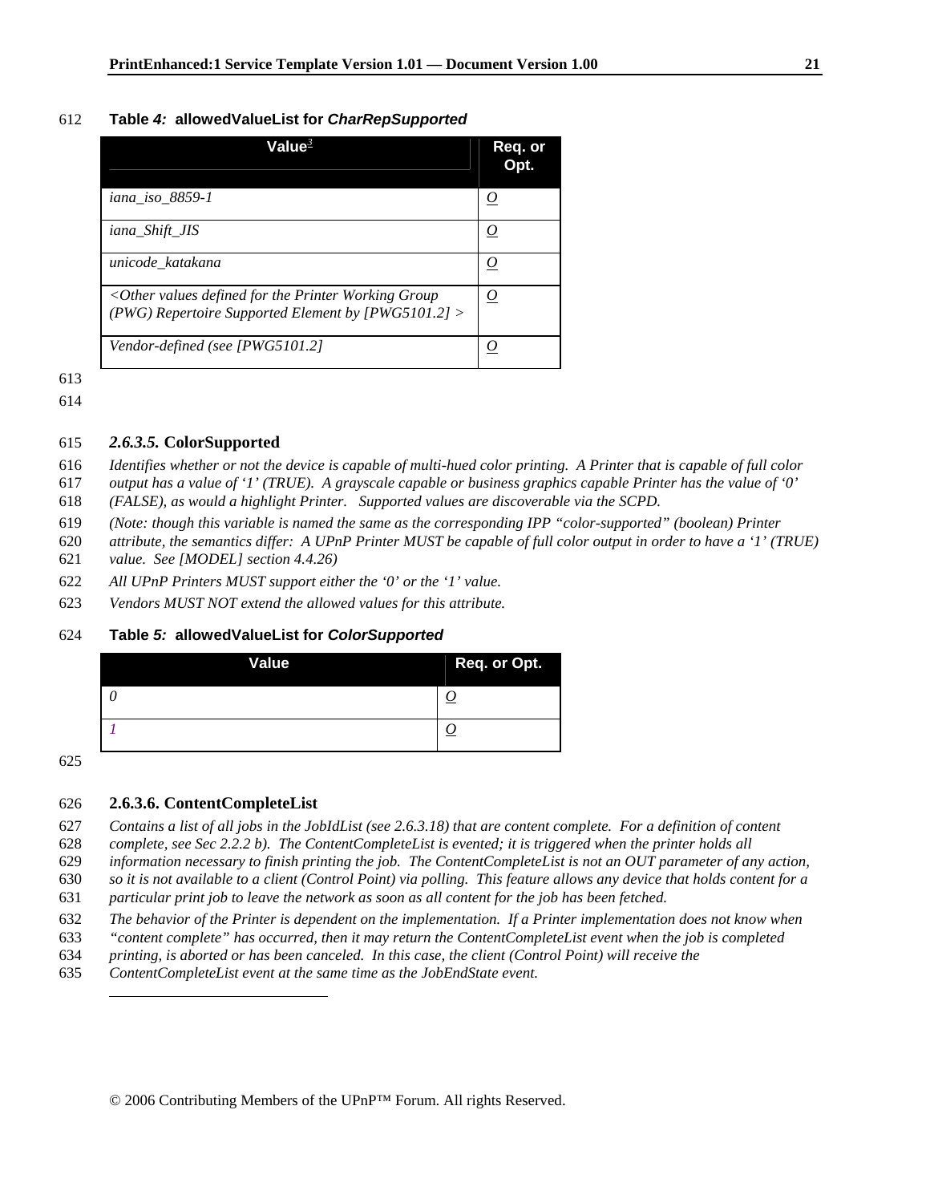**Table 4: allowedValueList for *CharRepSupported***

| Value[3] | Req. or Opt. |
|---|---|
| *iana_iso_8859-1* | *O* |
| *iana_Shift_JIS* | *O* |
| *unicode_katakana* | *O* |
| *<Other values defined for the Printer Working Group (PWG) Repertoire Supported Element by [PWG5101.2] >* | *O* |
| *Vendor-defined (see [PWG5101.2]* | *O* |

### *2.6.3.5.* ColorSupported

*Identifies whether or not the device is capable of multi-hued color printing. A Printer that is capable of full color output has a value of '1' (TRUE). A grayscale capable or business graphics capable Printer has the value of '0' (FALSE), as would a highlight Printer. Supported values are discoverable via the SCPD.*

*(Note: though this variable is named the same as the corresponding IPP "color-supported" (boolean) Printer attribute, the semantics differ: A UPnP Printer MUST be capable of full color output in order to have a '1' (TRUE) value. See [MODEL] section 4.4.26)*

*All UPnP Printers MUST support either the '0' or the '1' value.*

*Vendors MUST NOT extend the allowed values for this attribute.*

**Table 5: allowedValueList for *ColorSupported***

| Value | Req. or Opt. |
|---|---|
| *0* | *O* |
| *1* | *O* |

### 2.6.3.6. ContentCompleteList

*Contains a list of all jobs in the JobIdList (see 2.6.3.18) that are content complete. For a definition of content complete, see Sec 2.2.2 b). The ContentCompleteList is evented; it is triggered when the printer holds all information necessary to finish printing the job. The ContentCompleteList is not an OUT parameter of any action, so it is not available to a client (Control Point) via polling. This feature allows any device that holds content for a particular print job to leave the network as soon as all content for the job has been fetched.*

*The behavior of the Printer is dependent on the implementation. If a Printer implementation does not know when "content complete" has occurred, then it may return the ContentCompleteList event when the job is completed printing, is aborted or has been canceled. In this case, the client (Control Point) will receive the ContentCompleteList event at the same time as the JobEndState event.*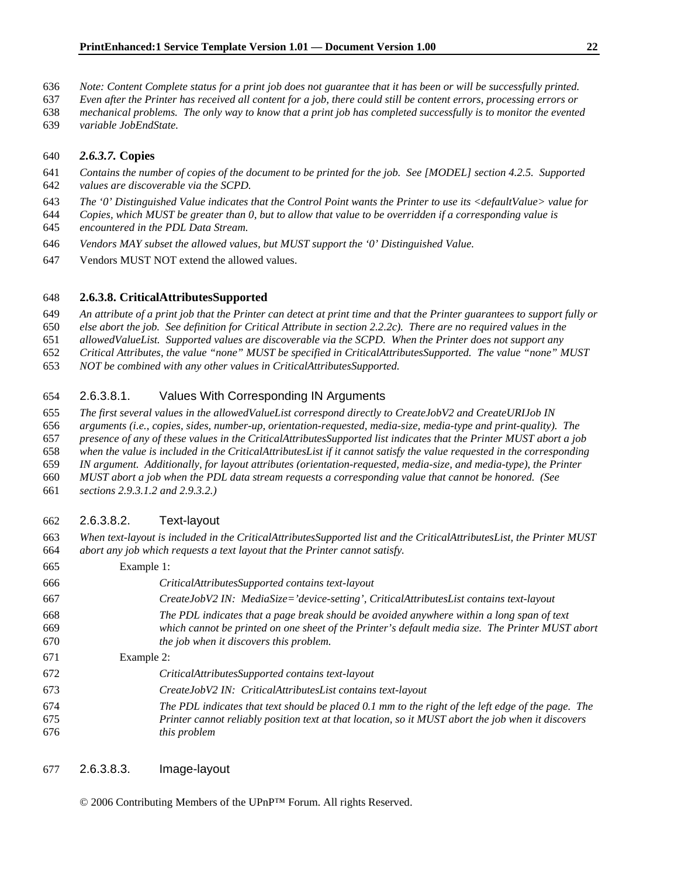*Note: Content Complete status for a print job does not guarantee that it has been or will be successfully printed. Even after the Printer has received all content for a job, there could still be content errors, processing errors or mechanical problems. The only way to know that a print job has completed successfully is to monitor the evented variable JobEndState.*

#### *2.6.3.7.* Copies

*Contains the number of copies of the document to be printed for the job. See [MODEL] section 4.2.5. Supported values are discoverable via the SCPD.*

*The '0' Distinguished Value indicates that the Control Point wants the Printer to use its <defaultValue> value for Copies, which MUST be greater than 0, but to allow that value to be overridden if a corresponding value is encountered in the PDL Data Stream.*

*Vendors MAY subset the allowed values, but MUST support the '0' Distinguished Value.*

Vendors MUST NOT extend the allowed values.

#### 2.6.3.8. CriticalAttributesSupported

*An attribute of a print job that the Printer can detect at print time and that the Printer guarantees to support fully or else abort the job. See definition for Critical Attribute in section 2.2.2c). There are no required values in the allowedValueList. Supported values are discoverable via the SCPD. When the Printer does not support any Critical Attributes, the value "none" MUST be specified in CriticalAttributesSupported. The value "none" MUST NOT be combined with any other values in CriticalAttributesSupported.*

##### 2.6.3.8.1. Values With Corresponding IN Arguments

*The first several values in the allowedValueList correspond directly to CreateJobV2 and CreateURIJob IN arguments (i.e., copies, sides, number-up, orientation-requested, media-size, media-type and print-quality). The presence of any of these values in the CriticalAttributesSupported list indicates that the Printer MUST abort a job when the value is included in the CriticalAttributesList if it cannot satisfy the value requested in the corresponding IN argument. Additionally, for layout attributes (orientation-requested, media-size, and media-type), the Printer MUST abort a job when the PDL data stream requests a corresponding value that cannot be honored. (See sections 2.9.3.1.2 and 2.9.3.2.)*

##### 2.6.3.8.2. Text-layout

*When text-layout is included in the CriticalAttributesSupported list and the CriticalAttributesList, the Printer MUST abort any job which requests a text layout that the Printer cannot satisfy.*

Example 1:

> *CriticalAttributesSupported contains text-layout*
>
> *CreateJobV2 IN: MediaSize='device-setting', CriticalAttributesList contains text-layout*
>
> *The PDL indicates that a page break should be avoided anywhere within a long span of text which cannot be printed on one sheet of the Printer's default media size. The Printer MUST abort the job when it discovers this problem.*

Example 2:

> *CriticalAttributesSupported contains text-layout*
>
> *CreateJobV2 IN: CriticalAttributesList contains text-layout*
>
> *The PDL indicates that text should be placed 0.1 mm to the right of the left edge of the page. The Printer cannot reliably position text at that location, so it MUST abort the job when it discovers this problem*

##### 2.6.3.8.3. Image-layout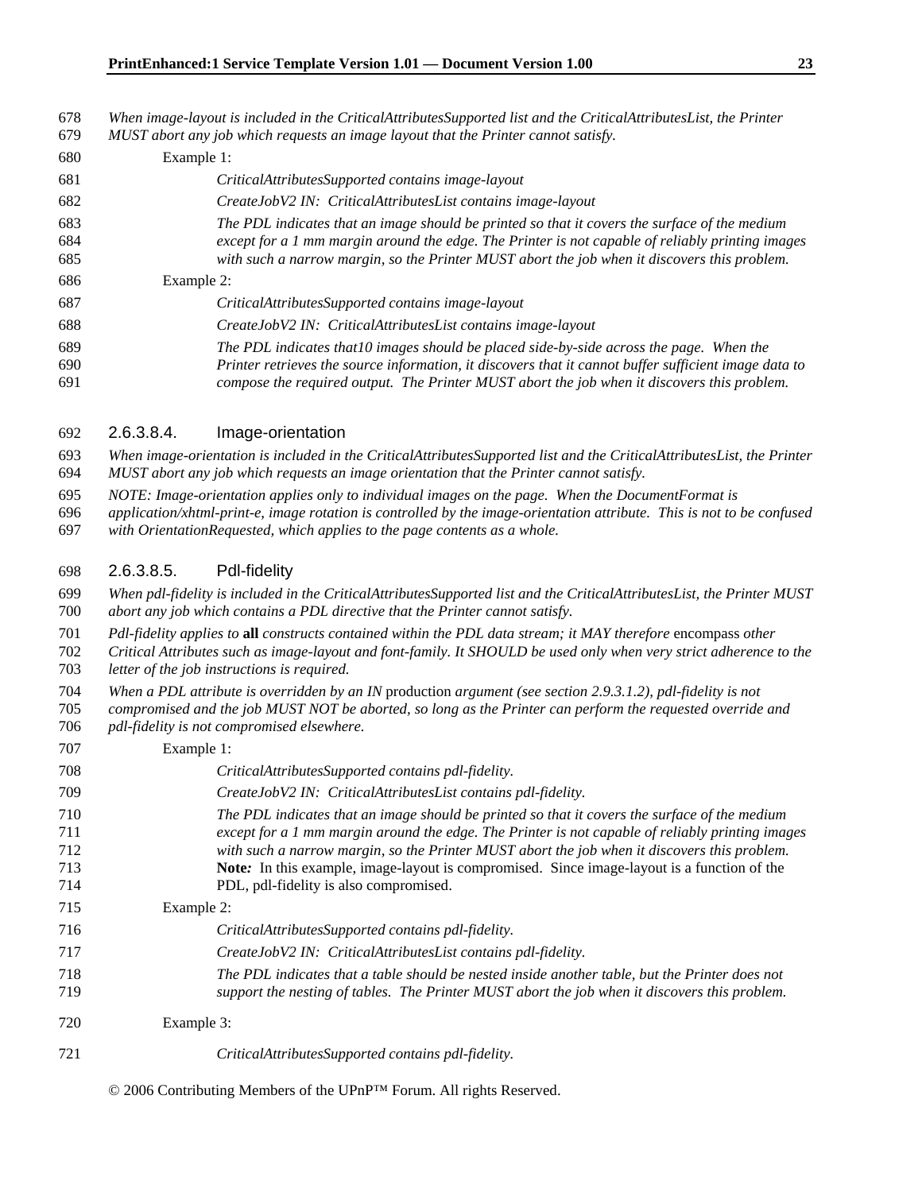*When image-layout is included in the CriticalAttributesSupported list and the CriticalAttributesList, the Printer MUST abort any job which requests an image layout that the Printer cannot satisfy.*

Example 1:

*CriticalAttributesSupported contains image-layout*

*CreateJobV2 IN: CriticalAttributesList contains image-layout*

*The PDL indicates that an image should be printed so that it covers the surface of the medium except for a 1 mm margin around the edge. The Printer is not capable of reliably printing images with such a narrow margin, so the Printer MUST abort the job when it discovers this problem.*

Example 2:

*CriticalAttributesSupported contains image-layout*

*CreateJobV2 IN: CriticalAttributesList contains image-layout*

*The PDL indicates that10 images should be placed side-by-side across the page. When the Printer retrieves the source information, it discovers that it cannot buffer sufficient image data to compose the required output. The Printer MUST abort the job when it discovers this problem.*

#### 2.6.3.8.4. Image-orientation

*When image-orientation is included in the CriticalAttributesSupported list and the CriticalAttributesList, the Printer MUST abort any job which requests an image orientation that the Printer cannot satisfy.*

*NOTE: Image-orientation applies only to individual images on the page. When the DocumentFormat is application/xhtml-print-e, image rotation is controlled by the image-orientation attribute. This is not to be confused with OrientationRequested, which applies to the page contents as a whole.*

#### 2.6.3.8.5. Pdl-fidelity

*When pdl-fidelity is included in the CriticalAttributesSupported list and the CriticalAttributesList, the Printer MUST abort any job which contains a PDL directive that the Printer cannot satisfy.*

*Pdl-fidelity applies to* **all** *constructs contained within the PDL data stream; it MAY therefore* encompass *other Critical Attributes such as image-layout and font-family. It SHOULD be used only when very strict adherence to the letter of the job instructions is required.*

*When a PDL attribute is overridden by an IN* production *argument (see section 2.9.3.1.2), pdl-fidelity is not compromised and the job MUST NOT be aborted, so long as the Printer can perform the requested override and pdl-fidelity is not compromised elsewhere.*

Example 1:

*CriticalAttributesSupported contains pdl-fidelity.*

*CreateJobV2 IN: CriticalAttributesList contains pdl-fidelity.*

*The PDL indicates that an image should be printed so that it covers the surface of the medium except for a 1 mm margin around the edge. The Printer is not capable of reliably printing images with such a narrow margin, so the Printer MUST abort the job when it discovers this problem.*
**Note***:* In this example, image-layout is compromised. Since image-layout is a function of the PDL, pdl-fidelity is also compromised.

Example 2:

*CriticalAttributesSupported contains pdl-fidelity.*

*CreateJobV2 IN: CriticalAttributesList contains pdl-fidelity.*

*The PDL indicates that a table should be nested inside another table, but the Printer does not support the nesting of tables. The Printer MUST abort the job when it discovers this problem.*

Example 3:

*CriticalAttributesSupported contains pdl-fidelity.*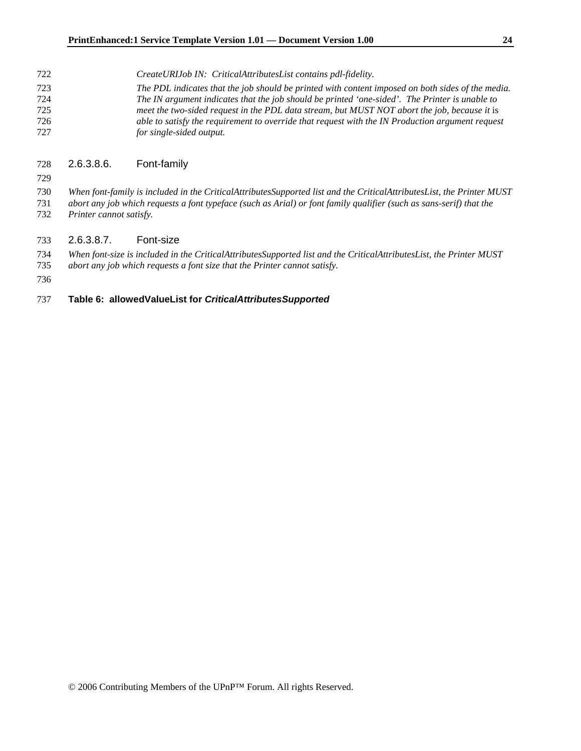*CreateURIJob IN: CriticalAttributesList contains pdl-fidelity.*

*The PDL indicates that the job should be printed with content imposed on both sides of the media. The IN argument indicates that the job should be printed 'one-sided'. The Printer is unable to meet the two-sided request in the PDL data stream, but MUST NOT abort the job, because it* is *able to satisfy the requirement to override that request with the IN Production argument request for single-sided output.*

#### 2.6.3.8.6. Font-family

*When font-family is included in the CriticalAttributesSupported list and the CriticalAttributesList, the Printer MUST abort any job which requests a font typeface (such as Arial) or font family qualifier (such as sans-serif) that the Printer cannot satisfy.*

#### 2.6.3.8.7. Font-size

*When font-size is included in the CriticalAttributesSupported list and the CriticalAttributesList, the Printer MUST abort any job which requests a font size that the Printer cannot satisfy.*

**Table 6: allowedValueList for *CriticalAttributesSupported***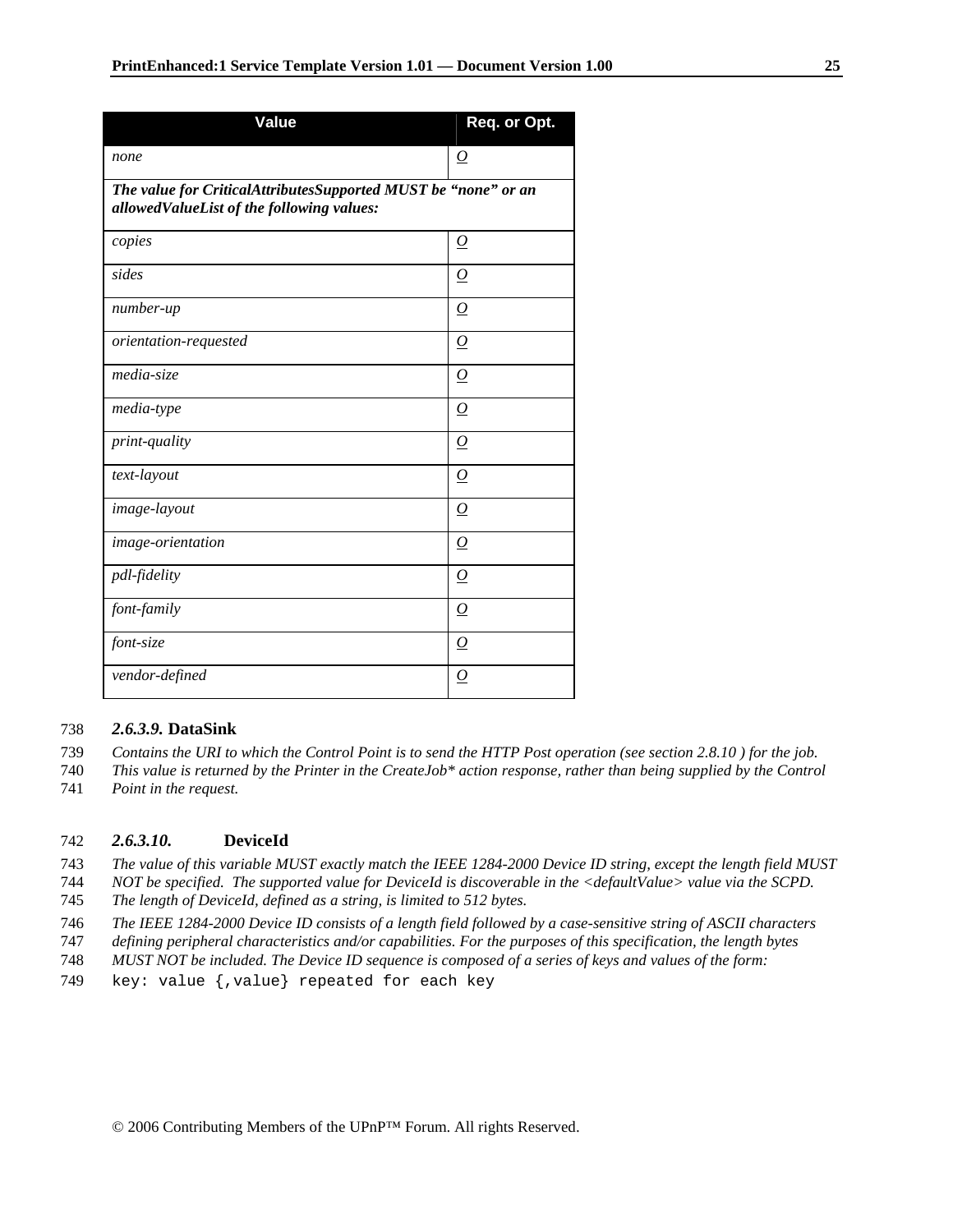| Value | Req. or Opt. |
| --- | --- |
| *none* | *O* |
| ***The value for CriticalAttributesSupported MUST be "none" or an allowedValueList of the following values:*** | |
| *copies* | *O* |
| *sides* | *O* |
| *number-up* | *O* |
| *orientation-requested* | *O* |
| *media-size* | *O* |
| *media-type* | *O* |
| *print-quality* | *O* |
| *text-layout* | *O* |
| *image-layout* | *O* |
| *image-orientation* | *O* |
| *pdl-fidelity* | *O* |
| *font-family* | *O* |
| *font-size* | *O* |
| *vendor-defined* | *O* |

#### *2.6.3.9.* DataSink

*Contains the URI to which the Control Point is to send the HTTP Post operation (see section 2.8.10 ) for the job. This value is returned by the Printer in the CreateJob\* action response, rather than being supplied by the Control Point in the request.*

#### *2.6.3.10.* DeviceId

*The value of this variable MUST exactly match the IEEE 1284-2000 Device ID string, except the length field MUST NOT be specified. The supported value for DeviceId is discoverable in the <defaultValue> value via the SCPD. The length of DeviceId, defined as a string, is limited to 512 bytes.*

*The IEEE 1284-2000 Device ID consists of a length field followed by a case-sensitive string of ASCII characters defining peripheral characteristics and/or capabilities. For the purposes of this specification, the length bytes MUST NOT be included. The Device ID sequence is composed of a series of keys and values of the form:*

```
key: value {,value} repeated for each key
```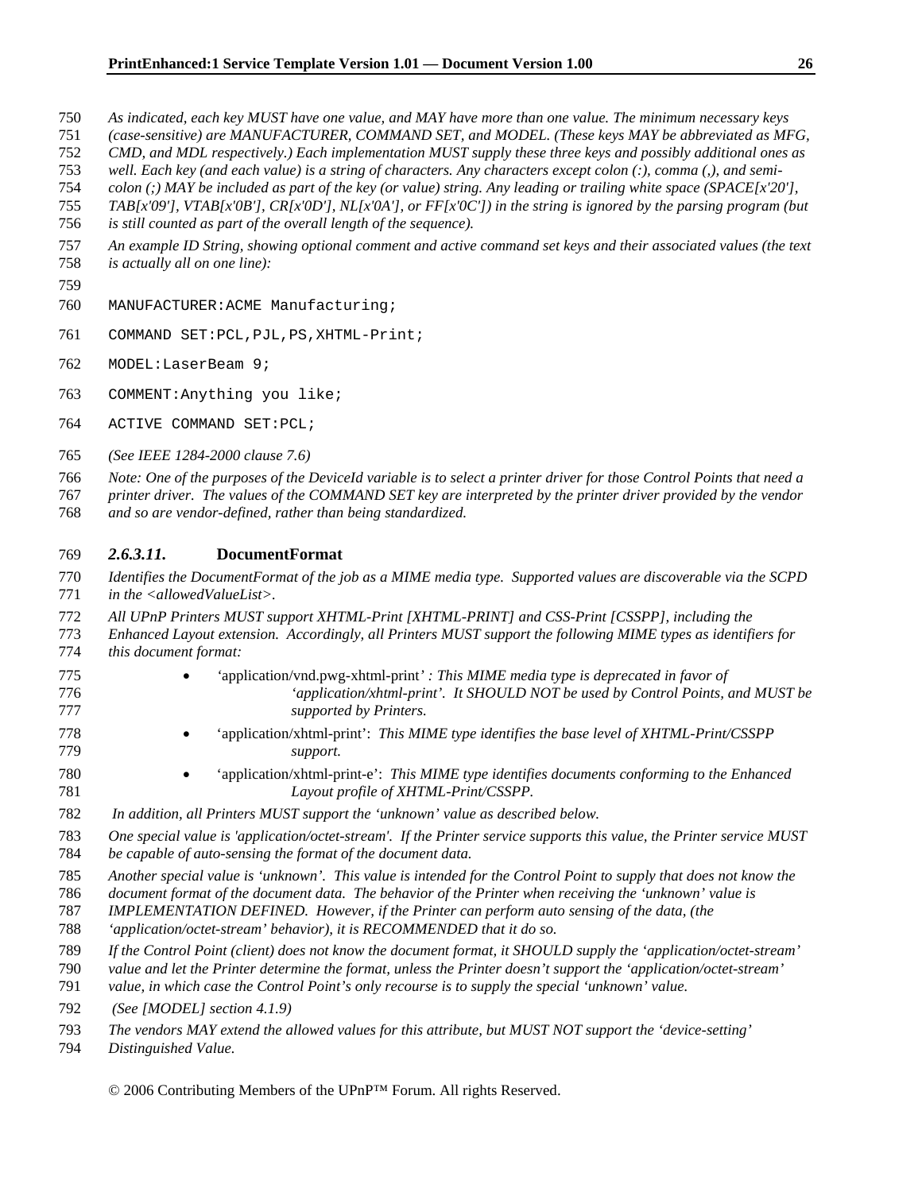*As indicated, each key MUST have one value, and MAY have more than one value. The minimum necessary keys (case-sensitive) are MANUFACTURER, COMMAND SET, and MODEL. (These keys MAY be abbreviated as MFG, CMD, and MDL respectively.) Each implementation MUST supply these three keys and possibly additional ones as well. Each key (and each value) is a string of characters. Any characters except colon (:), comma (,), and semi-colon (;) MAY be included as part of the key (or value) string. Any leading or trailing white space (SPACE[x'20'], TAB[x'09'], VTAB[x'0B'], CR[x'0D'], NL[x'0A'], or FF[x'0C']) in the string is ignored by the parsing program (but is still counted as part of the overall length of the sequence).*

*An example ID String, showing optional comment and active command set keys and their associated values (the text is actually all on one line):*

```
MANUFACTURER:ACME Manufacturing;
COMMAND SET:PCL,PJL,PS,XHTML-Print;
MODEL:LaserBeam 9;
COMMENT:Anything you like;
ACTIVE COMMAND SET:PCL;
```

*(See IEEE 1284-2000 clause 7.6)*

*Note: One of the purposes of the DeviceId variable is to select a printer driver for those Control Points that need a printer driver. The values of the COMMAND SET key are interpreted by the printer driver provided by the vendor and so are vendor-defined, rather than being standardized.*

### *2.6.3.11.* DocumentFormat

*Identifies the DocumentFormat of the job as a MIME media type. Supported values are discoverable via the SCPD in the <allowedValueList>.*

*All UPnP Printers MUST support XHTML-Print [XHTML-PRINT] and CSS-Print [CSSPP], including the Enhanced Layout extension. Accordingly, all Printers MUST support the following MIME types as identifiers for this document format:*

- 'application/vnd.pwg-xhtml-print' *: This MIME media type is deprecated in favor of 'application/xhtml-print'. It SHOULD NOT be used by Control Points, and MUST be supported by Printers.*
- 'application/xhtml-print': *This MIME type identifies the base level of XHTML-Print/CSSPP support.*
- 'application/xhtml-print-e': *This MIME type identifies documents conforming to the Enhanced Layout profile of XHTML-Print/CSSPP.*

*In addition, all Printers MUST support the 'unknown' value as described below.*

*One special value is 'application/octet-stream'. If the Printer service supports this value, the Printer service MUST be capable of auto-sensing the format of the document data.*

*Another special value is 'unknown'. This value is intended for the Control Point to supply that does not know the document format of the document data. The behavior of the Printer when receiving the 'unknown' value is IMPLEMENTATION DEFINED. However, if the Printer can perform auto sensing of the data, (the 'application/octet-stream' behavior), it is RECOMMENDED that it do so.*

*If the Control Point (client) does not know the document format, it SHOULD supply the 'application/octet-stream' value and let the Printer determine the format, unless the Printer doesn't support the 'application/octet-stream' value, in which case the Control Point's only recourse is to supply the special 'unknown' value.*

*(See [MODEL] section 4.1.9)*

*The vendors MAY extend the allowed values for this attribute, but MUST NOT support the 'device-setting' Distinguished Value.*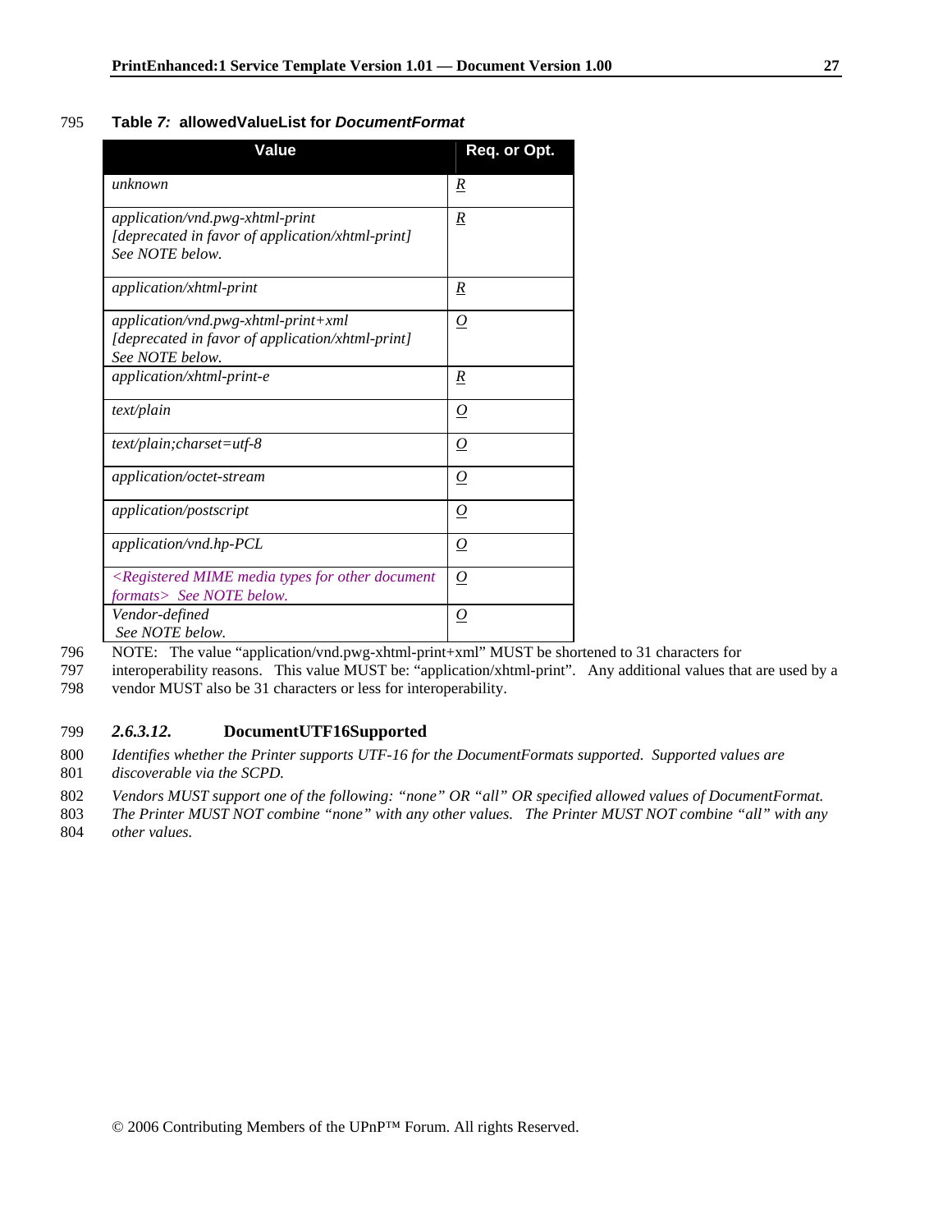**Table 7: allowedValueList for *DocumentFormat***

| Value | Req. or Opt. |
|---|---|
| *unknown* | *R* |
| *application/vnd.pwg-xhtml-print* *[deprecated in favor of application/xhtml-print]* *See NOTE below.* | *R* |
| *application/xhtml-print* | *R* |
| *application/vnd.pwg-xhtml-print+xml* *[deprecated in favor of application/xhtml-print]* *See NOTE below.* | *O* |
| *application/xhtml-print-e* | *R* |
| *text/plain* | *O* |
| *text/plain;charset=utf-8* | *O* |
| *application/octet-stream* | *O* |
| *application/postscript* | *O* |
| *application/vnd.hp-PCL* | *O* |
| *<Registered MIME media types for other document formats> See NOTE below.* | *O* |
| *Vendor-defined* *See NOTE below.* | *O* |

NOTE: The value "application/vnd.pwg-xhtml-print+xml" MUST be shortened to 31 characters for interoperability reasons. This value MUST be: "application/xhtml-print". Any additional values that are used by a vendor MUST also be 31 characters or less for interoperability.

#### *2.6.3.12.* DocumentUTF16Supported

*Identifies whether the Printer supports UTF-16 for the DocumentFormats supported. Supported values are discoverable via the SCPD.*

*Vendors MUST support one of the following: "none" OR "all" OR specified allowed values of DocumentFormat. The Printer MUST NOT combine "none" with any other values. The Printer MUST NOT combine "all" with any other values.*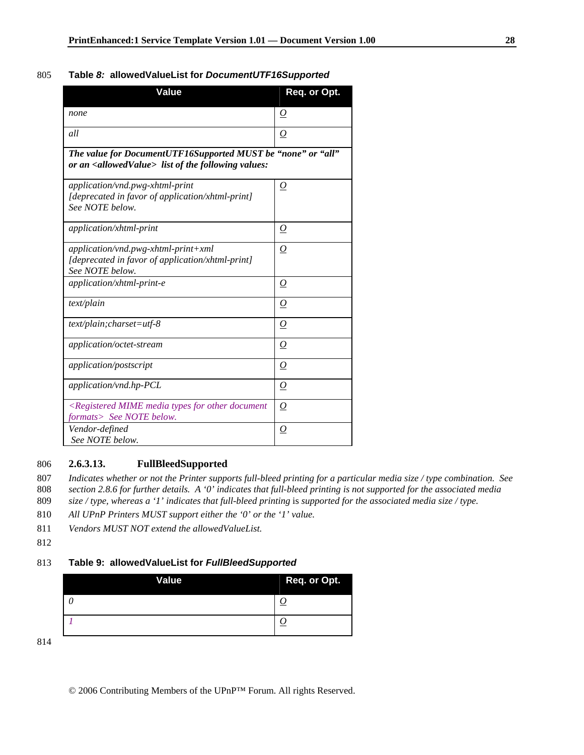**Table 8: allowedValueList for *DocumentUTF16Supported***

| Value | Req. or Opt. |
| --- | --- |
| *none* | *O* |
| *all* | *O* |
| ***The value for DocumentUTF16Supported MUST be "none" or "all" or an <allowedValue> list of the following values:*** | |
| *application/vnd.pwg-xhtml-print [deprecated in favor of application/xhtml-print] See NOTE below.* | *O* |
| *application/xhtml-print* | *O* |
| *application/vnd.pwg-xhtml-print+xml [deprecated in favor of application/xhtml-print] See NOTE below.* | *O* |
| *application/xhtml-print-e* | *O* |
| *text/plain* | *O* |
| *text/plain;charset=utf-8* | *O* |
| *application/octet-stream* | *O* |
| *application/postscript* | *O* |
| *application/vnd.hp-PCL* | *O* |
| *<Registered MIME media types for other document formats> See NOTE below.* | *O* |
| *Vendor-defined See NOTE below.* | *O* |

#### 2.6.3.13. FullBleedSupported

*Indicates whether or not the Printer supports full-bleed printing for a particular media size / type combination. See section 2.8.6 for further details. A '0' indicates that full-bleed printing is not supported for the associated media size / type, whereas a '1' indicates that full-bleed printing* is *supported for the associated media size / type.*

*All UPnP Printers MUST support either the '0' or the '1' value.*

*Vendors MUST NOT extend the allowedValueList.*

**Table 9: allowedValueList for *FullBleedSupported***

| Value | Req. or Opt. |
| --- | --- |
| *0* | *O* |
| *1* | *O* |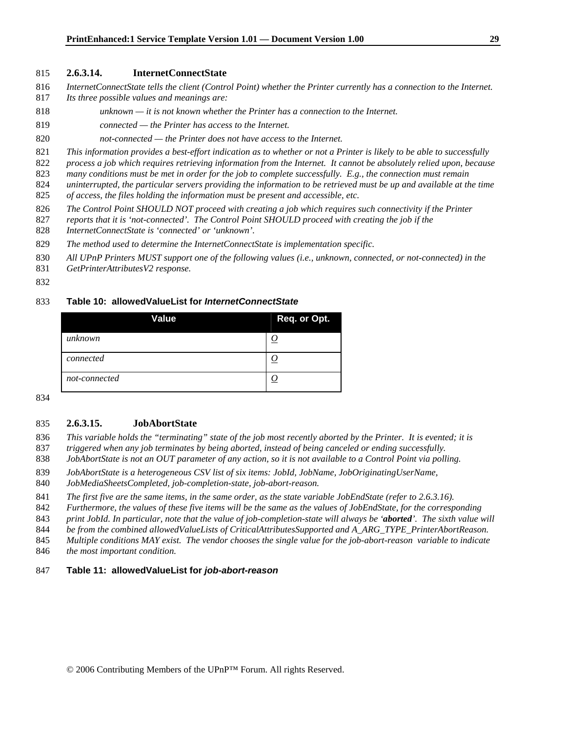#### 2.6.3.14. InternetConnectState

*InternetConnectState tells the client (Control Point) whether the Printer currently has a connection to the Internet. Its three possible values and meanings are:*

*unknown — it is not known whether the Printer has a connection to the Internet.*

*connected — the Printer has access to the Internet.*

*not-connected — the Printer does not have access to the Internet.*

*This information provides a best-effort indication as to whether or not a Printer is likely to be able to successfully process a job which requires retrieving information from the Internet. It cannot be absolutely relied upon, because many conditions must be met in order for the job to complete successfully. E.g., the connection must remain uninterrupted, the particular servers providing the information to be retrieved must be up and available at the time of access, the files holding the information must be present and accessible, etc.*

*The Control Point SHOULD NOT proceed with creating a job which requires such connectivity if the Printer reports that it is 'not-connected'. The Control Point SHOULD proceed with creating the job if the InternetConnectState is 'connected' or 'unknown'.*

*The method used to determine the InternetConnectState is implementation specific.*

*All UPnP Printers MUST support one of the following values (i.e., unknown, connected, or not-connected) in the GetPrinterAttributesV2 response.*

**Table 10: allowedValueList for *InternetConnectState***

| Value | Req. or Opt. |
|---|---|
| *unknown* | *O* |
| *connected* | *O* |
| *not-connected* | *O* |

#### 2.6.3.15. JobAbortState

*This variable holds the "terminating" state of the job most recently aborted by the Printer. It is evented; it is triggered when any job terminates by being aborted, instead of being canceled or ending successfully. JobAbortState is not an OUT parameter of any action, so it is not available to a Control Point via polling.*

*JobAbortState is a heterogeneous CSV list of six items: JobId, JobName, JobOriginatingUserName, JobMediaSheetsCompleted, job-completion-state, job-abort-reason.*

*The first five are the same items, in the same order, as the state variable JobEndState (refer to 2.6.3.16). Furthermore, the values of these five items will be the same as the values of JobEndState, for the corresponding print JobId. In particular, note that the value of job-completion-state will always be '**aborted**'. The sixth value will be from the combined allowedValueLists of CriticalAttributesSupported and A_ARG_TYPE_PrinterAbortReason. Multiple conditions MAY exist. The vendor chooses the single value for the job-abort-reason variable to indicate the most important condition.*

**Table 11: allowedValueList for *job-abort-reason***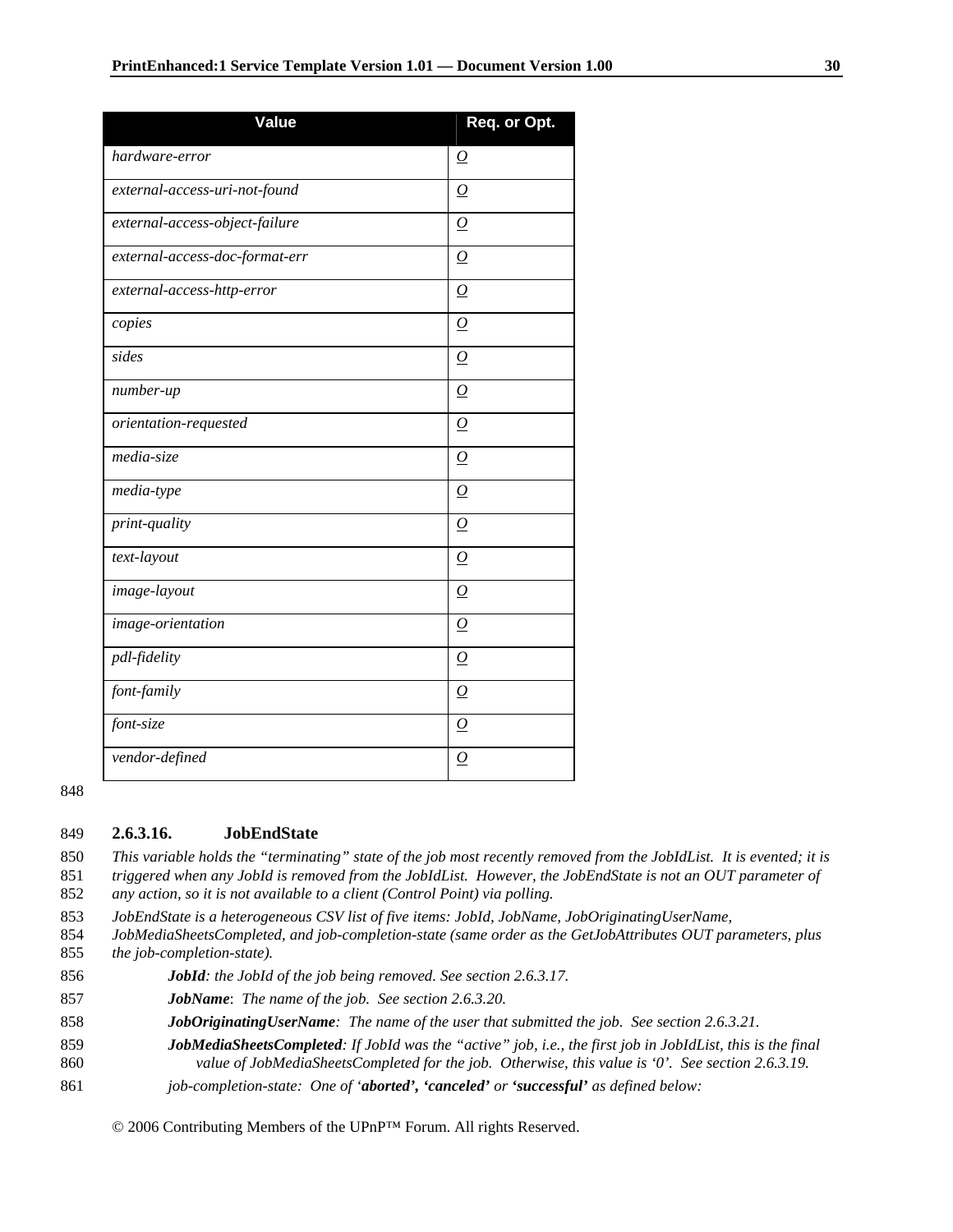| Value | Req. or Opt. |
|---|---|
| *hardware-error* | *O* |
| *external-access-uri-not-found* | *O* |
| *external-access-object-failure* | *O* |
| *external-access-doc-format-err* | *O* |
| *external-access-http-error* | *O* |
| *copies* | *O* |
| *sides* | *O* |
| *number-up* | *O* |
| *orientation-requested* | *O* |
| *media-size* | *O* |
| *media-type* | *O* |
| *print-quality* | *O* |
| *text-layout* | *O* |
| *image-layout* | *O* |
| *image-orientation* | *O* |
| *pdl-fidelity* | *O* |
| *font-family* | *O* |
| *font-size* | *O* |
| *vendor-defined* | *O* |

### 2.6.3.16. JobEndState

*This variable holds the "terminating" state of the job most recently removed from the JobIdList. It is evented; it is triggered when any JobId is removed from the JobIdList. However, the JobEndState is not an OUT parameter of any action, so it is not available to a client (Control Point) via polling.*

*JobEndState is a heterogeneous CSV list of five items: JobId, JobName, JobOriginatingUserName, JobMediaSheetsCompleted, and job-completion-state (same order as the GetJobAttributes OUT parameters, plus the job-completion-state).*

> ***JobId**: the JobId of the job being removed. See section 2.6.3.17.*
>
> ***JobName**: The name of the job. See section 2.6.3.20.*
>
> ***JobOriginatingUserName**: The name of the user that submitted the job. See section 2.6.3.21.*
>
> ***JobMediaSheetsCompleted**: If JobId was the "active" job, i.e., the first job in JobIdList, this is the final value of JobMediaSheetsCompleted for the job. Otherwise, this value is '0'. See section 2.6.3.19.*
>
> *job-completion-state: One of '**aborted', 'canceled'** or **'successful'** as defined below:*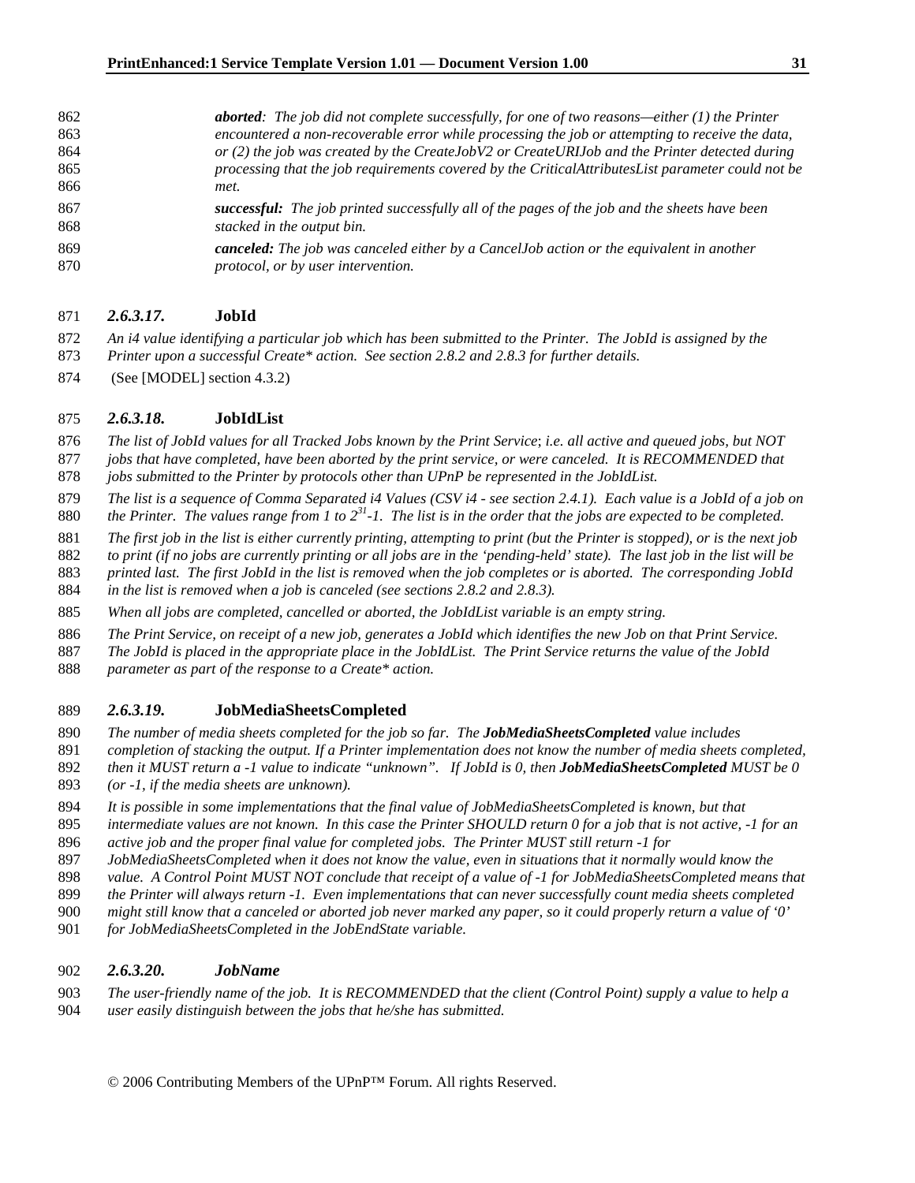*aborted*: *The job did not complete successfully, for one of two reasons—either (1) the Printer encountered a non-recoverable error while processing the job or attempting to receive the data, or (2) the job was created by the CreateJobV2 or CreateURIJob and the Printer detected during processing that the job requirements covered by the CriticalAttributesList parameter could not be met.*

***successful:*** *The job printed successfully all of the pages of the job and the sheets have been stacked in the output bin.*

***canceled:*** *The job was canceled either by a CancelJob action or the equivalent in another protocol, or by user intervention.*

### *2.6.3.17.* JobId

*An i4 value identifying a particular job which has been submitted to the Printer. The JobId is assigned by the Printer upon a successful Create\* action. See section 2.8.2 and 2.8.3 for further details.*

(See [MODEL] section 4.3.2)

### *2.6.3.18.* JobIdList

*The list of JobId values for all Tracked Jobs known by the Print Service; i.e. all active and queued jobs, but NOT jobs that have completed, have been aborted by the print service, or were canceled. It is RECOMMENDED that jobs submitted to the Printer by protocols other than UPnP be represented in the JobIdList.*

*The list is a sequence of Comma Separated i4 Values (CSV i4 - see section 2.4.1). Each value is a JobId of a job on the Printer. The values range from 1 to $2^{31}$-1. The list is in the order that the jobs are expected to be completed.*

*The first job in the list is either currently printing, attempting to print (but the Printer is stopped), or is the next job to print (if no jobs are currently printing or all jobs are in the 'pending-held' state). The last job in the list will be printed last. The first JobId in the list is removed when the job completes or is aborted. The corresponding JobId in the list is removed when a job is canceled (see sections 2.8.2 and 2.8.3).*

*When all jobs are completed, cancelled or aborted, the JobIdList variable is an empty string.*

*The Print Service, on receipt of a new job, generates a JobId which identifies the new Job on that Print Service. The JobId is placed in the appropriate place in the JobIdList. The Print Service returns the value of the JobId parameter as part of the response to a Create\* action.*

### *2.6.3.19.* JobMediaSheetsCompleted

*The number of media sheets completed for the job so far. The **JobMediaSheetsCompleted** value includes completion of stacking the output. If a Printer implementation does not know the number of media sheets completed, then it MUST return a -1 value to indicate "unknown". If JobId is 0, then **JobMediaSheetsCompleted** MUST be 0 (or -1, if the media sheets are unknown).*

*It is possible in some implementations that the final value of JobMediaSheetsCompleted is known, but that intermediate values are not known. In this case the Printer SHOULD return 0 for a job that is not active, -1 for an active job and the proper final value for completed jobs. The Printer MUST still return -1 for JobMediaSheetsCompleted when it does not know the value, even in situations that it normally would know the value. A Control Point MUST NOT conclude that receipt of a value of -1 for JobMediaSheetsCompleted means that the Printer will always return -1. Even implementations that can never successfully count media sheets completed might still know that a canceled or aborted job never marked any paper, so it could properly return a value of '0' for JobMediaSheetsCompleted in the JobEndState variable.*

### *2.6.3.20. JobName*

*The user-friendly name of the job. It is RECOMMENDED that the client (Control Point) supply a value to help a user easily distinguish between the jobs that he/she has submitted.*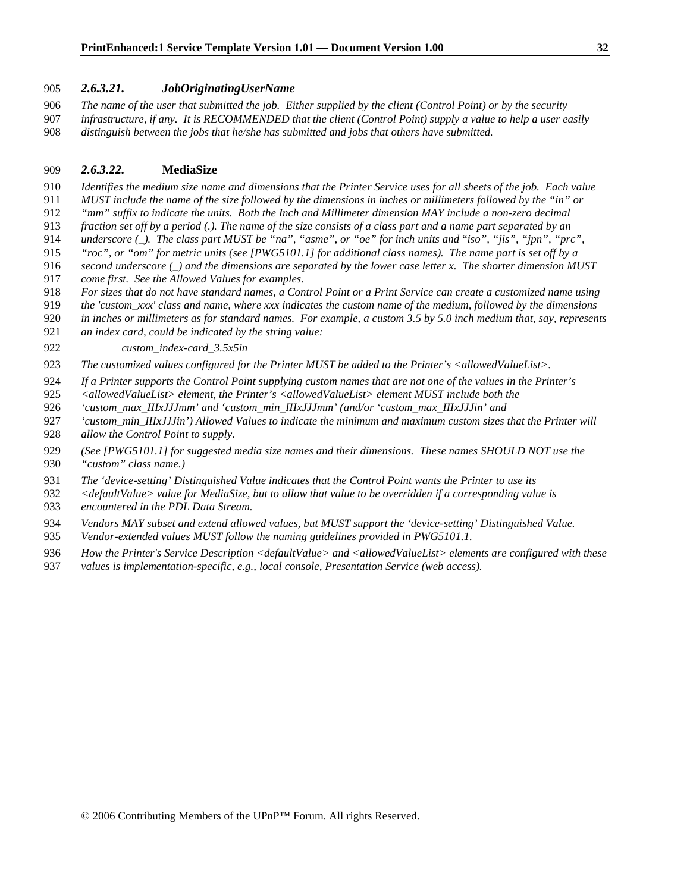#### *2.6.3.21. JobOriginatingUserName*

*The name of the user that submitted the job. Either supplied by the client (Control Point) or by the security infrastructure, if any. It is RECOMMENDED that the client (Control Point) supply a value to help a user easily distinguish between the jobs that he/she has submitted and jobs that others have submitted.*

#### *2.6.3.22.* **MediaSize**

*Identifies the medium size name and dimensions that the Printer Service uses for all sheets of the job. Each value MUST include the name of the size followed by the dimensions in inches or millimeters followed by the "in" or "mm" suffix to indicate the units. Both the Inch and Millimeter dimension MAY include a non-zero decimal fraction set off by a period (.). The name of the size consists of a class part and a name part separated by an underscore (_). The class part MUST be "na", "asme", or "oe" for inch units and "iso", "jis", "jpn", "prc", "roc", or "om" for metric units (see [PWG5101.1] for additional class names). The name part is set off by a second underscore (_) and the dimensions are separated by the lower case letter x. The shorter dimension MUST come first. See the Allowed Values for examples.*

*For sizes that do not have standard names, a Control Point or a Print Service can create a customized name using the 'custom_xxx' class and name, where xxx indicates the custom name of the medium, followed by the dimensions in inches or millimeters as for standard names. For example, a custom 3.5 by 5.0 inch medium that, say, represents an index card, could be indicated by the string value:*

> *custom_index-card_3.5x5in*

*The customized values configured for the Printer MUST be added to the Printer's <allowedValueList>.*

*If a Printer supports the Control Point supplying custom names that are not one of the values in the Printer's <allowedValueList> element, the Printer's <allowedValueList> element MUST include both the 'custom_max_IIIxJJJmm' and 'custom_min_IIIxJJJmm' (and/or 'custom_max_IIIxJJJin' and 'custom_min_IIIxJJJin') Allowed Values to indicate the minimum and maximum custom sizes that the Printer will allow the Control Point to supply.*

*(See [PWG5101.1] for suggested media size names and their dimensions. These names SHOULD NOT use the "custom" class name.)*

*The 'device-setting' Distinguished Value indicates that the Control Point wants the Printer to use its <defaultValue> value for MediaSize, but to allow that value to be overridden if a corresponding value is encountered in the PDL Data Stream.*

*Vendors MAY subset and extend allowed values, but MUST support the 'device-setting' Distinguished Value. Vendor-extended values MUST follow the naming guidelines provided in PWG5101.1.*

*How the Printer's Service Description <defaultValue> and <allowedValueList> elements are configured with these values is implementation-specific, e.g., local console, Presentation Service (web access).*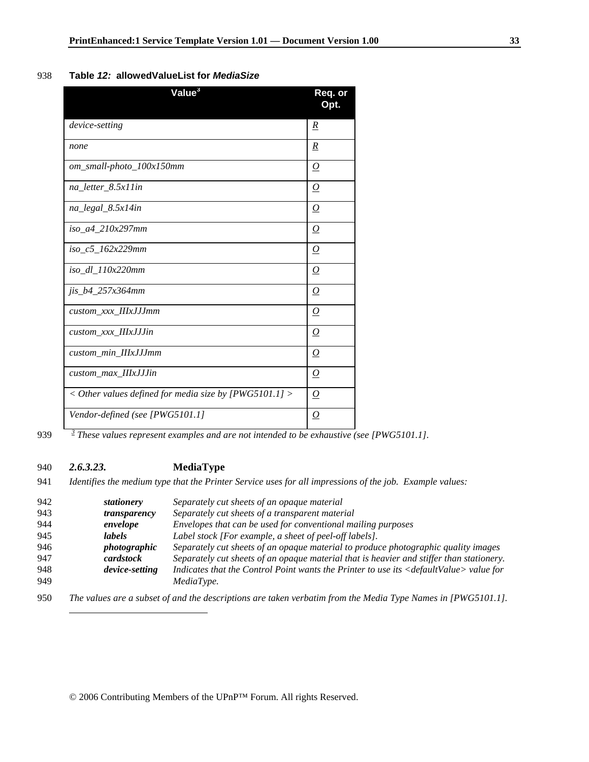**Table *12:* allowedValueList for *MediaSize***

| Value[3] | Req. or Opt. |
|---|---|
| *device-setting* | *R* |
| *none* | *R* |
| *om_small-photo_100x150mm* | *O* |
| *na_letter_8.5x11in* | *O* |
| *na_legal_8.5x14in* | *O* |
| *iso_a4_210x297mm* | *O* |
| *iso_c5_162x229mm* | *O* |
| *iso_dl_110x220mm* | *O* |
| *jis_b4_257x364mm* | *O* |
| *custom_xxx_IIIxJJJmm* | *O* |
| *custom_xxx_IIIxJJJin* | *O* |
| *custom_min_IIIxJJJmm* | *O* |
| *custom_max_IIIxJJJin* | *O* |
| *< Other values defined for media size by [PWG5101.1] >* | *O* |
| *Vendor-defined (see [PWG5101.1]* | *O* |

*[3] These values represent examples and are not intended to be exhaustive (see [PWG5101.1].*

#### *2.6.3.23.* MediaType

*Identifies the medium type that the Printer Service uses for all impressions of the job. Example values:*

| | |
|---|---|
| ***stationery*** | *Separately cut sheets of an opaque material* |
| ***transparency*** | *Separately cut sheets of a transparent material* |
| ***envelope*** | *Envelopes that can be used for conventional mailing purposes* |
| ***labels*** | *Label stock [For example, a sheet of peel-off labels].* |
| ***photographic*** | *Separately cut sheets of an opaque material to produce photographic quality images* |
| ***cardstock*** | *Separately cut sheets of an opaque material that is heavier and stiffer than stationery.* |
| ***device-setting*** | *Indicates that the Control Point wants the Printer to use its <defaultValue> value for MediaType.* |

*The values are a subset of and the descriptions are taken verbatim from the Media Type Names in [PWG5101.1].*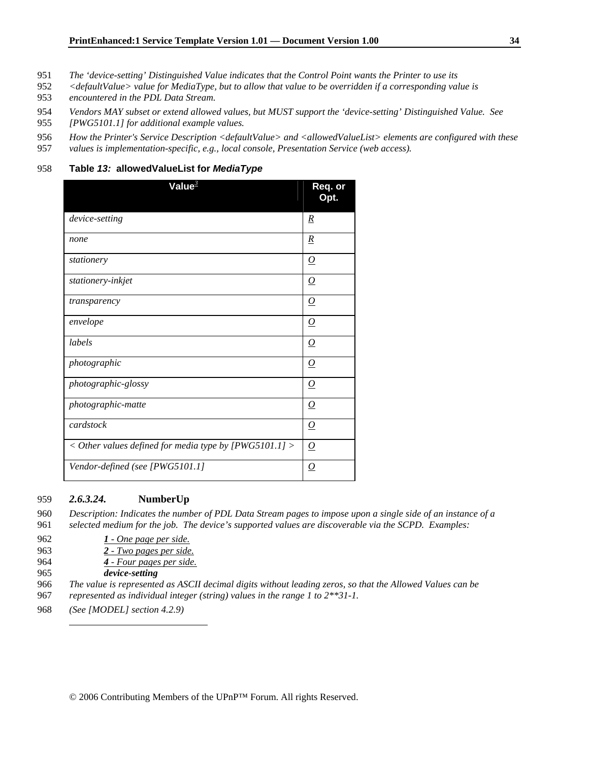*The 'device-setting' Distinguished Value indicates that the Control Point wants the Printer to use its <defaultValue> value for MediaType, but to allow that value to be overridden if a corresponding value is encountered in the PDL Data Stream.*

*Vendors MAY subset or extend allowed values, but MUST support the 'device-setting' Distinguished Value. See [PWG5101.1] for additional example values.*

*How the Printer's Service Description <defaultValue> and <allowedValueList> elements are configured with these values is implementation-specific, e.g., local console, Presentation Service (web access).*

**Table *13:* allowedValueList for *MediaType***

| Value[3] | Req. or Opt. |
| --- | --- |
| *device-setting* | *R* |
| *none* | *R* |
| *stationery* | *O* |
| *stationery-inkjet* | *O* |
| *transparency* | *O* |
| *envelope* | *O* |
| *labels* | *O* |
| *photographic* | *O* |
| *photographic-glossy* | *O* |
| *photographic-matte* | *O* |
| *cardstock* | *O* |
| *< Other values defined for media type by [PWG5101.1] >* | *O* |
| *Vendor-defined (see [PWG5101.1]* | *O* |

### *2.6.3.24.* NumberUp

*Description: Indicates the number of PDL Data Stream pages to impose upon a single side of an instance of a selected medium for the job. The device's supported values are discoverable via the SCPD. Examples:*

- ***1** - One page per side.*
- ***2** - Two pages per side.*
- ***4** - Four pages per side.*
- ***device-setting***

*The value is represented as ASCII decimal digits without leading zeros, so that the Allowed Values can be represented as individual integer (string) values in the range 1 to 2**31-1.*

*(See [MODEL] section 4.2.9)*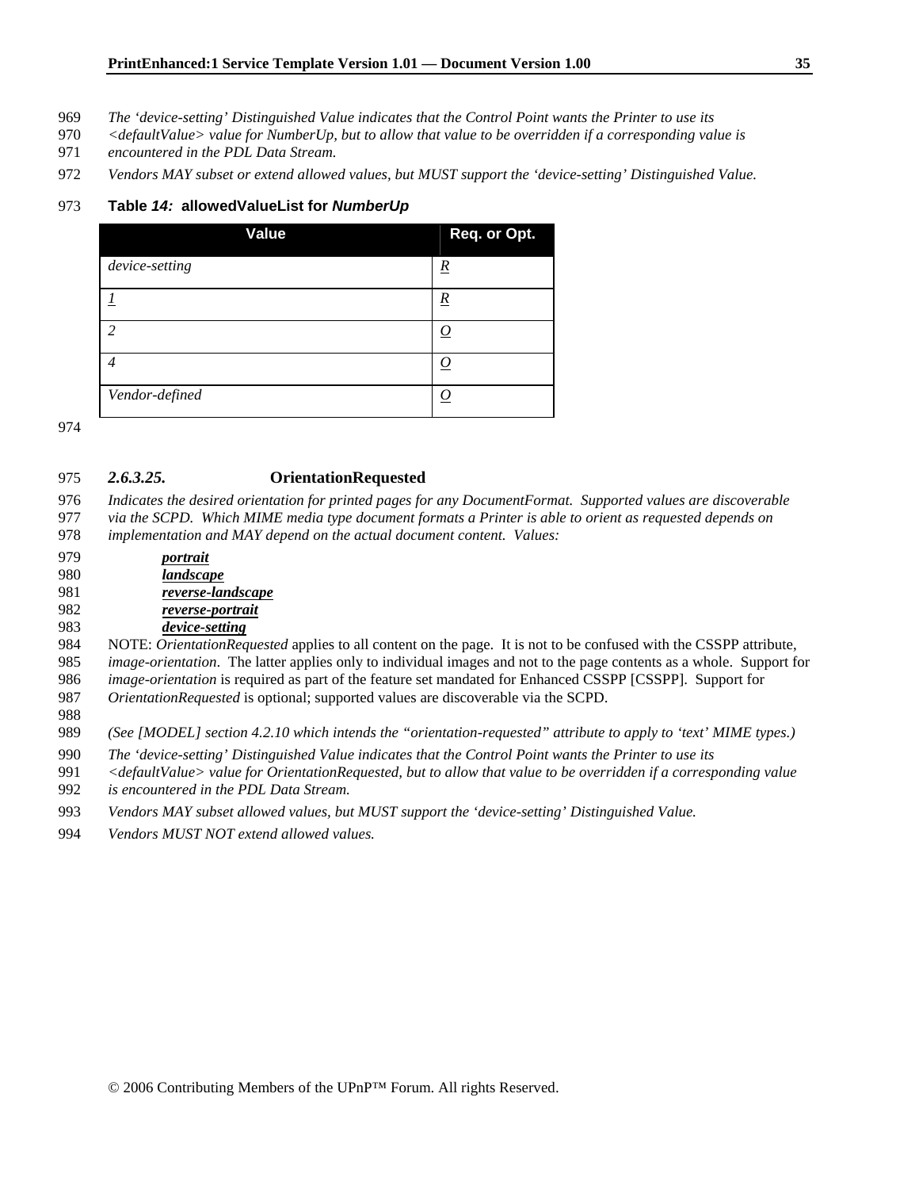*The 'device-setting' Distinguished Value indicates that the Control Point wants the Printer to use its <defaultValue> value for NumberUp, but to allow that value to be overridden if a corresponding value is encountered in the PDL Data Stream.*

*Vendors MAY subset or extend allowed values, but MUST support the 'device-setting' Distinguished Value.*

**Table *14:* allowedValueList for *NumberUp***

| Value | Req. or Opt. |
|---|---|
| *device-setting* | *R* |
| *1* | *R* |
| *2* | *O* |
| *4* | *O* |
| *Vendor-defined* | *O* |

### *2.6.3.25.* OrientationRequested

*Indicates the desired orientation for printed pages for any DocumentFormat. Supported values are discoverable via the SCPD. Which MIME media type document formats a Printer is able to orient as requested depends on implementation and MAY depend on the actual document content. Values:*

- ***portrait***
- ***landscape***
- ***reverse-landscape***
- ***reverse-portrait***
- ***device-setting***

NOTE: *OrientationRequested* applies to all content on the page. It is not to be confused with the CSSPP attribute, *image-orientation*. The latter applies only to individual images and not to the page contents as a whole. Support for *image-orientation* is required as part of the feature set mandated for Enhanced CSSPP [CSSPP]. Support for *OrientationRequested* is optional; supported values are discoverable via the SCPD.

*(See [MODEL] section 4.2.10 which intends the "orientation-requested" attribute to apply to 'text' MIME types.)*

*The 'device-setting' Distinguished Value indicates that the Control Point wants the Printer to use its <defaultValue> value for OrientationRequested, but to allow that value to be overridden if a corresponding value is encountered in the PDL Data Stream.*

*Vendors MAY subset allowed values, but MUST support the 'device-setting' Distinguished Value.*

*Vendors MUST NOT extend allowed values.*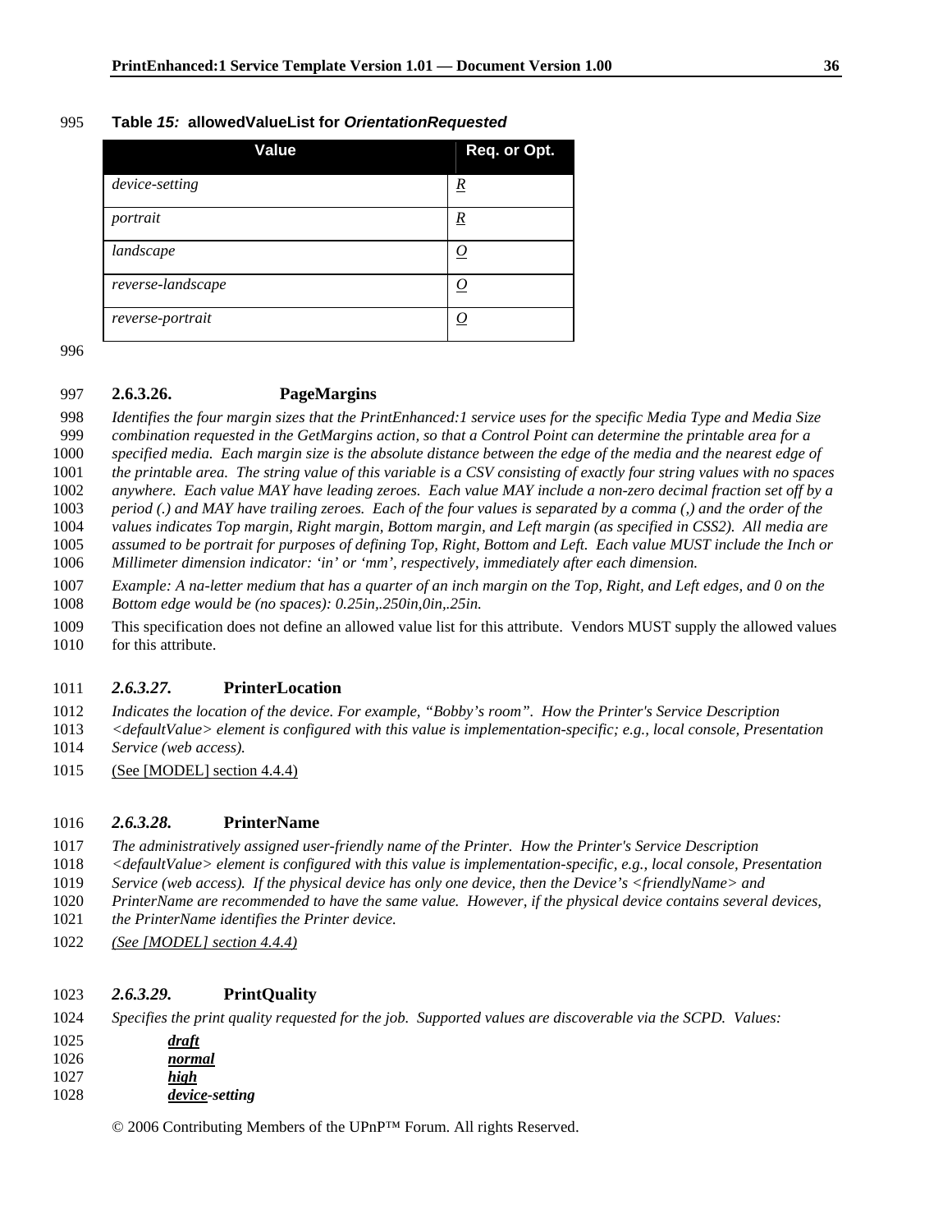**Table *15:* allowedValueList for *OrientationRequested***

| Value | Req. or Opt. |
| --- | --- |
| *device-setting* | *R* |
| *portrait* | *R* |
| *landscape* | *O* |
| *reverse-landscape* | *O* |
| *reverse-portrait* | *O* |

### 2.6.3.26. PageMargins

*Identifies the four margin sizes that the PrintEnhanced:1 service uses for the specific Media Type and Media Size combination requested in the GetMargins action, so that a Control Point can determine the printable area for a specified media. Each margin size is the absolute distance between the edge of the media and the nearest edge of the printable area. The string value of this variable is a CSV consisting of exactly four string values with no spaces anywhere. Each value MAY have leading zeroes. Each value MAY include a non-zero decimal fraction set off by a period (.) and MAY have trailing zeroes. Each of the four values is separated by a comma (,) and the order of the values indicates Top margin, Right margin, Bottom margin, and Left margin (as specified in CSS2). All media are assumed to be portrait for purposes of defining Top, Right, Bottom and Left. Each value MUST include the Inch or Millimeter dimension indicator: 'in' or 'mm', respectively, immediately after each dimension.*

*Example: A na-letter medium that has a quarter of an inch margin on the Top, Right, and Left edges, and 0 on the Bottom edge would be (no spaces): 0.25in,.250in,0in,.25in.*

This specification does not define an allowed value list for this attribute. Vendors MUST supply the allowed values for this attribute.

### *2.6.3.27.* PrinterLocation

*Indicates the location of the device. For example, "Bobby's room". How the Printer's Service Description <defaultValue> element is configured with this value is implementation-specific; e.g., local console, Presentation Service (web access).*

(See [MODEL] section 4.4.4)

### *2.6.3.28.* PrinterName

*The administratively assigned user-friendly name of the Printer. How the Printer's Service Description <defaultValue> element is configured with this value is implementation-specific, e.g., local console, Presentation Service (web access). If the physical device has only one device, then the Device's <friendlyName> and PrinterName are recommended to have the same value. However, if the physical device contains several devices, the PrinterName identifies the Printer device.*

*(See [MODEL] section 4.4.4)*

### *2.6.3.29.* PrintQuality

*Specifies the print quality requested for the job. Supported values are discoverable via the SCPD. Values:*

- ***draft***
- ***normal***
- ***high***
- ***device-setting***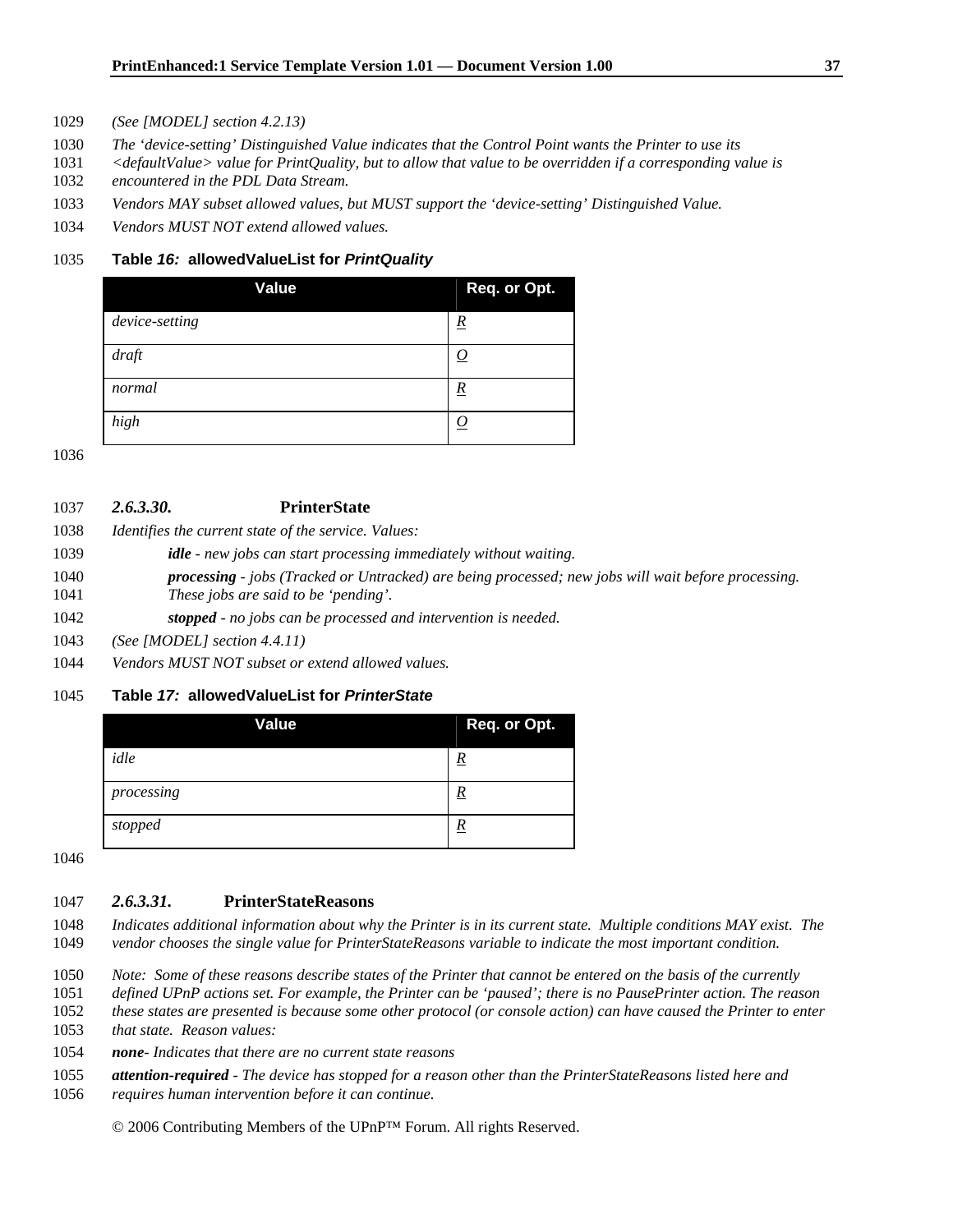*(See [MODEL] section 4.2.13)*

*The 'device-setting' Distinguished Value indicates that the Control Point wants the Printer to use its <defaultValue> value for PrintQuality, but to allow that value to be overridden if a corresponding value is encountered in the PDL Data Stream.*

*Vendors MAY subset allowed values, but MUST support the 'device-setting' Distinguished Value.*

*Vendors MUST NOT extend allowed values.*

**Table *16:* allowedValueList for *PrintQuality***

| Value | Req. or Opt. |
|---|---|
| *device-setting* | R |
| *draft* | O |
| *normal* | R |
| *high* | O |

#### *2.6.3.30.* PrinterState

*Identifies the current state of the service. Values:*

- ***idle** - new jobs can start processing immediately without waiting.*
- ***processing** - jobs (Tracked or Untracked) are being processed; new jobs will wait before processing. These jobs are said to be 'pending'.*
- ***stopped** - no jobs can be processed and intervention is needed.*

*(See [MODEL] section 4.4.11)*

*Vendors MUST NOT subset or extend allowed values.*

**Table *17:* allowedValueList for *PrinterState***

| Value | Req. or Opt. |
|---|---|
| *idle* | R |
| *processing* | R |
| *stopped* | R |

#### *2.6.3.31.* PrinterStateReasons

*Indicates additional information about why the Printer is in its current state. Multiple conditions MAY exist. The vendor chooses the single value for PrinterStateReasons variable to indicate the most important condition.*

*Note: Some of these reasons describe states of the Printer that cannot be entered on the basis of the currently defined UPnP actions set. For example, the Printer can be 'paused'; there is no PausePrinter action. The reason these states are presented is because some other protocol (or console action) can have caused the Printer to enter that state. Reason values:*

***none**- Indicates that there are no current state reasons*

***attention-required** - The device has stopped for a reason other than the PrinterStateReasons listed here and requires human intervention before it can continue.*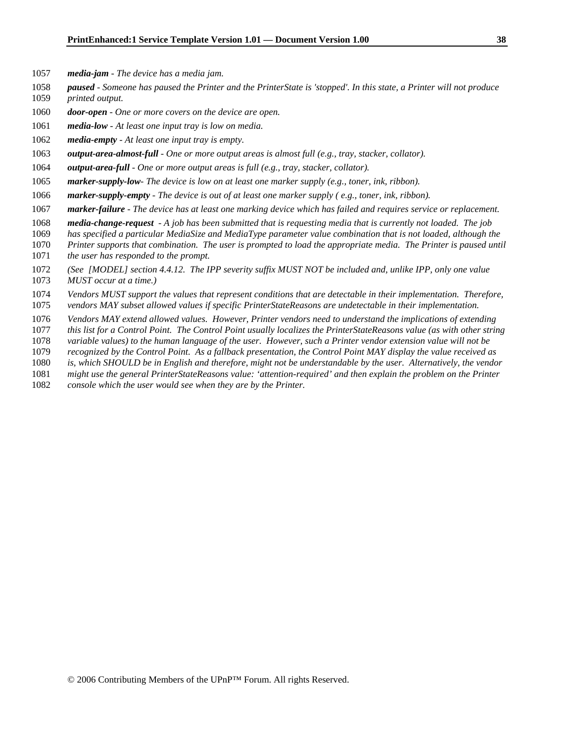***media-jam*** *- The device has a media jam.*

***paused*** *- Someone has paused the Printer and the PrinterState is 'stopped'. In this state, a Printer will not produce printed output.*

***door-open*** *- One or more covers on the device are open.*

***media-low*** *- At least one input tray is low on media.*

***media-empty*** *- At least one input tray is empty.*

***output-area-almost-full*** *- One or more output areas is almost full (e.g., tray, stacker, collator).*

***output-area-full*** *- One or more output areas is full (e.g., tray, stacker, collator).*

***marker-supply-low****- The device is low on at least one marker supply (e.g., toner, ink, ribbon).*

***marker-supply-empty*** *- The device is out of at least one marker supply ( e.g., toner, ink, ribbon).*

***marker-failure*** *- The device has at least one marking device which has failed and requires service or replacement.*

***media-change-request*** *- A job has been submitted that is requesting media that is currently not loaded. The job has specified a particular MediaSize and MediaType parameter value combination that is not loaded, although the Printer supports that combination. The user is prompted to load the appropriate media. The Printer is paused until the user has responded to the prompt.*

*(See [MODEL] section 4.4.12. The IPP severity suffix MUST NOT be included and, unlike IPP, only one value MUST occur at a time.)*

*Vendors MUST support the values that represent conditions that are detectable in their implementation. Therefore, vendors MAY subset allowed values if specific PrinterStateReasons are undetectable in their implementation.*

*Vendors MAY extend allowed values. However, Printer vendors need to understand the implications of extending this list for a Control Point. The Control Point usually localizes the PrinterStateReasons value (as with other string variable values) to the human language of the user. However, such a Printer vendor extension value will not be recognized by the Control Point. As a fallback presentation, the Control Point MAY display the value received as is, which SHOULD be in English and therefore, might not be understandable by the user. Alternatively, the vendor might use the general PrinterStateReasons value: 'attention-required' and then explain the problem on the Printer console which the user would see when they are by the Printer.*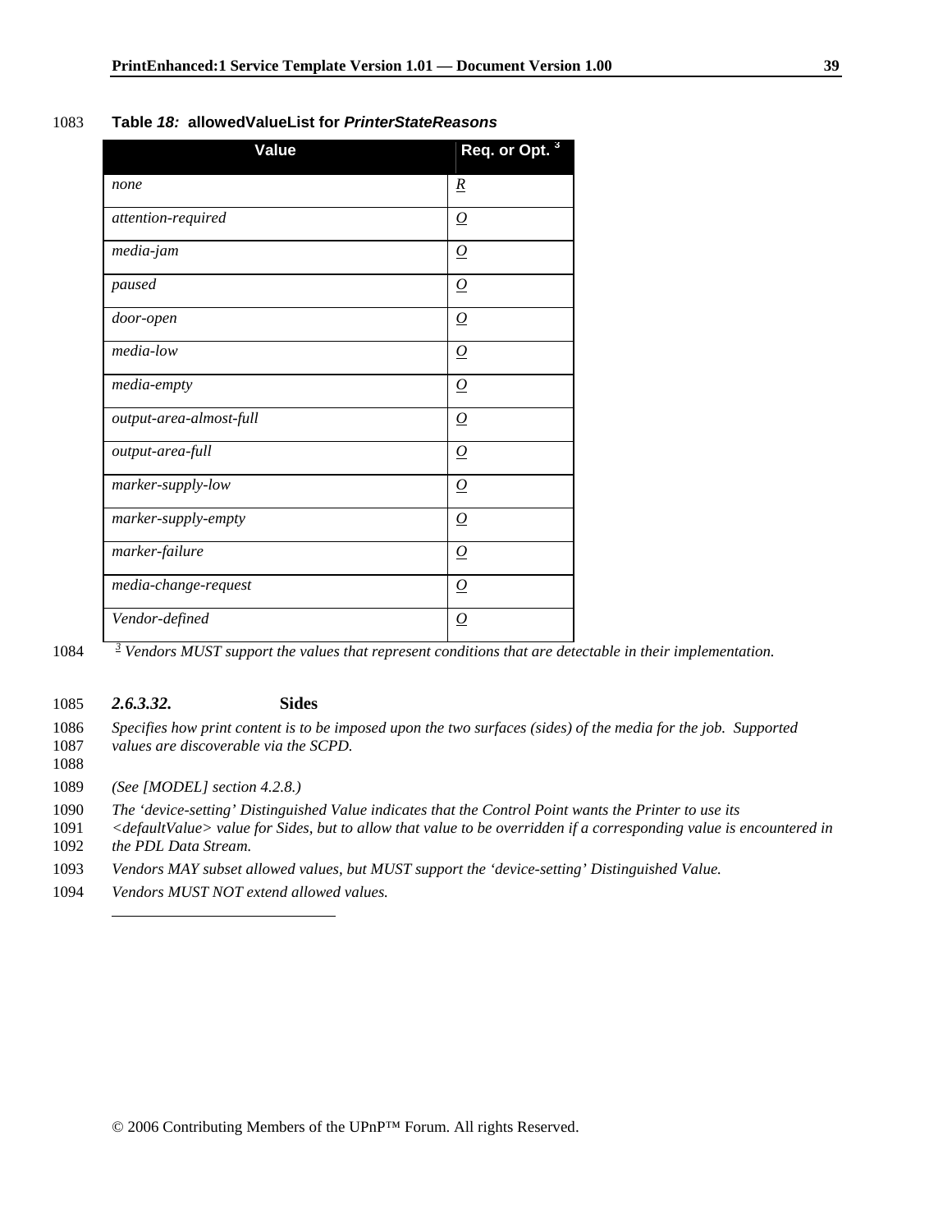**Table *18:* allowedValueList for *PrinterStateReasons***

| Value | Req. or Opt. [3] |
|---|---|
| *none* | *R* |
| *attention-required* | *O* |
| *media-jam* | *O* |
| *paused* | *O* |
| *door-open* | *O* |
| *media-low* | *O* |
| *media-empty* | *O* |
| *output-area-almost-full* | *O* |
| *output-area-full* | *O* |
| *marker-supply-low* | *O* |
| *marker-supply-empty* | *O* |
| *marker-failure* | *O* |
| *media-change-request* | *O* |
| *Vendor-defined* | *O* |

[3] *Vendors MUST support the values that represent conditions that are detectable in their implementation.*

#### *2.6.3.32.* Sides

*Specifies how print content is to be imposed upon the two surfaces (sides) of the media for the job. Supported values are discoverable via the SCPD.*

*(See [MODEL] section 4.2.8.)*

*The 'device-setting' Distinguished Value indicates that the Control Point wants the Printer to use its <defaultValue> value for Sides, but to allow that value to be overridden if a corresponding value is encountered in the PDL Data Stream.*

*Vendors MAY subset allowed values, but MUST support the 'device-setting' Distinguished Value.*

*Vendors MUST NOT extend allowed values.*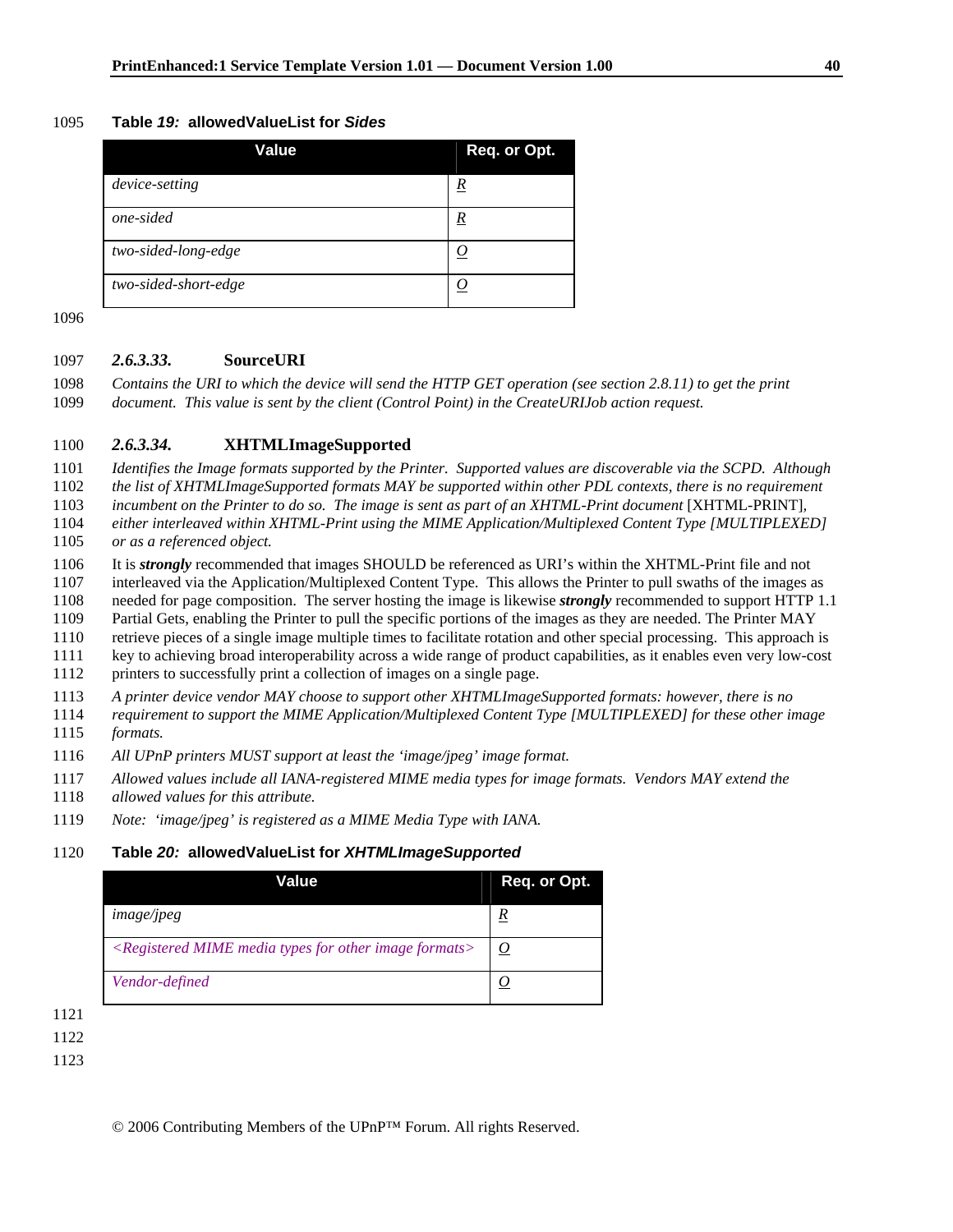**Table *19:* allowedValueList for *Sides***

| Value | Req. or Opt. |
|---|---|
| *device-setting* | *R* |
| *one-sided* | *R* |
| *two-sided-long-edge* | *O* |
| *two-sided-short-edge* | *O* |

### *2.6.3.33.* SourceURI

*Contains the URI to which the device will send the HTTP GET operation (see section 2.8.11) to get the print document. This value is sent by the client (Control Point) in the CreateURIJob action request.*

### *2.6.3.34.* XHTMLImageSupported

*Identifies the Image formats supported by the Printer. Supported values are discoverable via the SCPD. Although the list of XHTMLImageSupported formats MAY be supported within other PDL contexts, there is no requirement incumbent on the Printer to do so. The image is sent as part of an XHTML-Print document* [XHTML-PRINT], *either interleaved within XHTML-Print using the MIME Application/Multiplexed Content Type [MULTIPLEXED] or as a referenced object.*

It is ***strongly*** recommended that images SHOULD be referenced as URI's within the XHTML-Print file and not interleaved via the Application/Multiplexed Content Type. This allows the Printer to pull swaths of the images as needed for page composition. The server hosting the image is likewise ***strongly*** recommended to support HTTP 1.1 Partial Gets, enabling the Printer to pull the specific portions of the images as they are needed. The Printer MAY retrieve pieces of a single image multiple times to facilitate rotation and other special processing. This approach is key to achieving broad interoperability across a wide range of product capabilities, as it enables even very low-cost printers to successfully print a collection of images on a single page.

*A printer device vendor MAY choose to support other XHTMLImageSupported formats: however, there is no requirement to support the MIME Application/Multiplexed Content Type [MULTIPLEXED] for these other image formats.*

*All UPnP printers MUST support at least the 'image/jpeg' image format.*

*Allowed values include all IANA-registered MIME media types for image formats. Vendors MAY extend the allowed values for this attribute.*

*Note: 'image/jpeg' is registered as a MIME Media Type with IANA.*

**Table *20:* allowedValueList for *XHTMLImageSupported***

| Value | Req. or Opt. |
|---|---|
| *image/jpeg* | *R* |
| *<Registered MIME media types for other image formats>* | *O* |
| *Vendor-defined* | *O* |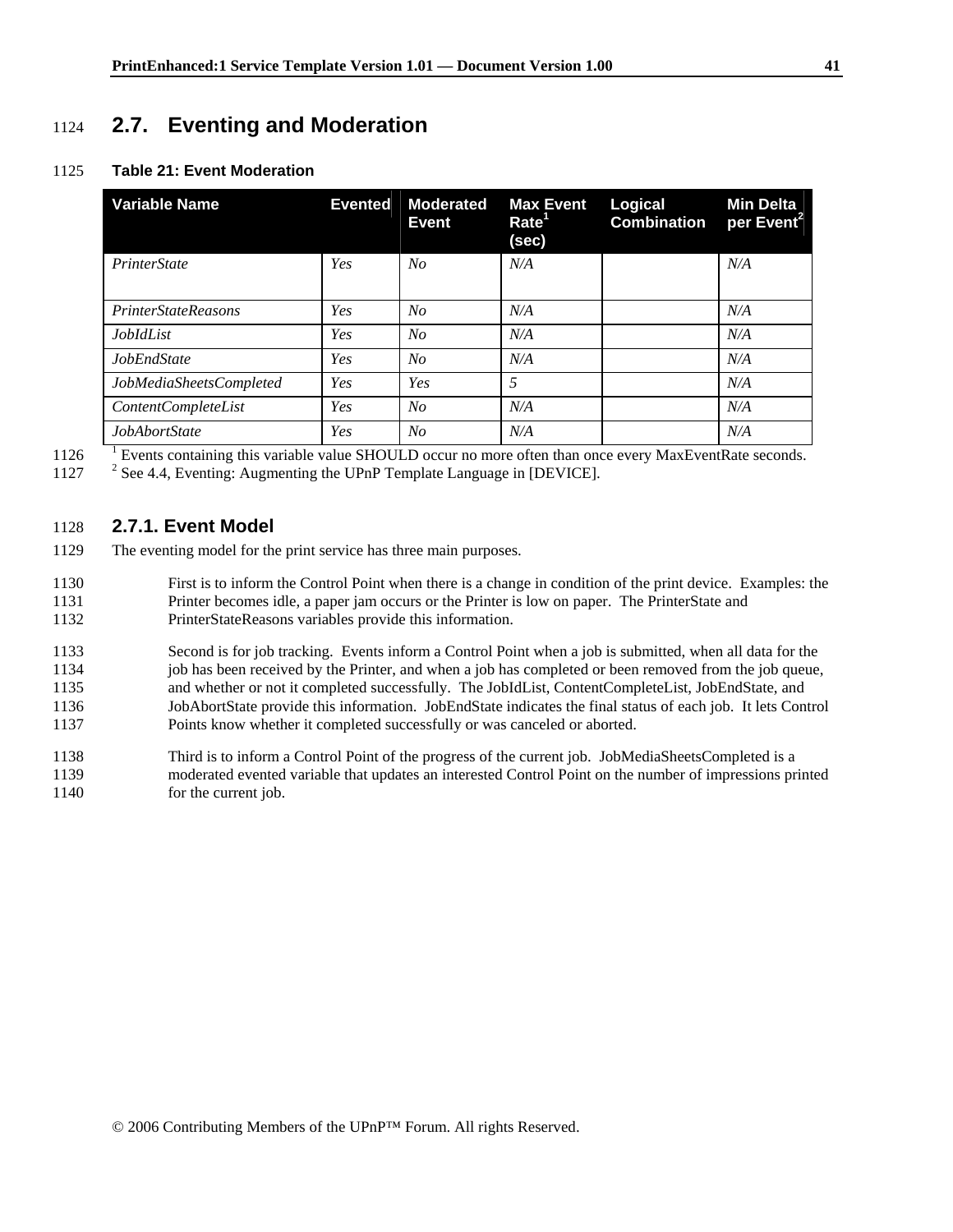## 2.7. Eventing and Moderation

**Table 21: Event Moderation**

| Variable Name | Evented | Moderated Event | Max Event Rate[1] (sec) | Logical Combination | Min Delta per Event[2] |
|---|---|---|---|---|---|
| *PrinterState* | *Yes* | *No* | *N/A* | | *N/A* |
| *PrinterStateReasons* | *Yes* | *No* | *N/A* | | *N/A* |
| *JobIdList* | *Yes* | *No* | *N/A* | | *N/A* |
| *JobEndState* | *Yes* | *No* | *N/A* | | *N/A* |
| *JobMediaSheetsCompleted* | *Yes* | *Yes* | *5* | | *N/A* |
| *ContentCompleteList* | *Yes* | *No* | *N/A* | | *N/A* |
| *JobAbortState* | *Yes* | *No* | *N/A* | | *N/A* |

[1] Events containing this variable value SHOULD occur no more often than once every MaxEventRate seconds.
[2] See 4.4, Eventing: Augmenting the UPnP Template Language in [DEVICE].

### 2.7.1. Event Model

The eventing model for the print service has three main purposes.

First is to inform the Control Point when there is a change in condition of the print device. Examples: the Printer becomes idle, a paper jam occurs or the Printer is low on paper. The PrinterState and PrinterStateReasons variables provide this information.

Second is for job tracking. Events inform a Control Point when a job is submitted, when all data for the job has been received by the Printer, and when a job has completed or been removed from the job queue, and whether or not it completed successfully. The JobIdList, ContentCompleteList, JobEndState, and JobAbortState provide this information. JobEndState indicates the final status of each job. It lets Control Points know whether it completed successfully or was canceled or aborted.

Third is to inform a Control Point of the progress of the current job. JobMediaSheetsCompleted is a moderated evented variable that updates an interested Control Point on the number of impressions printed for the current job.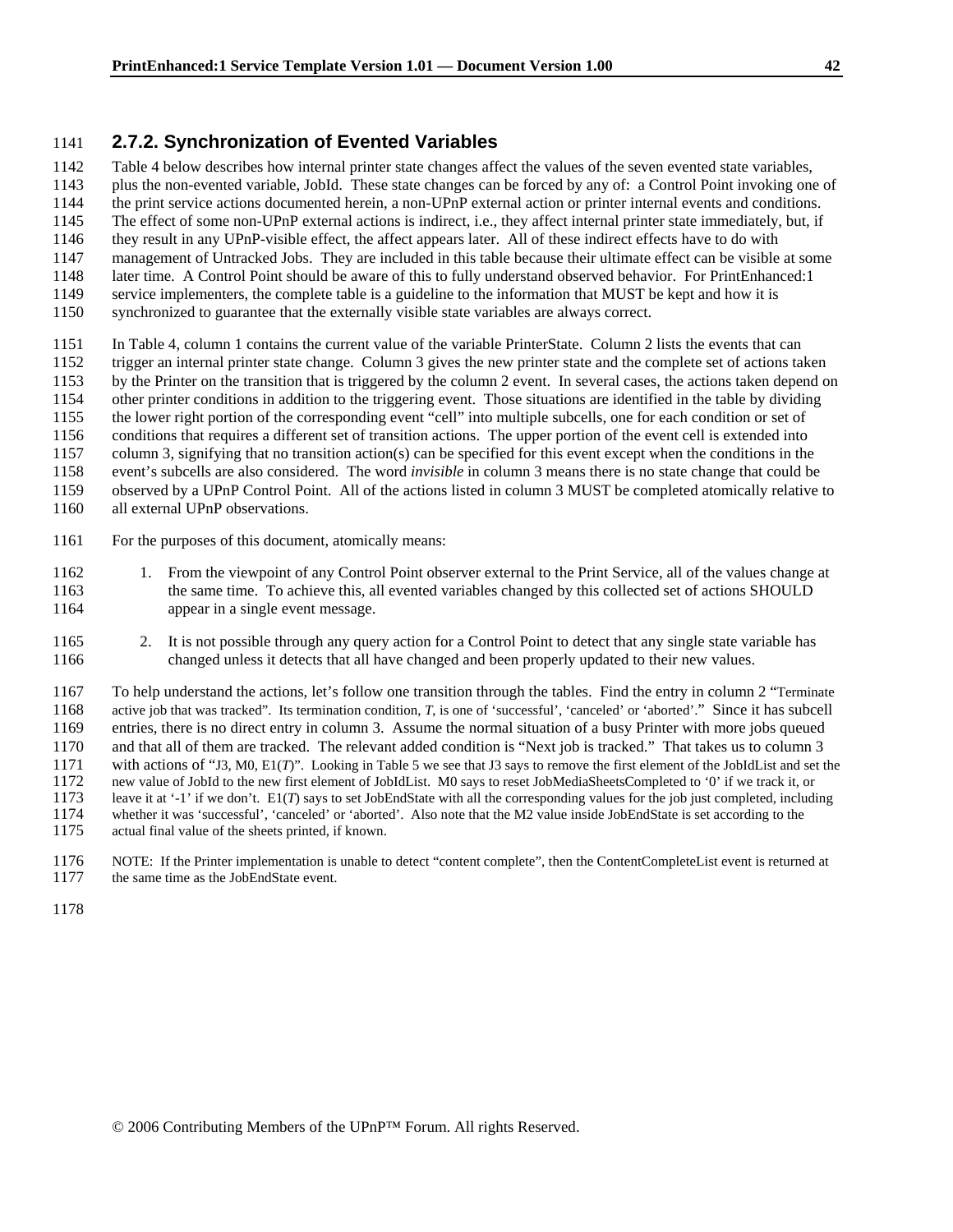### 2.7.2. Synchronization of Evented Variables

Table 4 below describes how internal printer state changes affect the values of the seven evented state variables, plus the non-evented variable, JobId. These state changes can be forced by any of: a Control Point invoking one of the print service actions documented herein, a non-UPnP external action or printer internal events and conditions. The effect of some non-UPnP external actions is indirect, i.e., they affect internal printer state immediately, but, if they result in any UPnP-visible effect, the affect appears later. All of these indirect effects have to do with management of Untracked Jobs. They are included in this table because their ultimate effect can be visible at some later time. A Control Point should be aware of this to fully understand observed behavior. For PrintEnhanced:1 service implementers, the complete table is a guideline to the information that MUST be kept and how it is synchronized to guarantee that the externally visible state variables are always correct.

In Table 4, column 1 contains the current value of the variable PrinterState. Column 2 lists the events that can trigger an internal printer state change. Column 3 gives the new printer state and the complete set of actions taken by the Printer on the transition that is triggered by the column 2 event. In several cases, the actions taken depend on other printer conditions in addition to the triggering event. Those situations are identified in the table by dividing the lower right portion of the corresponding event "cell" into multiple subcells, one for each condition or set of conditions that requires a different set of transition actions. The upper portion of the event cell is extended into column 3, signifying that no transition action(s) can be specified for this event except when the conditions in the event's subcells are also considered. The word *invisible* in column 3 means there is no state change that could be observed by a UPnP Control Point. All of the actions listed in column 3 MUST be completed atomically relative to all external UPnP observations.

For the purposes of this document, atomically means:

1. From the viewpoint of any Control Point observer external to the Print Service, all of the values change at the same time. To achieve this, all evented variables changed by this collected set of actions SHOULD appear in a single event message.

2. It is not possible through any query action for a Control Point to detect that any single state variable has changed unless it detects that all have changed and been properly updated to their new values.

To help understand the actions, let's follow one transition through the tables. Find the entry in column 2 "Terminate active job that was tracked". Its termination condition, *T*, is one of 'successful', 'canceled' or 'aborted'." Since it has subcell entries, there is no direct entry in column 3. Assume the normal situation of a busy Printer with more jobs queued and that all of them are tracked. The relevant added condition is "Next job is tracked." That takes us to column 3 with actions of "J3, M0, E1(*T*)". Looking in Table 5 we see that J3 says to remove the first element of the JobIdList and set the new value of JobId to the new first element of JobIdList. M0 says to reset JobMediaSheetsCompleted to '0' if we track it, or leave it at '-1' if we don't. E1(*T*) says to set JobEndState with all the corresponding values for the job just completed, including whether it was 'successful', 'canceled' or 'aborted'. Also note that the M2 value inside JobEndState is set according to the actual final value of the sheets printed, if known.

NOTE: If the Printer implementation is unable to detect "content complete", then the ContentCompleteList event is returned at the same time as the JobEndState event.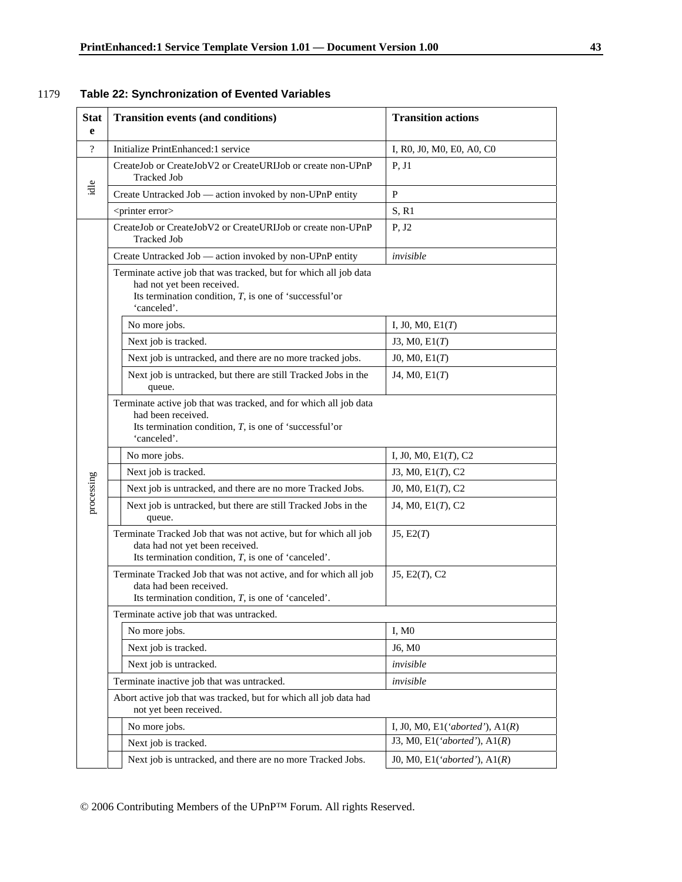**Table 22: Synchronization of Evented Variables**

| State | Transition events (and conditions) | Transition actions |
|---|---|---|
| ? | Initialize PrintEnhanced:1 service | I, R0, J0, M0, E0, A0, C0 |
| idle | CreateJob or CreateJobV2 or CreateURIJob or create non-UPnP Tracked Job | P, J1 |
| | Create Untracked Job — action invoked by non-UPnP entity | P |
| | <printer error> | S, R1 |
| processing | CreateJob or CreateJobV2 or CreateURIJob or create non-UPnP Tracked Job | P, J2 |
| | Create Untracked Job — action invoked by non-UPnP entity | *invisible* |
| | Terminate active job that was tracked, but for which all job data had not yet been received. Its termination condition, *T*, is one of 'successful' or 'canceled'. | |
| | No more jobs. | I, J0, M0, E1(*T*) |
| | Next job is tracked. | J3, M0, E1(*T*) |
| | Next job is untracked, and there are no more tracked jobs. | J0, M0, E1(*T*) |
| | Next job is untracked, but there are still Tracked Jobs in the queue. | J4, M0, E1(*T*) |
| | Terminate active job that was tracked, and for which all job data had been received. Its termination condition, *T*, is one of 'successful' or 'canceled'. | |
| | No more jobs. | I, J0, M0, E1(*T*), C2 |
| | Next job is tracked. | J3, M0, E1(*T*), C2 |
| | Next job is untracked, and there are no more Tracked Jobs. | J0, M0, E1(*T*), C2 |
| | Next job is untracked, but there are still Tracked Jobs in the queue. | J4, M0, E1(*T*), C2 |
| | Terminate Tracked Job that was not active, but for which all job data had not yet been received. Its termination condition, *T*, is one of 'canceled'. | J5, E2(*T*) |
| | Terminate Tracked Job that was not active, and for which all job data had been received. Its termination condition, *T*, is one of 'canceled'. | J5, E2(*T*), C2 |
| | Terminate active job that was untracked. | |
| | No more jobs. | I, M0 |
| | Next job is tracked. | J6, M0 |
| | Next job is untracked. | *invisible* |
| | Terminate inactive job that was untracked. | *invisible* |
| | Abort active job that was tracked, but for which all job data had not yet been received. | |
| | No more jobs. | I, J0, M0, E1(*'aborted'*), A1(*R*) |
| | Next job is tracked. | J3, M0, E1(*'aborted'*), A1(*R*) |
| | Next job is untracked, and there are no more Tracked Jobs. | J0, M0, E1(*'aborted'*), A1(*R*) |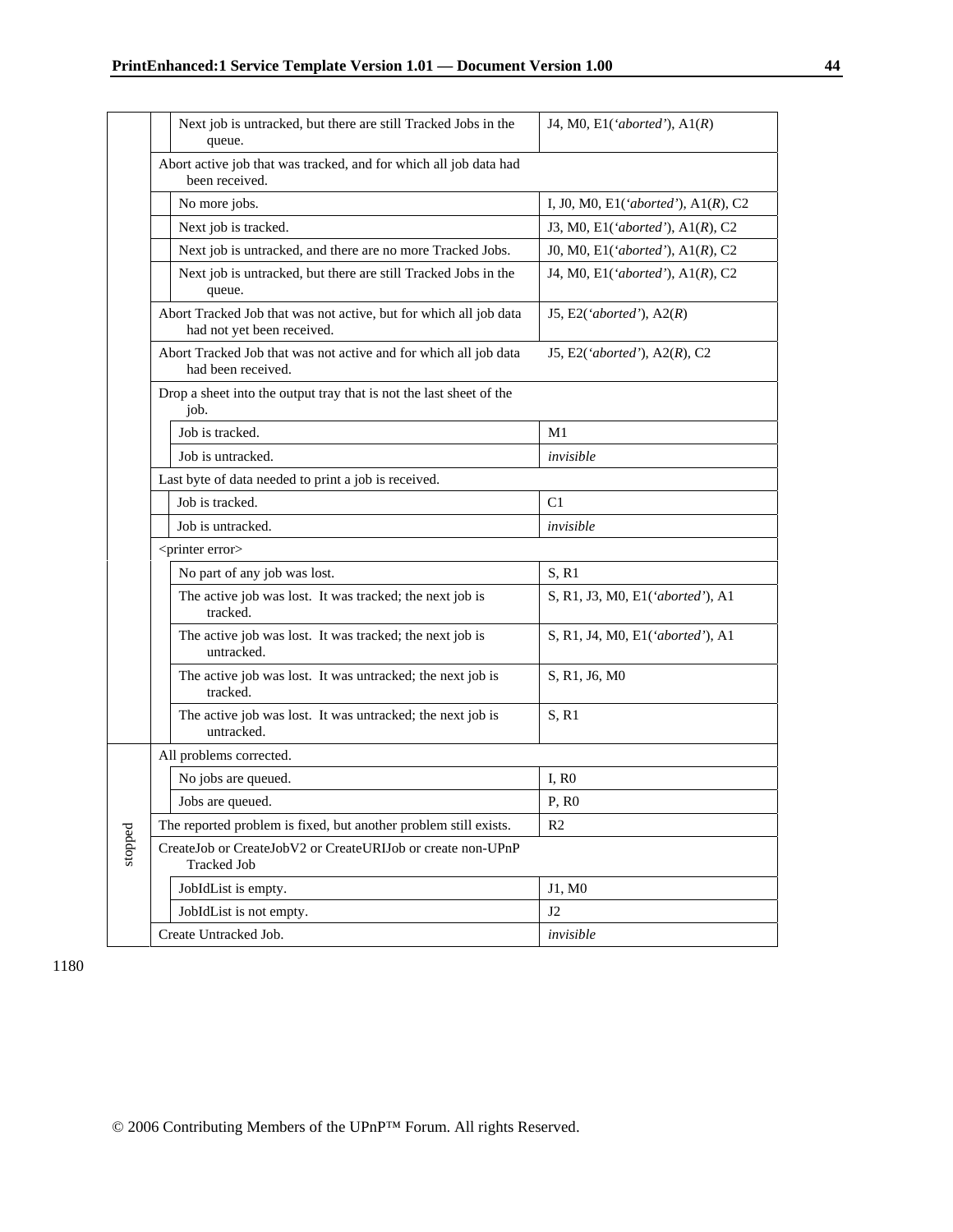| State | Event | | Actions |
|---|---|---|---|
| | | Next job is untracked, but there are still Tracked Jobs in the queue. | J4, M0, E1(*'aborted'*), A1(*R*) |
| | Abort active job that was tracked, and for which all job data had been received. | | |
| | | No more jobs. | I, J0, M0, E1(*'aborted'*), A1(*R*), C2 |
| | | Next job is tracked. | J3, M0, E1(*'aborted'*), A1(*R*), C2 |
| | | Next job is untracked, and there are no more Tracked Jobs. | J0, M0, E1(*'aborted'*), A1(*R*), C2 |
| | | Next job is untracked, but there are still Tracked Jobs in the queue. | J4, M0, E1(*'aborted'*), A1(*R*), C2 |
| | Abort Tracked Job that was not active, but for which all job data had not yet been received. | | J5, E2(*'aborted'*), A2(*R*) |
| | Abort Tracked Job that was not active and for which all job data had been received. | | J5, E2(*'aborted'*), A2(*R*), C2 |
| | Drop a sheet into the output tray that is not the last sheet of the job. | | |
| | | Job is tracked. | M1 |
| | | Job is untracked. | *invisible* |
| | Last byte of data needed to print a job is received. | | |
| | | Job is tracked. | C1 |
| | | Job is untracked. | *invisible* |
| | <printer error> | | |
| | | No part of any job was lost. | S, R1 |
| | | The active job was lost. It was tracked; the next job is tracked. | S, R1, J3, M0, E1(*'aborted'*), A1 |
| | | The active job was lost. It was tracked; the next job is untracked. | S, R1, J4, M0, E1(*'aborted'*), A1 |
| | | The active job was lost. It was untracked; the next job is tracked. | S, R1, J6, M0 |
| | | The active job was lost. It was untracked; the next job is untracked. | S, R1 |
| stopped | All problems corrected. | | |
| | | No jobs are queued. | I, R0 |
| | | Jobs are queued. | P, R0 |
| | The reported problem is fixed, but another problem still exists. | | R2 |
| | CreateJob or CreateJobV2 or CreateURIJob or create non-UPnP Tracked Job | | |
| | | JobIdList is empty. | J1, M0 |
| | | JobIdList is not empty. | J2 |
| | Create Untracked Job. | | *invisible* |

1180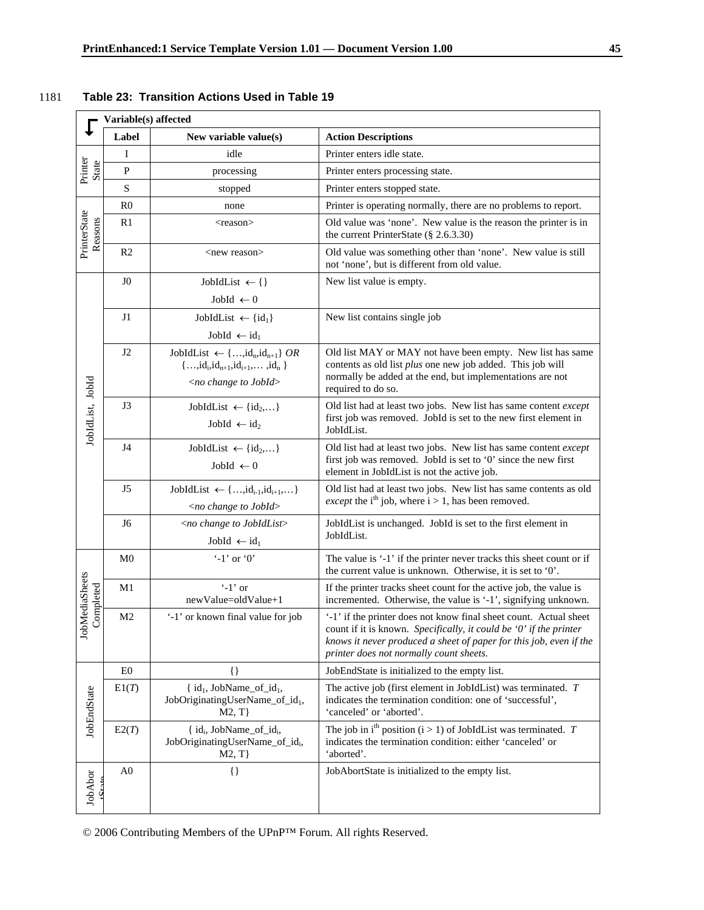1181 **Table 23: Transition Actions Used in Table 19**

| Variable(s) affected | Label | New variable value(s) | Action Descriptions |
|---|---|---|---|
| PrinterState | I | idle | Printer enters idle state. |
| | P | processing | Printer enters processing state. |
| | S | stopped | Printer enters stopped state. |
| PrinterState Reasons | R0 | none | Printer is operating normally, there are no problems to report. |
| | R1 | <reason> | Old value was 'none'. New value is the reason the printer is in the current PrinterState (§ 2.6.3.30) |
| | R2 | <new reason> | Old value was something other than 'none'. New value is still not 'none', but is different from old value. |
| JobIdList, JobId | J0 | JobIdList $\leftarrow$ {}<br>JobId $\leftarrow$ 0 | New list value is empty. |
| | J1 | JobIdList $\leftarrow \{id_1\}$<br>JobId $\leftarrow id_1$ | New list contains single job |
| | J2 | JobIdList $\leftarrow \{\ldots,id_n,id_{n+1}\}$ *OR* $\{\ldots,id_i,id_{n+1},id_{i+1},\ldots,id_n\}$<br>*<no change to JobId>* | Old list MAY or MAY not have been empty. New list has same contents as old list *plus* one new job added. This job will normally be added at the end, but implementations are not required to do so. |
| | J3 | JobIdList $\leftarrow \{id_2,\ldots\}$<br>JobId $\leftarrow id_2$ | Old list had at least two jobs. New list has same content *except* first job was removed. JobId is set to the new first element in JobIdList. |
| | J4 | JobIdList $\leftarrow \{id_2,\ldots\}$<br>JobId $\leftarrow$ 0 | Old list had at least two jobs. New list has same content *except* first job was removed. JobId is set to '0' since the new first element in JobIdList is not the active job. |
| | J5 | JobIdList $\leftarrow \{\ldots,id_{i-1},id_{i+1},\ldots\}$<br>*<no change to JobId>* | Old list had at least two jobs. New list has same contents as old *except* the i[th] job, where i > 1, has been removed. |
| | J6 | *<no change to JobIdList>*<br>JobId $\leftarrow id_1$ | JobIdList is unchanged. JobId is set to the first element in JobIdList. |
| JobMediaSheets Completed | M0 | '-1' or '0' | The value is '-1' if the printer never tracks this sheet count or if the current value is unknown. Otherwise, it is set to '0'. |
| | M1 | '-1' or newValue=oldValue+1 | If the printer tracks sheet count for the active job, the value is incremented. Otherwise, the value is '-1', signifying unknown. |
| | M2 | '-1' or known final value for job | '-1' if the printer does not know final sheet count. Actual sheet count if it is known. *Specifically, it could be '0' if the printer knows it never produced a sheet of paper for this job, even if the printer does not normally count sheets.* |
| JobEndState | E0 | {} | JobEndState is initialized to the empty list. |
| | E1(*T*) | { $id_1$, JobName_of_$id_1$, JobOriginatingUserName_of_$id_1$, M2, T} | The active job (first element in JobIdList) was terminated. *T* indicates the termination condition: one of 'successful', 'canceled' or 'aborted'. |
| | E2(*T*) | { $id_i$, JobName_of_$id_i$, JobOriginatingUserName_of_$id_i$, M2, T} | The job in i[th] position (i > 1) of JobIdList was terminated. *T* indicates the termination condition: either 'canceled' or 'aborted'. |
| JobAbortState | A0 | {} | JobAbortState is initialized to the empty list. |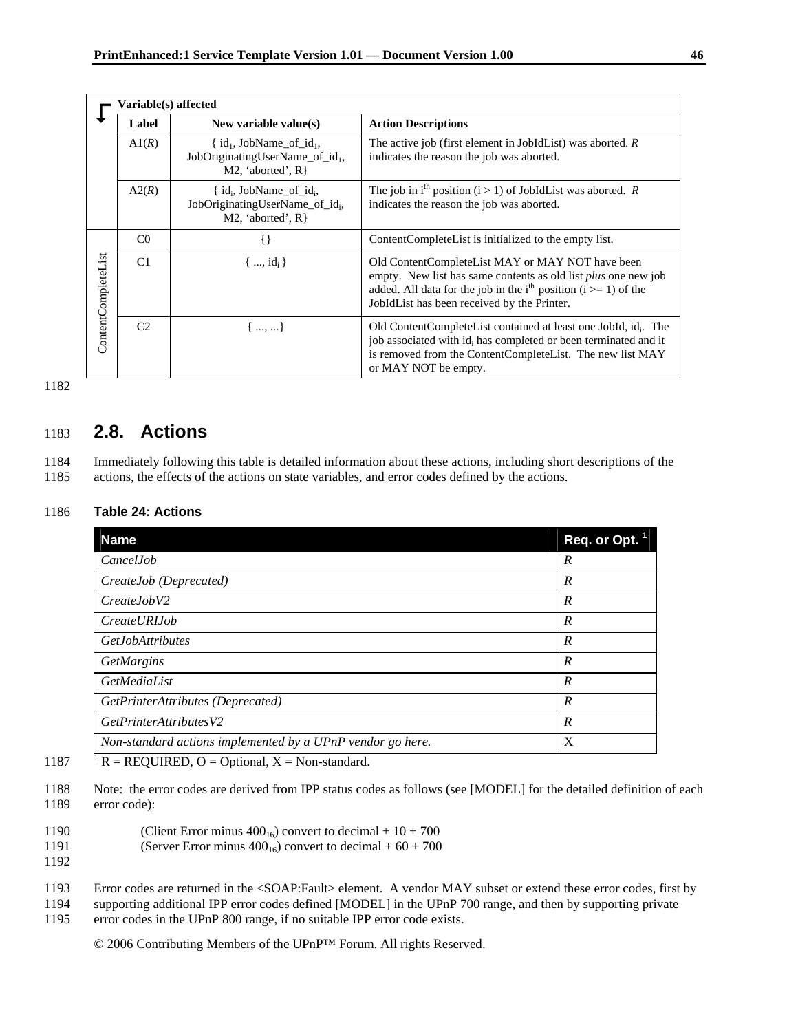| | Variable(s) affected | | |
|---|---|---|---|
| | **Label** | **New variable value(s)** | **Action Descriptions** |
| | A1(*R*) | { $id_1$, JobName_of_$id_1$, JobOriginatingUserName_of_$id_1$, M2, 'aborted', R} | The active job (first element in JobIdList) was aborted. *R* indicates the reason the job was aborted. |
| | A2(*R*) | { $id_i$, JobName_of_$id_i$, JobOriginatingUserName_of_$id_i$, M2, 'aborted', R} | The job in $i^{th}$ position (i > 1) of JobIdList was aborted. *R* indicates the reason the job was aborted. |
| ContentCompleteList | C0 | {} | ContentCompleteList is initialized to the empty list. |
| ContentCompleteList | C1 | { ..., $id_i$ } | Old ContentCompleteList MAY or MAY NOT have been empty. New list has same contents as old list *plus* one new job added. All data for the job in the $i^{th}$ position (i >= 1) of the JobIdList has been received by the Printer. |
| ContentCompleteList | C2 | { ..., ...} | Old ContentCompleteList contained at least one JobId, $id_i$. The job associated with $id_i$ has completed or been terminated and it is removed from the ContentCompleteList. The new list MAY or MAY NOT be empty. |

## 2.8. Actions

Immediately following this table is detailed information about these actions, including short descriptions of the actions, the effects of the actions on state variables, and error codes defined by the actions.

**Table 24: Actions**

| Name | Req. or Opt. [1] |
|---|---|
| *CancelJob* | *R* |
| *CreateJob (Deprecated)* | *R* |
| *CreateJobV2* | *R* |
| *CreateURIJob* | *R* |
| *GetJobAttributes* | *R* |
| *GetMargins* | *R* |
| *GetMediaList* | *R* |
| *GetPrinterAttributes (Deprecated)* | *R* |
| *GetPrinterAttributesV2* | *R* |
| *Non-standard actions implemented by a UPnP vendor go here.* | X |

[1] R = REQUIRED, O = Optional, X = Non-standard.

Note: the error codes are derived from IPP status codes as follows (see [MODEL] for the detailed definition of each error code):

(Client Error minus $400_{16}$) convert to decimal + 10 + 700
(Server Error minus $400_{16}$) convert to decimal + 60 + 700

Error codes are returned in the <SOAP:Fault> element. A vendor MAY subset or extend these error codes, first by supporting additional IPP error codes defined [MODEL] in the UPnP 700 range, and then by supporting private error codes in the UPnP 800 range, if no suitable IPP error code exists.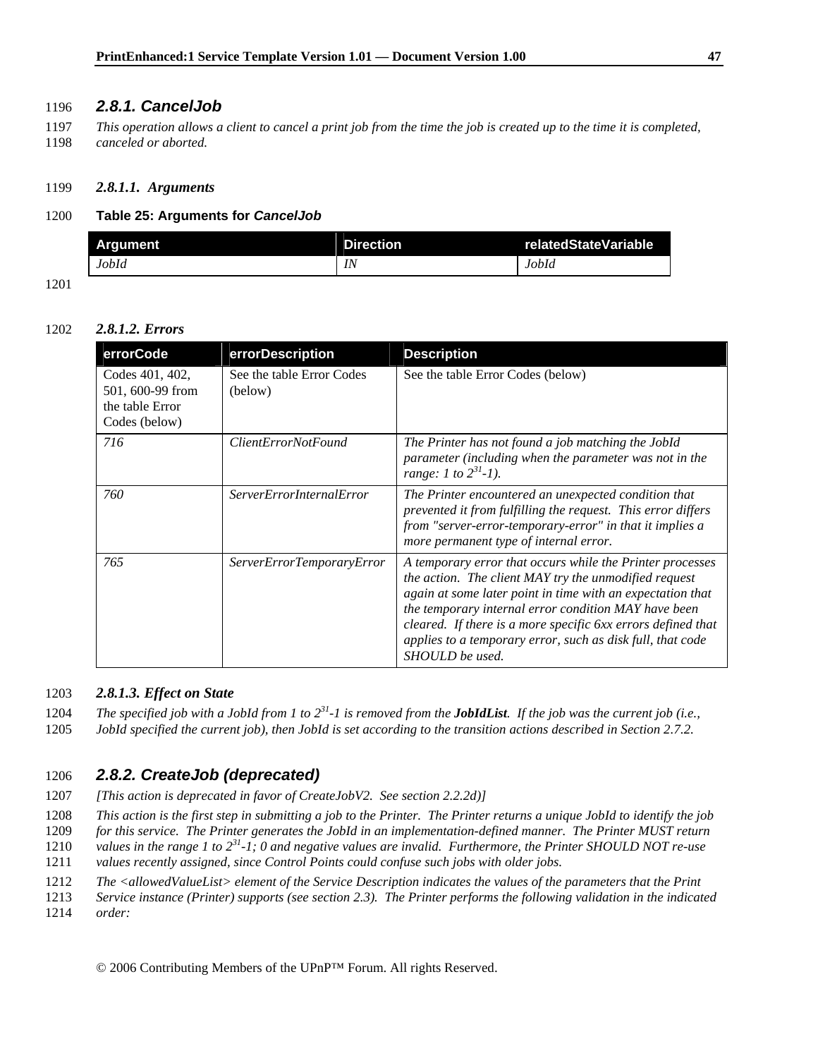### *2.8.1. CancelJob*

*This operation allows a client to cancel a print job from the time the job is created up to the time it is completed, canceled or aborted.*

#### *2.8.1.1. Arguments*

**Table 25: Arguments for *CancelJob***

| Argument | Direction | relatedStateVariable |
|---|---|---|
| *JobId* | *IN* | *JobId* |

#### *2.8.1.2. Errors*

| errorCode | errorDescription | Description |
|---|---|---|
| Codes 401, 402, 501, 600-99 from the table Error Codes (below) | See the table Error Codes (below) | See the table Error Codes (below) |
| *716* | *ClientErrorNotFound* | *The Printer has not found a job matching the JobId parameter (including when the parameter was not in the range: 1 to $2^{31}$-1).* |
| *760* | *ServerErrorInternalError* | *The Printer encountered an unexpected condition that prevented it from fulfilling the request. This error differs from "server-error-temporary-error" in that it implies a more permanent type of internal error.* |
| *765* | *ServerErrorTemporaryError* | *A temporary error that occurs while the Printer processes the action. The client MAY try the unmodified request again at some later point in time with an expectation that the temporary internal error condition MAY have been cleared. If there is a more specific 6xx errors defined that applies to a temporary error, such as disk full, that code SHOULD be used.* |

#### *2.8.1.3. Effect on State*

*The specified job with a JobId from 1 to $2^{31}$-1 is removed from the **JobIdList**. If the job was the current job (i.e., JobId specified the current job), then JobId is set according to the transition actions described in Section 2.7.2.*

### *2.8.2. CreateJob (deprecated)*

*[This action is deprecated in favor of CreateJobV2. See section 2.2.2d)]*

*This action is the first step in submitting a job to the Printer. The Printer returns a unique JobId to identify the job for this service. The Printer generates the JobId in an implementation-defined manner. The Printer MUST return values in the range 1 to $2^{31}$-1; 0 and negative values are invalid. Furthermore, the Printer SHOULD NOT re-use values recently assigned, since Control Points could confuse such jobs with older jobs.*

*The <allowedValueList> element of the Service Description indicates the values of the parameters that the Print Service instance (Printer) supports (see section 2.3). The Printer performs the following validation in the indicated order:*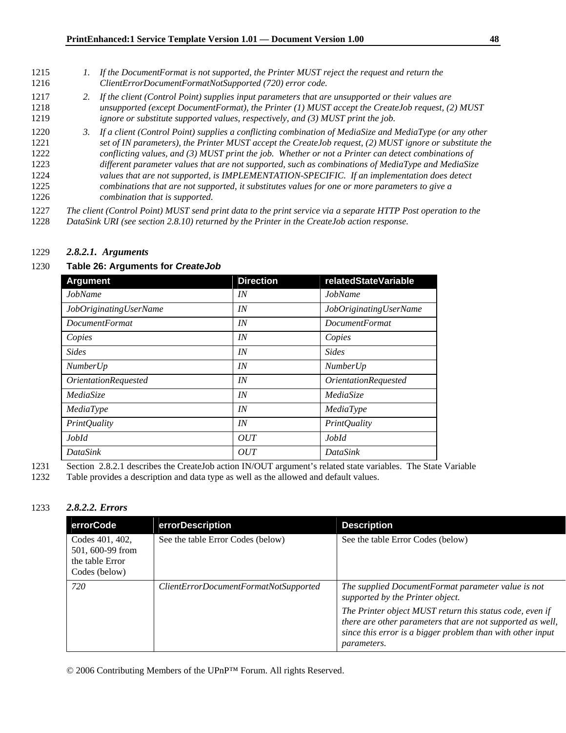1. *If the DocumentFormat is not supported, the Printer MUST reject the request and return the ClientErrorDocumentFormatNotSupported (720) error code.*
2. *If the client (Control Point) supplies input parameters that are unsupported or their values are unsupported (except DocumentFormat), the Printer (1) MUST accept the CreateJob request, (2) MUST ignore or substitute supported values, respectively, and (3) MUST print the job.*
3. *If a client (Control Point) supplies a conflicting combination of MediaSize and MediaType (or any other set of IN parameters), the Printer MUST accept the CreateJob request, (2) MUST ignore or substitute the conflicting values, and (3) MUST print the job. Whether or not a Printer can detect combinations of different parameter values that are not supported, such as combinations of MediaType and MediaSize values that are not supported, is IMPLEMENTATION-SPECIFIC. If an implementation does detect combinations that are not supported, it substitutes values for one or more parameters to give a combination that is supported.*

*The client (Control Point) MUST send print data to the print service via a separate HTTP Post operation to the DataSink URI (see section 2.8.10) returned by the Printer in the CreateJob action response.*

### 2.8.2.1. Arguments

**Table 26: Arguments for *CreateJob***

| Argument | Direction | relatedStateVariable |
|---|---|---|
| *JobName* | *IN* | *JobName* |
| *JobOriginatingUserName* | *IN* | *JobOriginatingUserName* |
| *DocumentFormat* | *IN* | *DocumentFormat* |
| *Copies* | *IN* | *Copies* |
| *Sides* | *IN* | *Sides* |
| *NumberUp* | *IN* | *NumberUp* |
| *OrientationRequested* | *IN* | *OrientationRequested* |
| *MediaSize* | *IN* | *MediaSize* |
| *MediaType* | *IN* | *MediaType* |
| *PrintQuality* | *IN* | *PrintQuality* |
| *JobId* | *OUT* | *JobId* |
| *DataSink* | *OUT* | *DataSink* |

Section 2.8.2.1 describes the CreateJob action IN/OUT argument's related state variables. The State Variable Table provides a description and data type as well as the allowed and default values.

### 2.8.2.2. Errors

| errorCode | errorDescription | Description |
|---|---|---|
| Codes 401, 402, 501, 600-99 from the table Error Codes (below) | See the table Error Codes (below) | See the table Error Codes (below) |
| *720* | *ClientErrorDocumentFormatNotSupported* | *The supplied DocumentFormat parameter value is not supported by the Printer object.* *The Printer object MUST return this status code, even if there are other parameters that are not supported as well, since this error is a bigger problem than with other input parameters.* |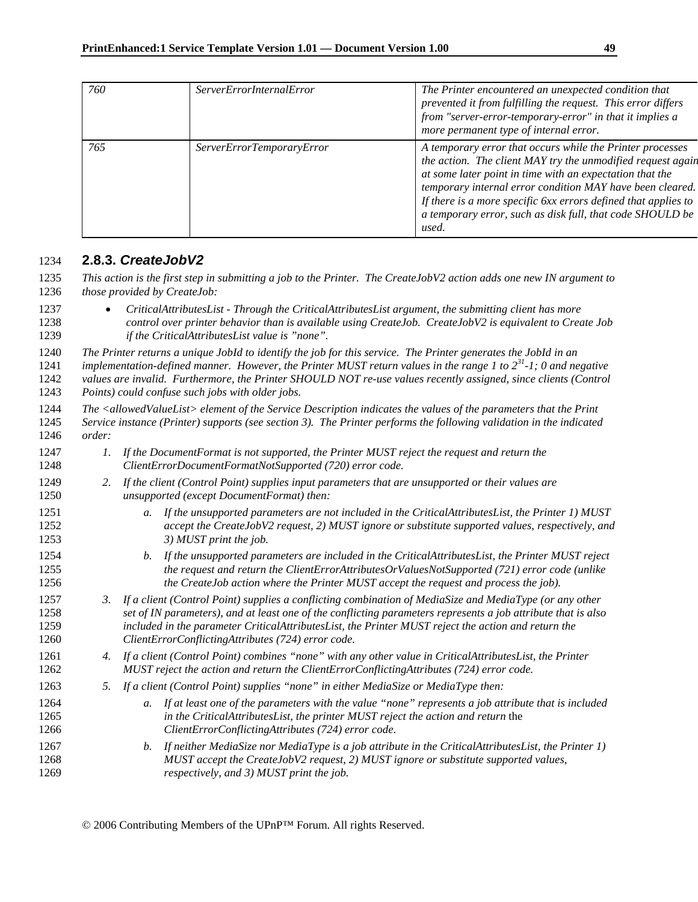| 760 | ServerErrorInternalError | The Printer encountered an unexpected condition that prevented it from fulfilling the request. This error differs from "server-error-temporary-error" in that it implies a more permanent type of internal error. |
|---|---|---|
| 765 | ServerErrorTemporaryError | A temporary error that occurs while the Printer processes the action. The client MAY try the unmodified request again at some later point in time with an expectation that the temporary internal error condition MAY have been cleared. If there is a more specific 6xx errors defined that applies to a temporary error, such as disk full, that code SHOULD be used. |

### 2.8.3. *CreateJobV2*

*This action is the first step in submitting a job to the Printer. The CreateJobV2 action adds one new IN argument to those provided by CreateJob:*

- *CriticalAttributesList - Through the CriticalAttributesList argument, the submitting client has more control over printer behavior than is available using CreateJob. CreateJobV2 is equivalent to Create Job if the CriticalAttributesList value is "none".*

*The Printer returns a unique JobId to identify the job for this service. The Printer generates the JobId in an implementation-defined manner. However, the Printer MUST return values in the range 1 to $2^{31}$-1; 0 and negative values are invalid. Furthermore, the Printer SHOULD NOT re-use values recently assigned, since clients (Control Points) could confuse such jobs with older jobs.*

*The <allowedValueList> element of the Service Description indicates the values of the parameters that the Print Service instance (Printer) supports (see section 3). The Printer performs the following validation in the indicated order:*

1. *If the DocumentFormat is not supported, the Printer MUST reject the request and return the ClientErrorDocumentFormatNotSupported (720) error code.*
2. *If the client (Control Point) supplies input parameters that are unsupported or their values are unsupported (except DocumentFormat) then:*
   a. *If the unsupported parameters are not included in the CriticalAttributesList, the Printer 1) MUST accept the CreateJobV2 request, 2) MUST ignore or substitute supported values, respectively, and 3) MUST print the job.*
   b. *If the unsupported parameters are included in the CriticalAttributesList, the Printer MUST reject the request and return the ClientErrorAttributesOrValuesNotSupported (721) error code (unlike the CreateJob action where the Printer MUST accept the request and process the job).*
3. *If a client (Control Point) supplies a conflicting combination of MediaSize and MediaType (or any other set of IN parameters), and at least one of the conflicting parameters represents a job attribute that is also included in the parameter CriticalAttributesList, the Printer MUST reject the action and return the ClientErrorConflictingAttributes (724) error code.*
4. *If a client (Control Point) combines "none" with any other value in CriticalAttributesList, the Printer MUST reject the action and return the ClientErrorConflictingAttributes (724) error code.*
5. *If a client (Control Point) supplies "none" in either MediaSize or MediaType then:*
   a. *If at least one of the parameters with the value "none" represents a job attribute that is included in the CriticalAttributesList, the printer MUST reject the action and return* the *ClientErrorConflictingAttributes (724) error code.*
   b. *If neither MediaSize nor MediaType is a job attribute in the CriticalAttributesList, the Printer 1) MUST accept the CreateJobV2 request, 2) MUST ignore or substitute supported values, respectively, and 3) MUST print the job.*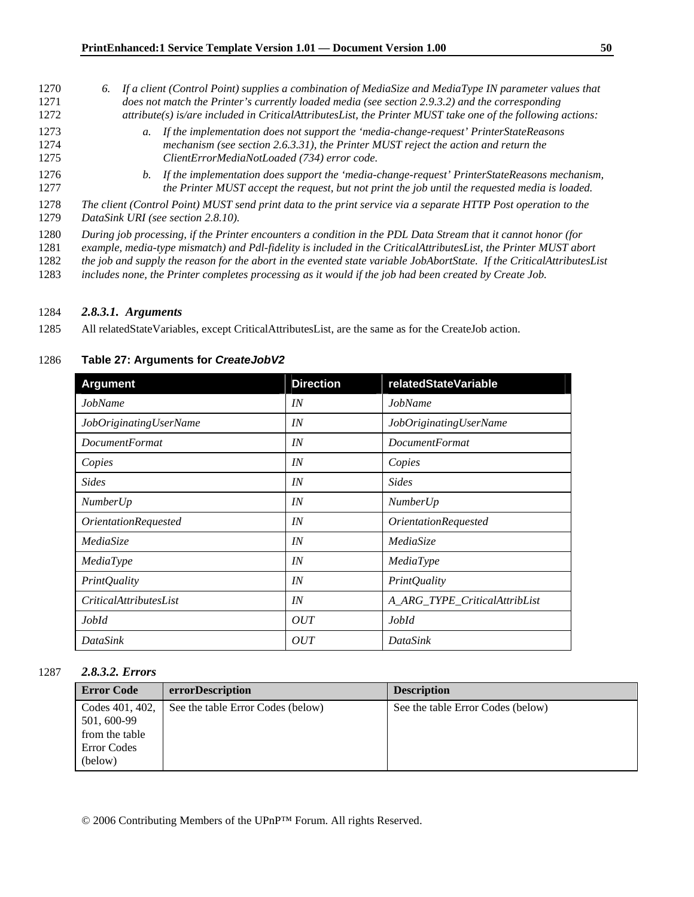6. *If a client (Control Point) supplies a combination of MediaSize and MediaType IN parameter values that does not match the Printer's currently loaded media (see section 2.9.3.2) and the corresponding attribute(s) is/are included in CriticalAttributesList, the Printer MUST take one of the following actions:*
   a. *If the implementation does not support the 'media-change-request' PrinterStateReasons mechanism (see section 2.6.3.31), the Printer MUST reject the action and return the ClientErrorMediaNotLoaded (734) error code.*
   b. *If the implementation does support the 'media-change-request' PrinterStateReasons mechanism, the Printer MUST accept the request, but not print the job until the requested media is loaded.*

*The client (Control Point) MUST send print data to the print service via a separate HTTP Post operation to the DataSink URI (see section 2.8.10).*

*During job processing, if the Printer encounters a condition in the PDL Data Stream that it cannot honor (for example, media-type mismatch) and Pdl-fidelity is included in the CriticalAttributesList, the Printer MUST abort the job and supply the reason for the abort in the evented state variable JobAbortState. If the CriticalAttributesList includes none, the Printer completes processing as it would if the job had been created by Create Job.*

#### ***2.8.3.1. Arguments***

All relatedStateVariables, except CriticalAttributesList, are the same as for the CreateJob action.

**Table 27: Arguments for *CreateJobV2***

| Argument | Direction | relatedStateVariable |
|---|---|---|
| *JobName* | *IN* | *JobName* |
| *JobOriginatingUserName* | *IN* | *JobOriginatingUserName* |
| *DocumentFormat* | *IN* | *DocumentFormat* |
| *Copies* | *IN* | *Copies* |
| *Sides* | *IN* | *Sides* |
| *NumberUp* | *IN* | *NumberUp* |
| *OrientationRequested* | *IN* | *OrientationRequested* |
| *MediaSize* | *IN* | *MediaSize* |
| *MediaType* | *IN* | *MediaType* |
| *PrintQuality* | *IN* | *PrintQuality* |
| *CriticalAttributesList* | *IN* | *A_ARG_TYPE_CriticalAttribList* |
| *JobId* | *OUT* | *JobId* |
| *DataSink* | *OUT* | *DataSink* |

#### ***2.8.3.2. Errors***

| Error Code | errorDescription | Description |
|---|---|---|
| Codes 401, 402, 501, 600-99 from the table Error Codes (below) | See the table Error Codes (below) | See the table Error Codes (below) |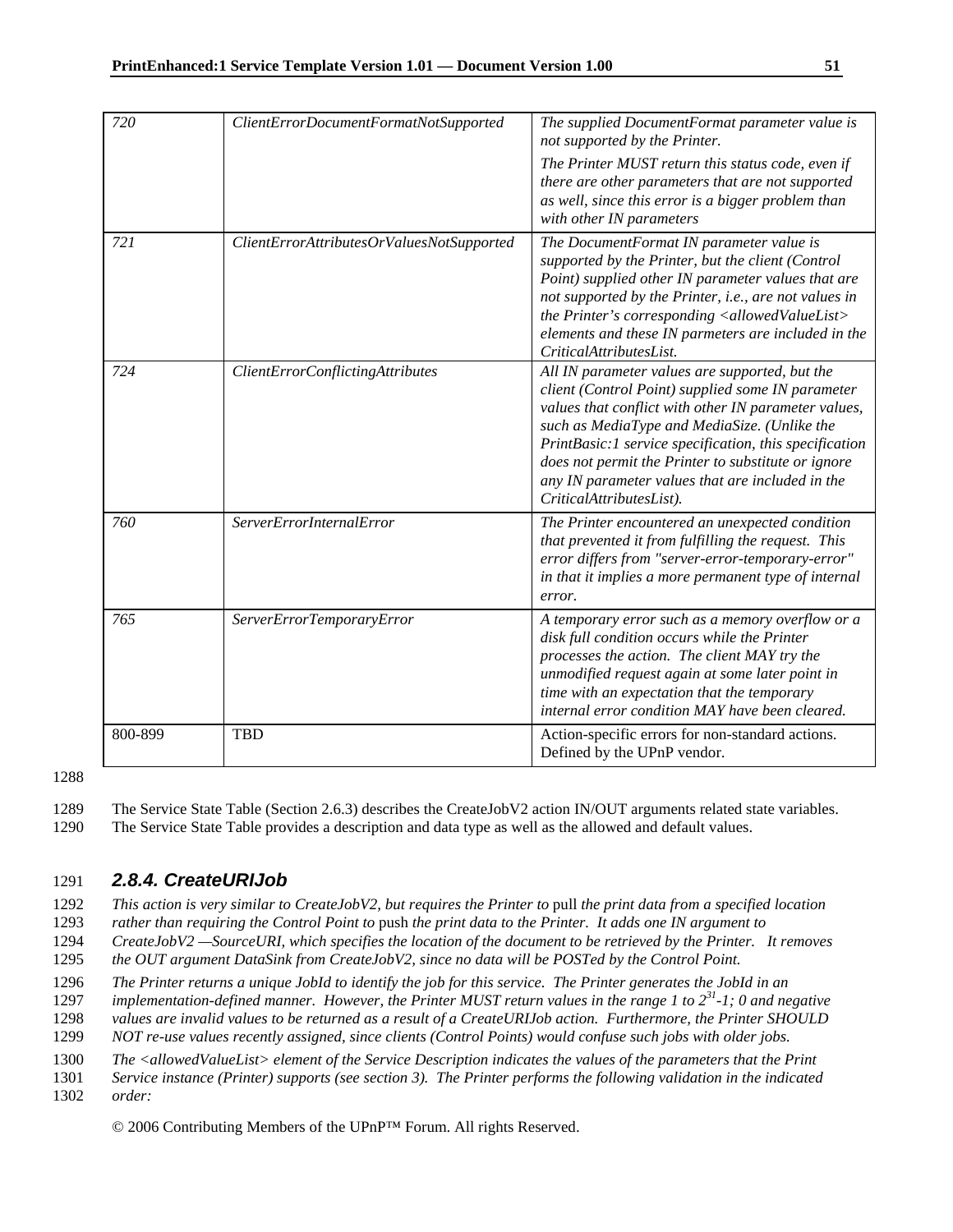| | | |
|---|---|---|
| *720* | *ClientErrorDocumentFormatNotSupported* | *The supplied DocumentFormat parameter value is not supported by the Printer.*<br><br>*The Printer MUST return this status code, even if there are other parameters that are not supported as well, since this error is a bigger problem than with other IN parameters* |
| *721* | *ClientErrorAttributesOrValuesNotSupported* | *The DocumentFormat IN parameter value is supported by the Printer, but the client (Control Point) supplied other IN parameter values that are not supported by the Printer, i.e., are not values in the Printer's corresponding <allowedValueList> elements and these IN parmeters are included in the CriticalAttributesList.* |
| *724* | *ClientErrorConflictingAttributes* | *All IN parameter values are supported, but the client (Control Point) supplied some IN parameter values that conflict with other IN parameter values, such as MediaType and MediaSize. (Unlike the PrintBasic:1 service specification, this specification does not permit the Printer to substitute or ignore any IN parameter values that are included in the CriticalAttributesList).* |
| *760* | *ServerErrorInternalError* | *The Printer encountered an unexpected condition that prevented it from fulfilling the request. This error differs from "server-error-temporary-error" in that it implies a more permanent type of internal error.* |
| *765* | *ServerErrorTemporaryError* | *A temporary error such as a memory overflow or a disk full condition occurs while the Printer processes the action. The client MAY try the unmodified request again at some later point in time with an expectation that the temporary internal error condition MAY have been cleared.* |
| 800-899 | TBD | Action-specific errors for non-standard actions. Defined by the UPnP vendor. |

1288

1289 The Service State Table (Section 2.6.3) describes the CreateJobV2 action IN/OUT arguments related state variables.
1290 The Service State Table provides a description and data type as well as the allowed and default values.

### 1291 2.8.4. CreateURIJob

1292 *This action is very similar to CreateJobV2, but requires the Printer to* pull *the print data from a specified location*
1293 *rather than requiring the Control Point to* push *the print data to the Printer. It adds one IN argument to*
1294 *CreateJobV2 —SourceURI, which specifies the location of the document to be retrieved by the Printer. It removes*
1295 *the OUT argument DataSink from CreateJobV2, since no data will be POSTed by the Control Point.*

1296 *The Printer returns a unique JobId to identify the job for this service. The Printer generates the JobId in an*
1297 *implementation-defined manner. However, the Printer MUST return values in the range 1 to $2^{31}$-1; 0 and negative*
1298 *values are invalid values to be returned as a result of a CreateURIJob action. Furthermore, the Printer SHOULD*
1299 *NOT re-use values recently assigned, since clients (Control Points) would confuse such jobs with older jobs.*

1300 *The <allowedValueList> element of the Service Description indicates the values of the parameters that the Print*
1301 *Service instance (Printer) supports (see section 3). The Printer performs the following validation in the indicated*
1302 *order:*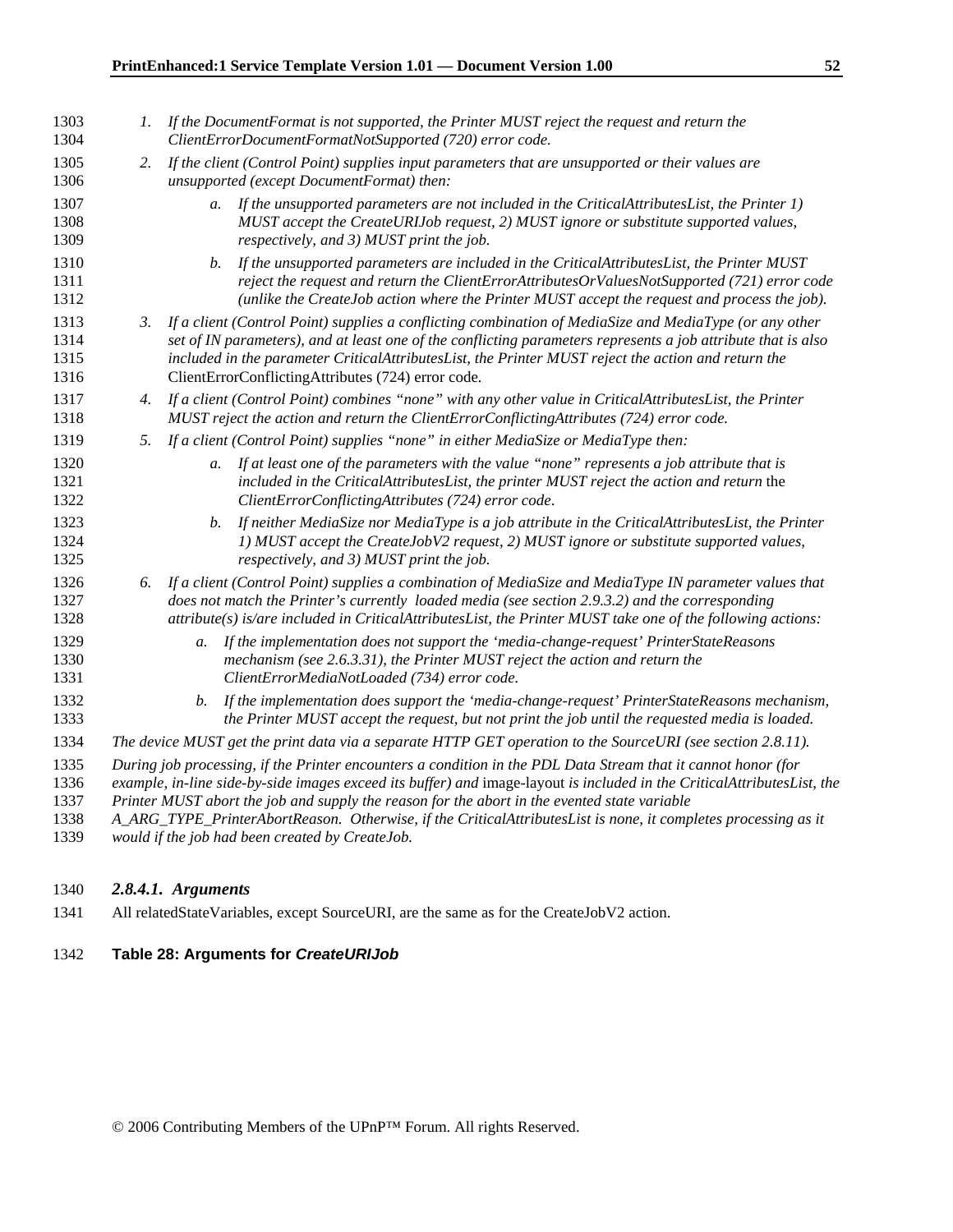1. *If the DocumentFormat is not supported, the Printer MUST reject the request and return the ClientErrorDocumentFormatNotSupported (720) error code.*
2. *If the client (Control Point) supplies input parameters that are unsupported or their values are unsupported (except DocumentFormat) then:*
    a. *If the unsupported parameters are not included in the CriticalAttributesList, the Printer 1) MUST accept the CreateURIJob request, 2) MUST ignore or substitute supported values, respectively, and 3) MUST print the job.*
    b. *If the unsupported parameters are included in the CriticalAttributesList, the Printer MUST reject the request and return the ClientErrorAttributesOrValuesNotSupported (721) error code (unlike the CreateJob action where the Printer MUST accept the request and process the job).*
3. *If a client (Control Point) supplies a conflicting combination of MediaSize and MediaType (or any other set of IN parameters), and at least one of the conflicting parameters represents a job attribute that is also included in the parameter CriticalAttributesList, the Printer MUST reject the action and return the* ClientErrorConflictingAttributes (724) error code.
4. *If a client (Control Point) combines "none" with any other value in CriticalAttributesList, the Printer MUST reject the action and return the ClientErrorConflictingAttributes (724) error code.*
5. *If a client (Control Point) supplies "none" in either MediaSize or MediaType then:*
    a. *If at least one of the parameters with the value "none" represents a job attribute that is included in the CriticalAttributesList, the printer MUST reject the action and return* the *ClientErrorConflictingAttributes (724) error code*.
    b. *If neither MediaSize nor MediaType is a job attribute in the CriticalAttributesList, the Printer 1) MUST accept the CreateJobV2 request, 2) MUST ignore or substitute supported values, respectively, and 3) MUST print the job.*
6. *If a client (Control Point) supplies a combination of MediaSize and MediaType IN parameter values that does not match the Printer's currently loaded media (see section 2.9.3.2) and the corresponding attribute(s) is/are included in CriticalAttributesList, the Printer MUST take one of the following actions:*
    a. *If the implementation does not support the 'media-change-request' PrinterStateReasons mechanism (see 2.6.3.31), the Printer MUST reject the action and return the ClientErrorMediaNotLoaded (734) error code.*
    b. *If the implementation does support the 'media-change-request' PrinterStateReasons mechanism, the Printer MUST accept the request, but not print the job until the requested media is loaded.*

*The device MUST get the print data via a separate HTTP GET operation to the SourceURI (see section 2.8.11).*

*During job processing, if the Printer encounters a condition in the PDL Data Stream that it cannot honor (for example, in-line side-by-side images exceed its buffer) and* image-layout *is included in the CriticalAttributesList, the Printer MUST abort the job and supply the reason for the abort in the evented state variable A_ARG_TYPE_PrinterAbortReason. Otherwise, if the CriticalAttributesList is none, it completes processing as it would if the job had been created by CreateJob.*

### *2.8.4.1. Arguments*

All relatedStateVariables, except SourceURI, are the same as for the CreateJobV2 action.

**Table 28: Arguments for *CreateURIJob***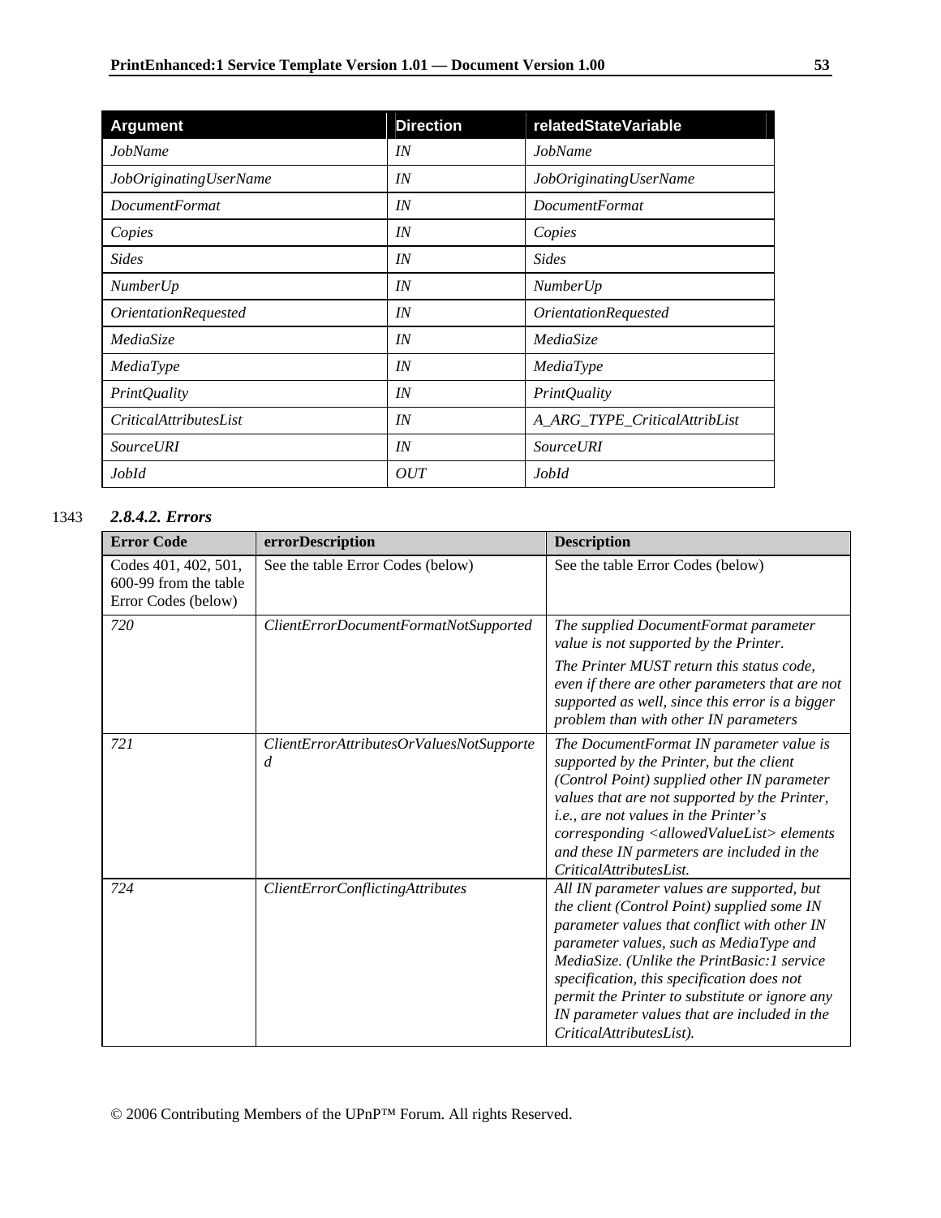| Argument | Direction | relatedStateVariable |
| --- | --- | --- |
| *JobName* | *IN* | *JobName* |
| *JobOriginatingUserName* | *IN* | *JobOriginatingUserName* |
| *DocumentFormat* | *IN* | *DocumentFormat* |
| *Copies* | *IN* | *Copies* |
| *Sides* | *IN* | *Sides* |
| *NumberUp* | *IN* | *NumberUp* |
| *OrientationRequested* | *IN* | *OrientationRequested* |
| *MediaSize* | *IN* | *MediaSize* |
| *MediaType* | *IN* | *MediaType* |
| *PrintQuality* | *IN* | *PrintQuality* |
| *CriticalAttributesList* | *IN* | *A_ARG_TYPE_CriticalAttribList* |
| *SourceURI* | *IN* | *SourceURI* |
| *JobId* | *OUT* | *JobId* |

#### 2.8.4.2. Errors

| Error Code | errorDescription | Description |
| --- | --- | --- |
| Codes 401, 402, 501, 600-99 from the table Error Codes (below) | See the table Error Codes (below) | See the table Error Codes (below) |
| *720* | *ClientErrorDocumentFormatNotSupported* | *The supplied DocumentFormat parameter value is not supported by the Printer.* *The Printer MUST return this status code, even if there are other parameters that are not supported as well, since this error is a bigger problem than with other IN parameters* |
| *721* | *ClientErrorAttributesOrValuesNotSupported* | *The DocumentFormat IN parameter value is supported by the Printer, but the client (Control Point) supplied other IN parameter values that are not supported by the Printer, i.e., are not values in the Printer's corresponding <allowedValueList> elements and these IN parmeters are included in the CriticalAttributesList.* |
| *724* | *ClientErrorConflictingAttributes* | *All IN parameter values are supported, but the client (Control Point) supplied some IN parameter values that conflict with other IN parameter values, such as MediaType and MediaSize. (Unlike the PrintBasic:1 service specification, this specification does not permit the Printer to substitute or ignore any IN parameter values that are included in the CriticalAttributesList).* |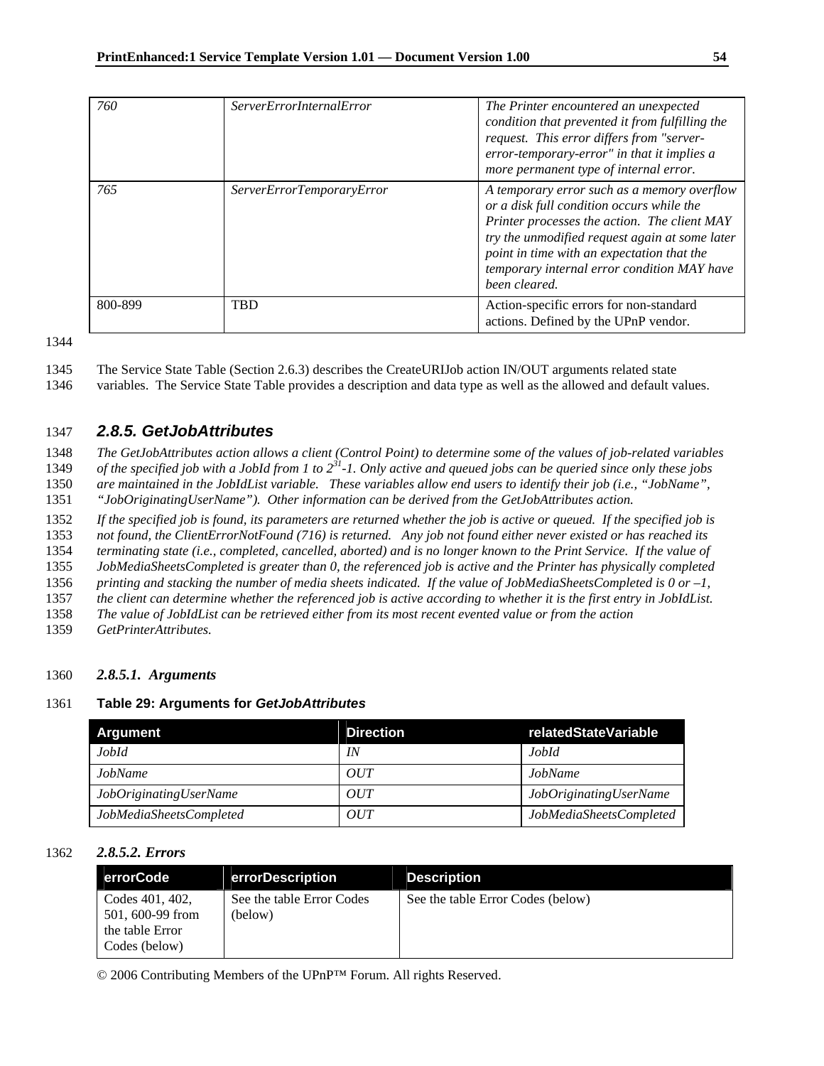| | | |
|---|---|---|
| *760* | *ServerErrorInternalError* | *The Printer encountered an unexpected condition that prevented it from fulfilling the request. This error differs from "server-error-temporary-error" in that it implies a more permanent type of internal error.* |
| *765* | *ServerErrorTemporaryError* | *A temporary error such as a memory overflow or a disk full condition occurs while the Printer processes the action. The client MAY try the unmodified request again at some later point in time with an expectation that the temporary internal error condition MAY have been cleared.* |
| 800-899 | TBD | Action-specific errors for non-standard actions. Defined by the UPnP vendor. |

The Service State Table (Section 2.6.3) describes the CreateURIJob action IN/OUT arguments related state variables. The Service State Table provides a description and data type as well as the allowed and default values.

### *2.8.5. GetJobAttributes*

*The GetJobAttributes action allows a client (Control Point) to determine some of the values of job-related variables of the specified job with a JobId from 1 to $2^{31}$-1. Only active and queued jobs can be queried since only these jobs are maintained in the JobIdList variable. These variables allow end users to identify their job (i.e., "JobName", "JobOriginatingUserName"). Other information can be derived from the GetJobAttributes action.*

*If the specified job is found, its parameters are returned whether the job is active or queued. If the specified job is not found, the ClientErrorNotFound (716) is returned. Any job not found either never existed or has reached its terminating state (i.e., completed, cancelled, aborted) and is no longer known to the Print Service. If the value of JobMediaSheetsCompleted is greater than 0, the referenced job is active and the Printer has physically completed printing and stacking the number of media sheets indicated. If the value of JobMediaSheetsCompleted is 0 or –1, the client can determine whether the referenced job is active according to whether it is the first entry in JobIdList. The value of JobIdList can be retrieved either from its most recent evented value or from the action GetPrinterAttributes.*

#### *2.8.5.1. Arguments*

**Table 29: Arguments for *GetJobAttributes***

| Argument | Direction | relatedStateVariable |
|---|---|---|
| *JobId* | *IN* | *JobId* |
| *JobName* | *OUT* | *JobName* |
| *JobOriginatingUserName* | *OUT* | *JobOriginatingUserName* |
| *JobMediaSheetsCompleted* | *OUT* | *JobMediaSheetsCompleted* |

#### *2.8.5.2. Errors*

| errorCode | errorDescription | Description |
|---|---|---|
| Codes 401, 402, 501, 600-99 from the table Error Codes (below) | See the table Error Codes (below) | See the table Error Codes (below) |

© 2006 Contributing Members of the UPnP™ Forum. All rights Reserved.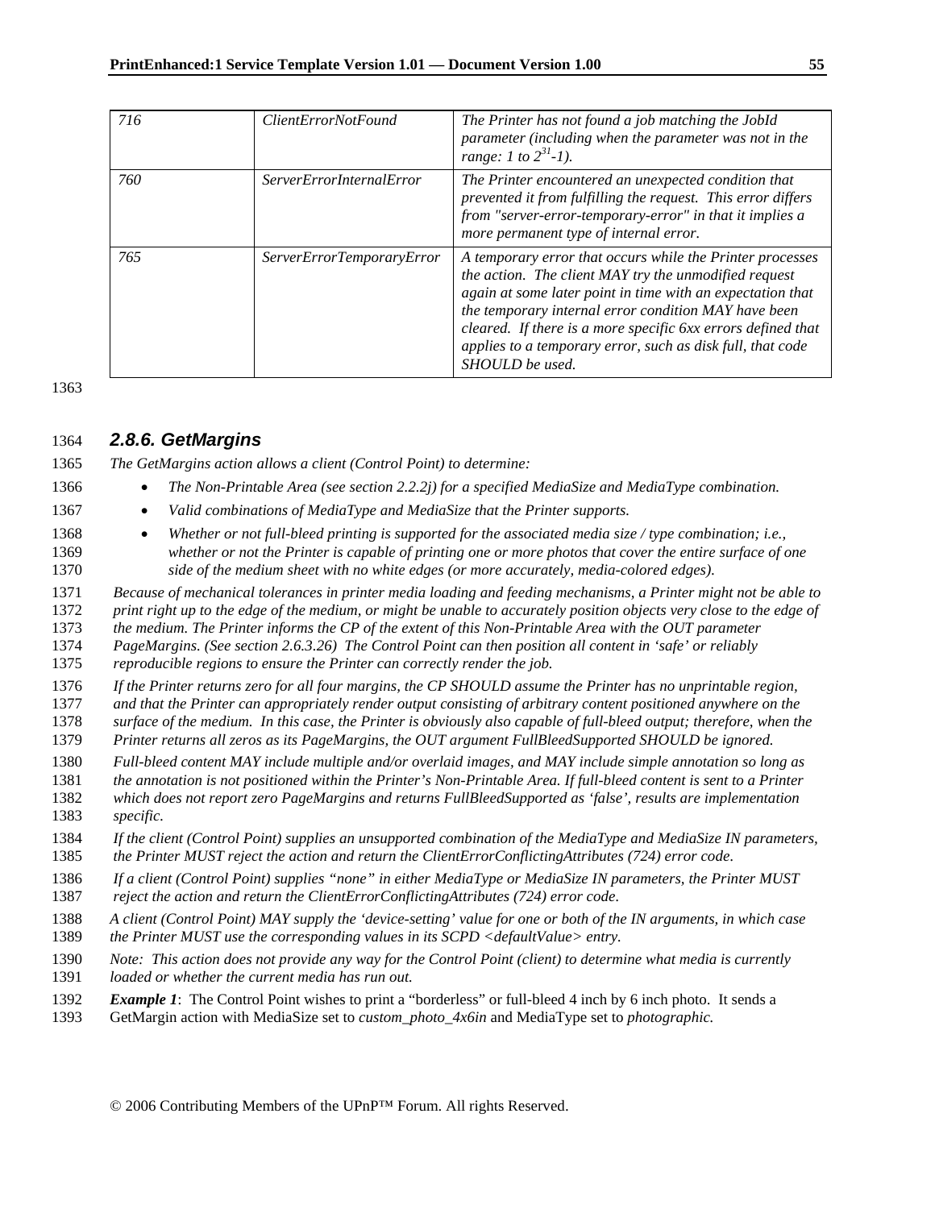| 716 | ClientErrorNotFound | The Printer has not found a job matching the JobId parameter (including when the parameter was not in the range: 1 to $2^{31}$-1). |
|---|---|---|
| 760 | ServerErrorInternalError | The Printer encountered an unexpected condition that prevented it from fulfilling the request. This error differs from "server-error-temporary-error" in that it implies a more permanent type of internal error. |
| 765 | ServerErrorTemporaryError | A temporary error that occurs while the Printer processes the action. The client MAY try the unmodified request again at some later point in time with an expectation that the temporary internal error condition MAY have been cleared. If there is a more specific 6xx errors defined that applies to a temporary error, such as disk full, that code SHOULD be used. |

### *2.8.6. GetMargins*

*The GetMargins action allows a client (Control Point) to determine:*

- *The Non-Printable Area (see section 2.2.2j) for a specified MediaSize and MediaType combination.*
- *Valid combinations of MediaType and MediaSize that the Printer supports.*
- *Whether or not full-bleed printing is supported for the associated media size / type combination; i.e., whether or not the Printer is capable of printing one or more photos that cover the entire surface of one side of the medium sheet with no white edges (or more accurately, media-colored edges).*

*Because of mechanical tolerances in printer media loading and feeding mechanisms, a Printer might not be able to print right up to the edge of the medium, or might be unable to accurately position objects very close to the edge of the medium. The Printer informs the CP of the extent of this Non-Printable Area with the OUT parameter PageMargins. (See section 2.6.3.26) The Control Point can then position all content in 'safe' or reliably reproducible regions to ensure the Printer can correctly render the job.*

*If the Printer returns zero for all four margins, the CP SHOULD assume the Printer has no unprintable region, and that the Printer can appropriately render output consisting of arbitrary content positioned anywhere on the surface of the medium. In this case, the Printer is obviously also capable of full-bleed output; therefore, when the Printer returns all zeros as its PageMargins, the OUT argument FullBleedSupported SHOULD be ignored.*

*Full-bleed content MAY include multiple and/or overlaid images, and MAY include simple annotation so long as the annotation is not positioned within the Printer's Non-Printable Area. If full-bleed content is sent to a Printer which does not report zero PageMargins and returns FullBleedSupported as 'false', results are implementation specific.*

*If the client (Control Point) supplies an unsupported combination of the MediaType and MediaSize IN parameters, the Printer MUST reject the action and return the ClientErrorConflictingAttributes (724) error code.*

*If a client (Control Point) supplies "none" in either MediaType or MediaSize IN parameters, the Printer MUST reject the action and return the ClientErrorConflictingAttributes (724) error code.*

*A client (Control Point) MAY supply the 'device-setting' value for one or both of the IN arguments, in which case the Printer MUST use the corresponding values in its SCPD <defaultValue> entry.*

*Note: This action does not provide any way for the Control Point (client) to determine what media is currently loaded or whether the current media has run out.*

***Example 1***: The Control Point wishes to print a "borderless" or full-bleed 4 inch by 6 inch photo. It sends a GetMargin action with MediaSize set to *custom_photo_4x6in* and MediaType set to *photographic.*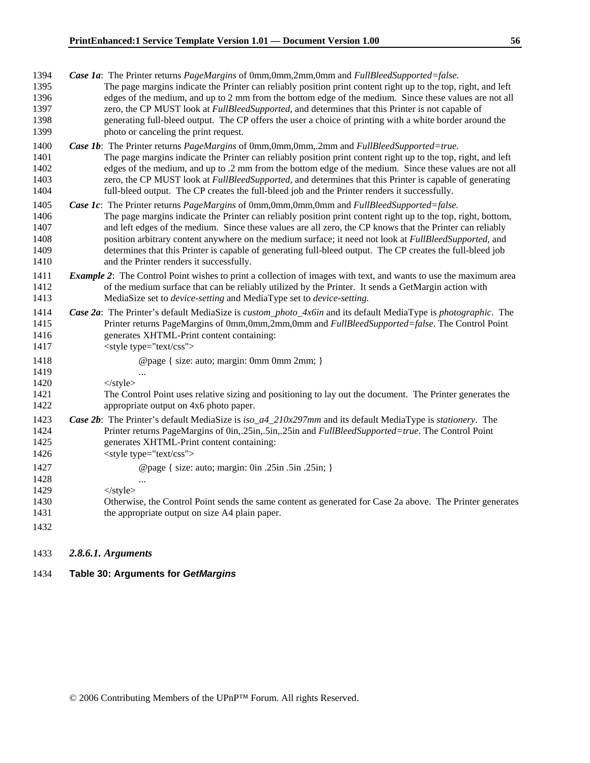***Case 1a***: The Printer returns *PageMargins* of 0mm,0mm,2mm,0mm and *FullBleedSupported=false.*
The page margins indicate the Printer can reliably position print content right up to the top, right, and left edges of the medium, and up to 2 mm from the bottom edge of the medium. Since these values are not all zero, the CP MUST look at *FullBleedSupported,* and determines that this Printer is not capable of generating full-bleed output. The CP offers the user a choice of printing with a white border around the photo or canceling the print request.

***Case 1b***: The Printer returns *PageMargins* of 0mm,0mm,0mm,.2mm and *FullBleedSupported=true.*
The page margins indicate the Printer can reliably position print content right up to the top, right, and left edges of the medium, and up to .2 mm from the bottom edge of the medium. Since these values are not all zero, the CP MUST look at *FullBleedSupported,* and determines that this Printer is capable of generating full-bleed output. The CP creates the full-bleed job and the Printer renders it successfully.

***Case 1c***: The Printer returns *PageMargins* of 0mm,0mm,0mm,0mm and *FullBleedSupported=false.*
The page margins indicate the Printer can reliably position print content right up to the top, right, bottom, and left edges of the medium. Since these values are all zero, the CP knows that the Printer can reliably position arbitrary content anywhere on the medium surface; it need not look at *FullBleedSupported,* and determines that this Printer is capable of generating full-bleed output. The CP creates the full-bleed job and the Printer renders it successfully.

***Example 2***: The Control Point wishes to print a collection of images with text, and wants to use the maximum area of the medium surface that can be reliably utilized by the Printer. It sends a GetMargin action with MediaSize set to *device-setting* and MediaType set to *device-setting.*

***Case 2a***: The Printer's default MediaSize is *custom_photo_4x6in* and its default MediaType is *photographic*. The Printer returns PageMargins of 0mm,0mm,2mm,0mm and *FullBleedSupported=false*. The Control Point generates XHTML-Print content containing:

```
<style type="text/css">
        @page { size: auto; margin: 0mm 0mm 2mm; }
        ...
</style>
```

The Control Point uses relative sizing and positioning to lay out the document. The Printer generates the appropriate output on 4x6 photo paper.

***Case 2b***: The Printer's default MediaSize is *iso_a4_210x297mm* and its default MediaType is *stationery*. The Printer returns PageMargins of 0in,.25in,.5in,.25in and *FullBleedSupported=true*. The Control Point generates XHTML-Print content containing:

```
<style type="text/css">
        @page { size: auto; margin: 0in .25in .5in .25in; }
        ...
</style>
```

Otherwise, the Control Point sends the same content as generated for Case 2a above. The Printer generates the appropriate output on size A4 plain paper.

#### *2.8.6.1. Arguments*

**Table 30: Arguments for *GetMargins***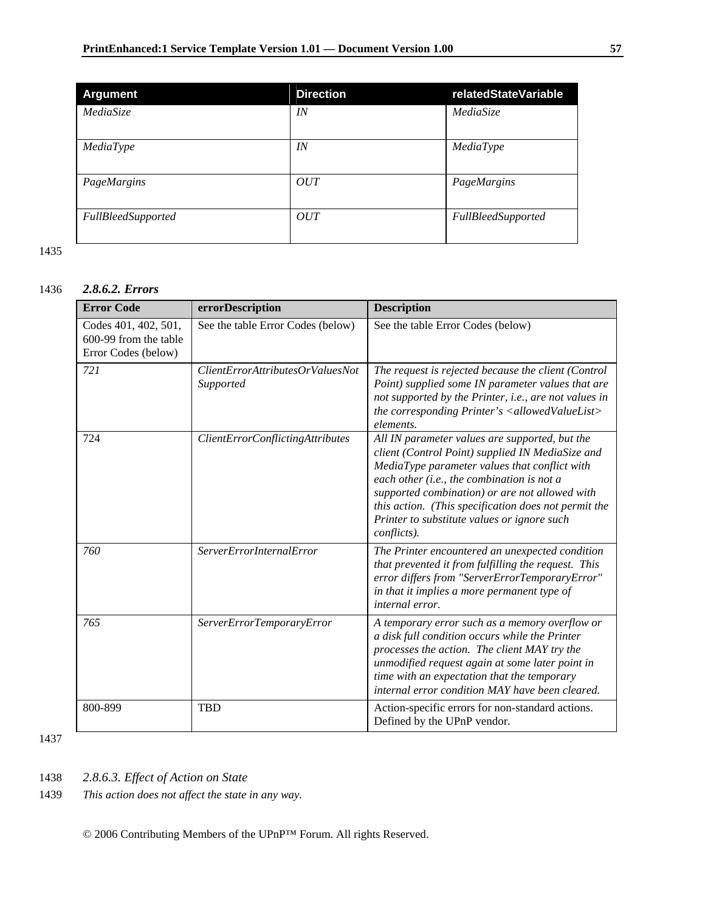| Argument | Direction | relatedStateVariable |
|---|---|---|
| *MediaSize* | *IN* | *MediaSize* |
| *MediaType* | *IN* | *MediaType* |
| *PageMargins* | *OUT* | *PageMargins* |
| *FullBleedSupported* | *OUT* | *FullBleedSupported* |

1435

1436 ***2.8.6.2. Errors***

| Error Code | errorDescription | Description |
|---|---|---|
| Codes 401, 402, 501, 600-99 from the table Error Codes (below) | See the table Error Codes (below) | See the table Error Codes (below) |
| *721* | *ClientErrorAttributesOrValuesNotSupported* | *The request is rejected because the client (Control Point) supplied some IN parameter values that are not supported by the Printer, i.e., are not values in the corresponding Printer's <allowedValueList> elements.* |
| 724 | *ClientErrorConflictingAttributes* | *All IN parameter values are supported, but the client (Control Point) supplied IN MediaSize and MediaType parameter values that conflict with each other (i.e., the combination is not a supported combination) or are not allowed with this action. (This specification does not permit the Printer to substitute values or ignore such conflicts).* |
| *760* | *ServerErrorInternalError* | *The Printer encountered an unexpected condition that prevented it from fulfilling the request. This error differs from "ServerErrorTemporaryError" in that it implies a more permanent type of internal error.* |
| *765* | *ServerErrorTemporaryError* | *A temporary error such as a memory overflow or a disk full condition occurs while the Printer processes the action. The client MAY try the unmodified request again at some later point in time with an expectation that the temporary internal error condition MAY have been cleared.* |
| 800-899 | TBD | Action-specific errors for non-standard actions. Defined by the UPnP vendor. |

1437

1438 *2.8.6.3. Effect of Action on State*

1439 *This action does not affect the state in any way.*

© 2006 Contributing Members of the UPnP™ Forum. All rights Reserved.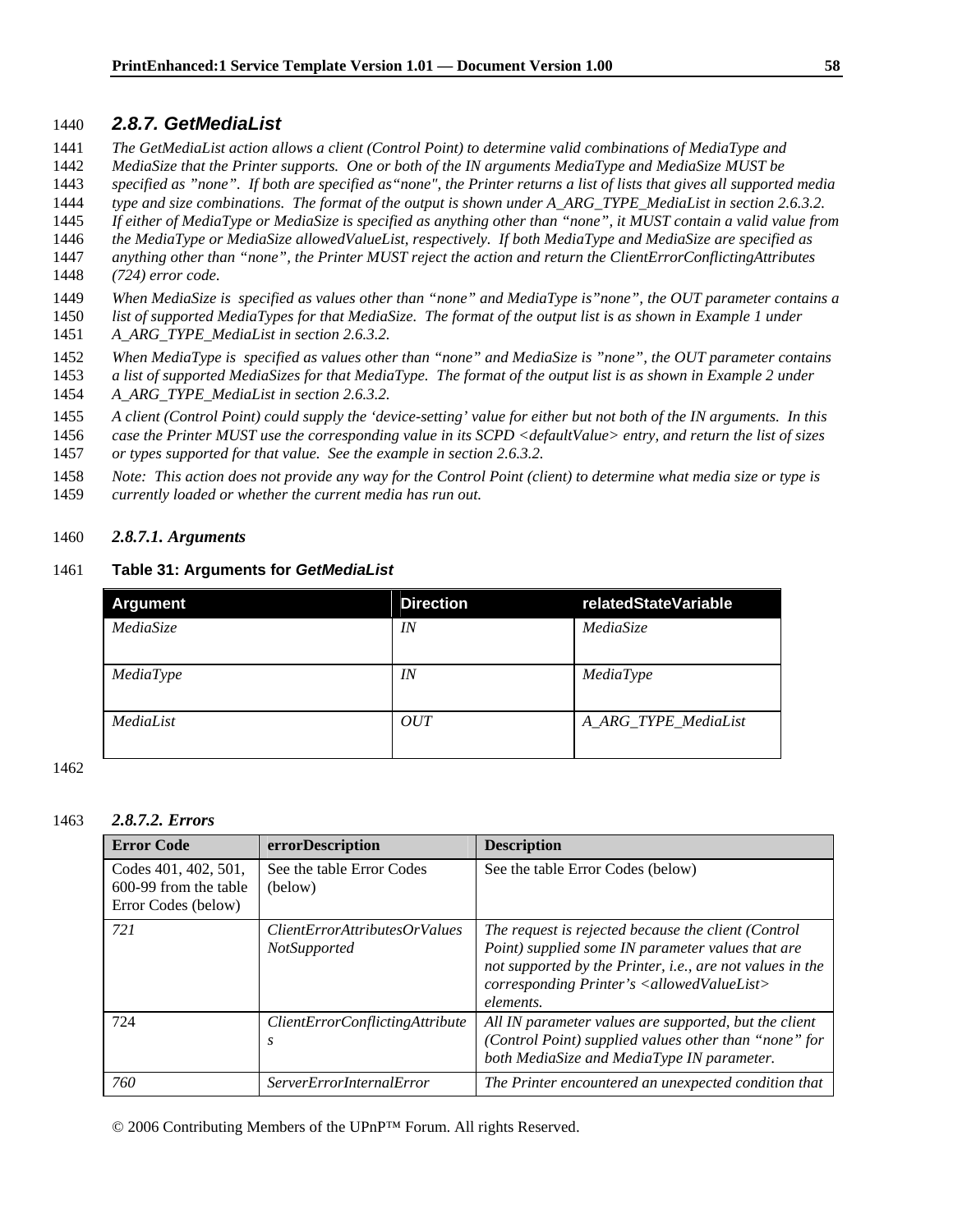### *2.8.7. GetMediaList*

*The GetMediaList action allows a client (Control Point) to determine valid combinations of MediaType and MediaSize that the Printer supports. One or both of the IN arguments MediaType and MediaSize MUST be specified as "none". If both are specified as"none", the Printer returns a list of lists that gives all supported media type and size combinations. The format of the output is shown under A_ARG_TYPE_MediaList in section 2.6.3.2. If either of MediaType or MediaSize is specified as anything other than "none", it MUST contain a valid value from the MediaType or MediaSize allowedValueList, respectively. If both MediaType and MediaSize are specified as anything other than "none", the Printer MUST reject the action and return the ClientErrorConflictingAttributes (724) error code.*

*When MediaSize is specified as values other than "none" and MediaType is"none", the OUT parameter contains a list of supported MediaTypes for that MediaSize. The format of the output list is as shown in Example 1 under A_ARG_TYPE_MediaList in section 2.6.3.2.*

*When MediaType is specified as values other than "none" and MediaSize is "none", the OUT parameter contains a list of supported MediaSizes for that MediaType. The format of the output list is as shown in Example 2 under A_ARG_TYPE_MediaList in section 2.6.3.2.*

*A client (Control Point) could supply the 'device-setting' value for either but not both of the IN arguments. In this case the Printer MUST use the corresponding value in its SCPD <defaultValue> entry, and return the list of sizes or types supported for that value. See the example in section 2.6.3.2.*

*Note: This action does not provide any way for the Control Point (client) to determine what media size or type is currently loaded or whether the current media has run out.*

#### *2.8.7.1. Arguments*

**Table 31: Arguments for *GetMediaList***

| Argument | Direction | relatedStateVariable |
|---|---|---|
| *MediaSize* | *IN* | *MediaSize* |
| *MediaType* | *IN* | *MediaType* |
| *MediaList* | *OUT* | *A_ARG_TYPE_MediaList* |

#### *2.8.7.2. Errors*

| Error Code | errorDescription | Description |
|---|---|---|
| Codes 401, 402, 501, 600-99 from the table Error Codes (below) | See the table Error Codes (below) | See the table Error Codes (below) |
| *721* | *ClientErrorAttributesOrValuesNotSupported* | *The request is rejected because the client (Control Point) supplied some IN parameter values that are not supported by the Printer, i.e., are not values in the corresponding Printer's <allowedValueList> elements.* |
| 724 | *ClientErrorConflictingAttributes* | *All IN parameter values are supported, but the client (Control Point) supplied values other than "none" for both MediaSize and MediaType IN parameter.* |
| *760* | *ServerErrorInternalError* | *The Printer encountered an unexpected condition that* |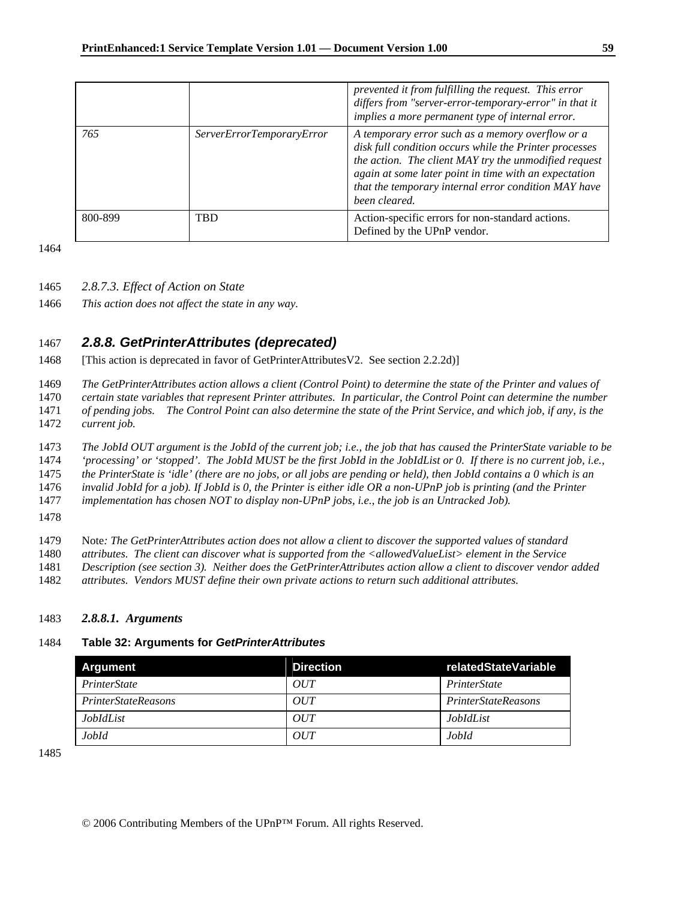| | | *prevented it from fulfilling the request. This error differs from "server-error-temporary-error" in that it implies a more permanent type of internal error.* |
|---|---|---|
| *765* | *ServerErrorTemporaryError* | *A temporary error such as a memory overflow or a disk full condition occurs while the Printer processes the action. The client MAY try the unmodified request again at some later point in time with an expectation that the temporary internal error condition MAY have been cleared.* |
| 800-899 | TBD | Action-specific errors for non-standard actions. Defined by the UPnP vendor. |

#### *2.8.7.3. Effect of Action on State*

*This action does not affect the state in any way.*

### *2.8.8. GetPrinterAttributes (deprecated)*

[This action is deprecated in favor of GetPrinterAttributesV2. See section 2.2.2d)]

*The GetPrinterAttributes action allows a client (Control Point) to determine the state of the Printer and values of certain state variables that represent Printer attributes. In particular, the Control Point can determine the number of pending jobs. The Control Point can also determine the state of the Print Service, and which job, if any, is the current job.*

*The JobId OUT argument is the JobId of the current job; i.e., the job that has caused the PrinterState variable to be 'processing' or 'stopped'. The JobId MUST be the first JobId in the JobIdList or 0. If there is no current job, i.e., the PrinterState is 'idle' (there are no jobs, or all jobs are pending or held), then JobId contains a 0 which is an invalid JobId for a job). If JobId is 0, the Printer is either idle OR a non-UPnP job is printing (and the Printer implementation has chosen NOT to display non-UPnP jobs, i.e., the job is an Untracked Job).*

Note*: The GetPrinterAttributes action does not allow a client to discover the supported values of standard attributes. The client can discover what is supported from the <allowedValueList> element in the Service Description (see section 3). Neither does the GetPrinterAttributes action allow a client to discover vendor added attributes. Vendors MUST define their own private actions to return such additional attributes.*

#### *2.8.8.1. Arguments*

**Table 32: Arguments for *GetPrinterAttributes***

| Argument | Direction | relatedStateVariable |
|---|---|---|
| *PrinterState* | *OUT* | *PrinterState* |
| *PrinterStateReasons* | *OUT* | *PrinterStateReasons* |
| *JobIdList* | *OUT* | *JobIdList* |
| *JobId* | *OUT* | *JobId* |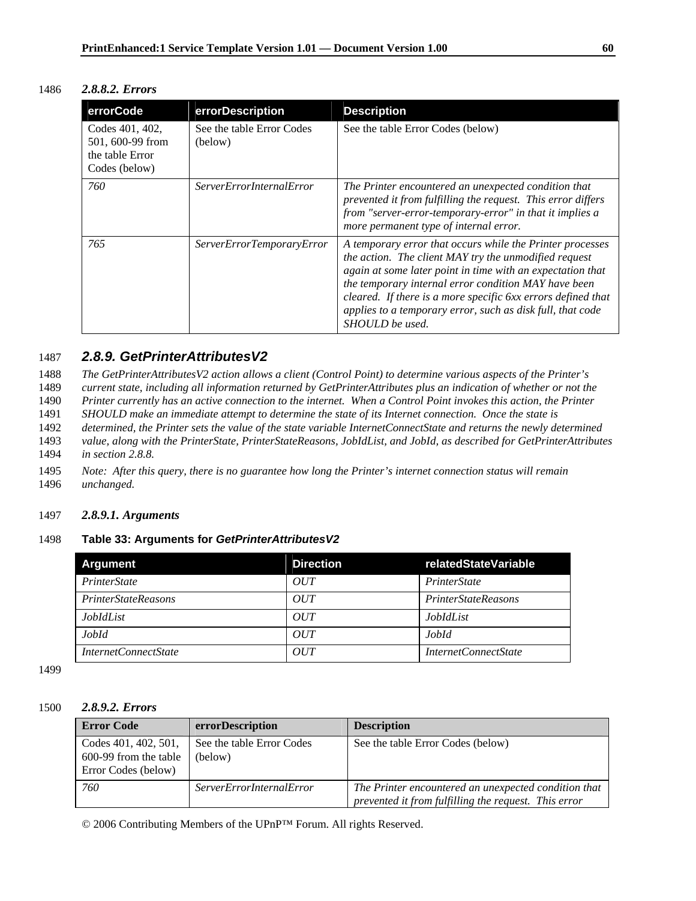#### 2.8.8.2. Errors

| errorCode | errorDescription | Description |
| --- | --- | --- |
| Codes 401, 402, 501, 600-99 from the table Error Codes (below) | See the table Error Codes (below) | See the table Error Codes (below) |
| *760* | *ServerErrorInternalError* | *The Printer encountered an unexpected condition that prevented it from fulfilling the request. This error differs from "server-error-temporary-error" in that it implies a more permanent type of internal error.* |
| *765* | *ServerErrorTemporaryError* | *A temporary error that occurs while the Printer processes the action. The client MAY try the unmodified request again at some later point in time with an expectation that the temporary internal error condition MAY have been cleared. If there is a more specific 6xx errors defined that applies to a temporary error, such as disk full, that code SHOULD be used.* |

### 2.8.9. GetPrinterAttributesV2

*The GetPrinterAttributesV2 action allows a client (Control Point) to determine various aspects of the Printer's current state, including all information returned by GetPrinterAttributes plus an indication of whether or not the Printer currently has an active connection to the internet. When a Control Point invokes this action, the Printer SHOULD make an immediate attempt to determine the state of its Internet connection. Once the state is determined, the Printer sets the value of the state variable InternetConnectState and returns the newly determined value, along with the PrinterState, PrinterStateReasons, JobIdList, and JobId, as described for GetPrinterAttributes in section 2.8.8.*

*Note: After this query, there is no guarantee how long the Printer's internet connection status will remain unchanged.*

#### 2.8.9.1. Arguments

**Table 33: Arguments for *GetPrinterAttributesV2***

| Argument | Direction | relatedStateVariable |
| --- | --- | --- |
| *PrinterState* | *OUT* | *PrinterState* |
| *PrinterStateReasons* | *OUT* | *PrinterStateReasons* |
| *JobIdList* | *OUT* | *JobIdList* |
| *JobId* | *OUT* | *JobId* |
| *InternetConnectState* | *OUT* | *InternetConnectState* |

#### 2.8.9.2. Errors

| Error Code | errorDescription | Description |
| --- | --- | --- |
| Codes 401, 402, 501, 600-99 from the table Error Codes (below) | See the table Error Codes (below) | See the table Error Codes (below) |
| *760* | *ServerErrorInternalError* | *The Printer encountered an unexpected condition that prevented it from fulfilling the request. This error* |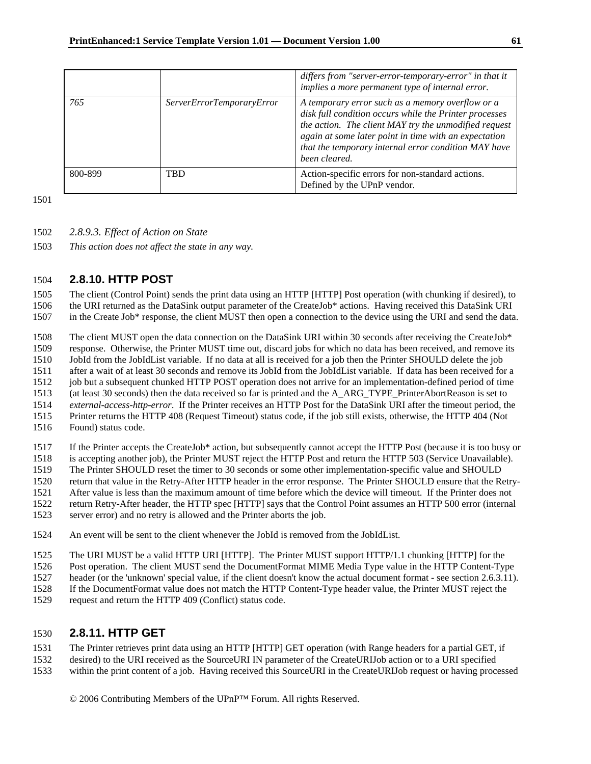| | | |
|---|---|---|
| | | *differs from "server-error-temporary-error" in that it implies a more permanent type of internal error.* |
| *765* | *ServerErrorTemporaryError* | *A temporary error such as a memory overflow or a disk full condition occurs while the Printer processes the action. The client MAY try the unmodified request again at some later point in time with an expectation that the temporary internal error condition MAY have been cleared.* |
| 800-899 | TBD | Action-specific errors for non-standard actions. Defined by the UPnP vendor. |

#### *2.8.9.3. Effect of Action on State*

*This action does not affect the state in any way.*

### 2.8.10. HTTP POST

The client (Control Point) sends the print data using an HTTP [HTTP] Post operation (with chunking if desired), to the URI returned as the DataSink output parameter of the CreateJob* actions. Having received this DataSink URI in the Create Job* response, the client MUST then open a connection to the device using the URI and send the data.

The client MUST open the data connection on the DataSink URI within 30 seconds after receiving the CreateJob* response. Otherwise, the Printer MUST time out, discard jobs for which no data has been received, and remove its JobId from the JobIdList variable. If no data at all is received for a job then the Printer SHOULD delete the job after a wait of at least 30 seconds and remove its JobId from the JobIdList variable. If data has been received for a job but a subsequent chunked HTTP POST operation does not arrive for an implementation-defined period of time (at least 30 seconds) then the data received so far is printed and the A_ARG_TYPE_PrinterAbortReason is set to *external-access-http-error*. If the Printer receives an HTTP Post for the DataSink URI after the timeout period, the Printer returns the HTTP 408 (Request Timeout) status code, if the job still exists, otherwise, the HTTP 404 (Not Found) status code.

If the Printer accepts the CreateJob* action, but subsequently cannot accept the HTTP Post (because it is too busy or is accepting another job), the Printer MUST reject the HTTP Post and return the HTTP 503 (Service Unavailable). The Printer SHOULD reset the timer to 30 seconds or some other implementation-specific value and SHOULD return that value in the Retry-After HTTP header in the error response. The Printer SHOULD ensure that the Retry-After value is less than the maximum amount of time before which the device will timeout. If the Printer does not return Retry-After header, the HTTP spec [HTTP] says that the Control Point assumes an HTTP 500 error (internal server error) and no retry is allowed and the Printer aborts the job.

An event will be sent to the client whenever the JobId is removed from the JobIdList.

The URI MUST be a valid HTTP URI [HTTP]. The Printer MUST support HTTP/1.1 chunking [HTTP] for the Post operation. The client MUST send the DocumentFormat MIME Media Type value in the HTTP Content-Type header (or the 'unknown' special value, if the client doesn't know the actual document format - see section 2.6.3.11). If the DocumentFormat value does not match the HTTP Content-Type header value, the Printer MUST reject the request and return the HTTP 409 (Conflict) status code.

### 2.8.11. HTTP GET

The Printer retrieves print data using an HTTP [HTTP] GET operation (with Range headers for a partial GET, if desired) to the URI received as the SourceURI IN parameter of the CreateURIJob action or to a URI specified within the print content of a job. Having received this SourceURI in the CreateURIJob request or having processed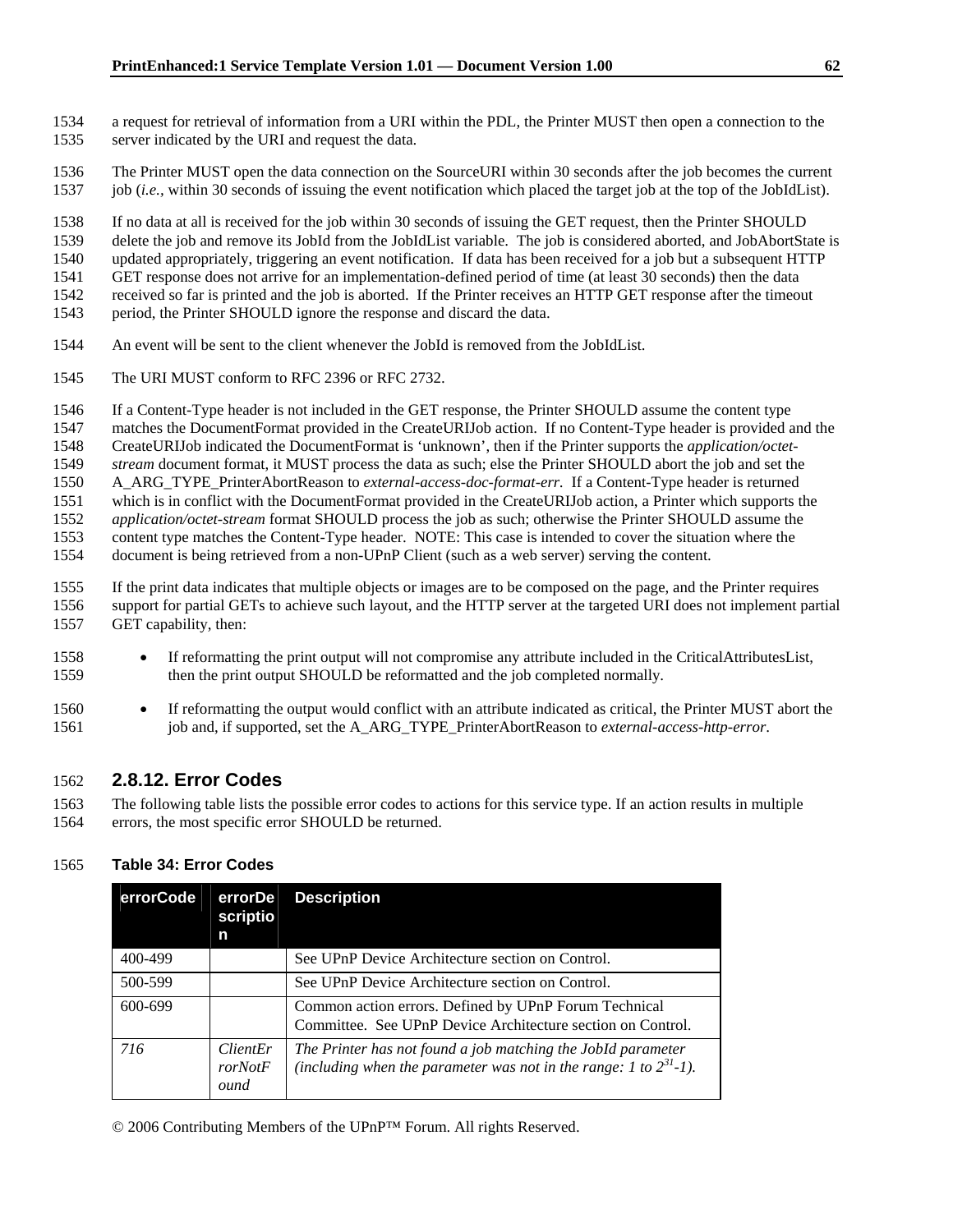a request for retrieval of information from a URI within the PDL, the Printer MUST then open a connection to the server indicated by the URI and request the data.

The Printer MUST open the data connection on the SourceURI within 30 seconds after the job becomes the current job (*i.e.*, within 30 seconds of issuing the event notification which placed the target job at the top of the JobIdList).

If no data at all is received for the job within 30 seconds of issuing the GET request, then the Printer SHOULD delete the job and remove its JobId from the JobIdList variable. The job is considered aborted, and JobAbortState is updated appropriately, triggering an event notification. If data has been received for a job but a subsequent HTTP GET response does not arrive for an implementation-defined period of time (at least 30 seconds) then the data received so far is printed and the job is aborted. If the Printer receives an HTTP GET response after the timeout period, the Printer SHOULD ignore the response and discard the data.

An event will be sent to the client whenever the JobId is removed from the JobIdList.

The URI MUST conform to RFC 2396 or RFC 2732.

If a Content-Type header is not included in the GET response, the Printer SHOULD assume the content type matches the DocumentFormat provided in the CreateURIJob action. If no Content-Type header is provided and the CreateURIJob indicated the DocumentFormat is 'unknown', then if the Printer supports the *application/octet-stream* document format, it MUST process the data as such; else the Printer SHOULD abort the job and set the A_ARG_TYPE_PrinterAbortReason to *external-access-doc-format-err*. If a Content-Type header is returned which is in conflict with the DocumentFormat provided in the CreateURIJob action, a Printer which supports the *application/octet-stream* format SHOULD process the job as such; otherwise the Printer SHOULD assume the content type matches the Content-Type header. NOTE: This case is intended to cover the situation where the document is being retrieved from a non-UPnP Client (such as a web server) serving the content.

If the print data indicates that multiple objects or images are to be composed on the page, and the Printer requires support for partial GETs to achieve such layout, and the HTTP server at the targeted URI does not implement partial GET capability, then:

- If reformatting the print output will not compromise any attribute included in the CriticalAttributesList, then the print output SHOULD be reformatted and the job completed normally.
- If reformatting the output would conflict with an attribute indicated as critical, the Printer MUST abort the job and, if supported, set the A_ARG_TYPE_PrinterAbortReason to *external-access-http-error*.

### 2.8.12. Error Codes

The following table lists the possible error codes to actions for this service type. If an action results in multiple errors, the most specific error SHOULD be returned.

**Table 34: Error Codes**

| errorCode | errorDescription | Description |
|---|---|---|
| 400-499 | | See UPnP Device Architecture section on Control. |
| 500-599 | | See UPnP Device Architecture section on Control. |
| 600-699 | | Common action errors. Defined by UPnP Forum Technical Committee. See UPnP Device Architecture section on Control. |
| *716* | *ClientErrorNotFound* | *The Printer has not found a job matching the JobId parameter (including when the parameter was not in the range: 1 to $2^{31}$-1).* |

© 2006 Contributing Members of the UPnP™ Forum. All rights Reserved.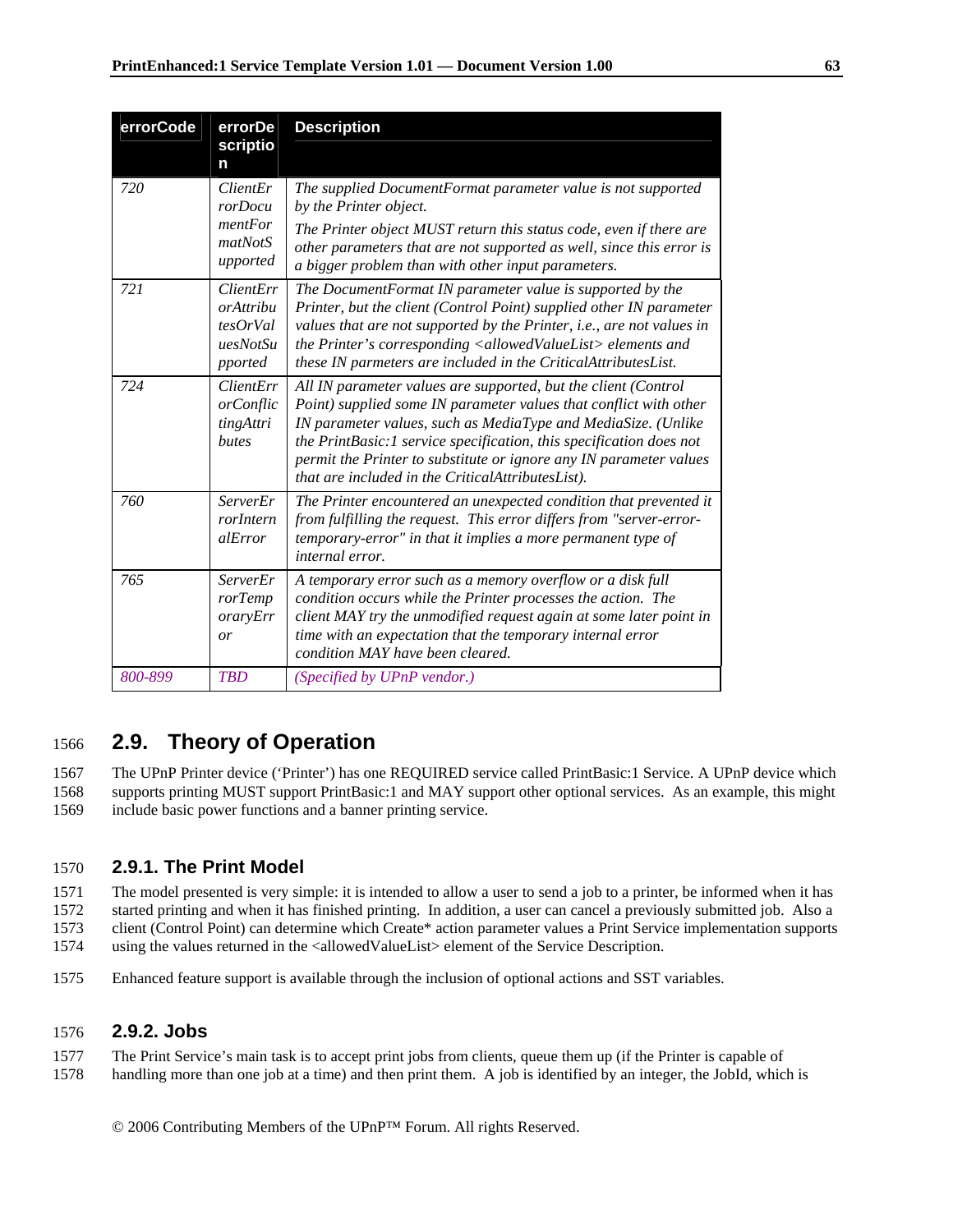| errorCode | errorDescription | Description |
|---|---|---|
| *720* | *ClientErrorDocumentFormatNotSupported* | *The supplied DocumentFormat parameter value is not supported by the Printer object.* *The Printer object MUST return this status code, even if there are other parameters that are not supported as well, since this error is a bigger problem than with other input parameters.* |
| *721* | *ClientErrorAttributesOrValuesNotSupported* | *The DocumentFormat IN parameter value is supported by the Printer, but the client (Control Point) supplied other IN parameter values that are not supported by the Printer, i.e., are not values in the Printer's corresponding <allowedValueList> elements and these IN parmeters are included in the CriticalAttributesList.* |
| *724* | *ClientErrorConflictingAttributes* | *All IN parameter values are supported, but the client (Control Point) supplied some IN parameter values that conflict with other IN parameter values, such as MediaType and MediaSize. (Unlike the PrintBasic:1 service specification, this specification does not permit the Printer to substitute or ignore any IN parameter values that are included in the CriticalAttributesList).* |
| *760* | *ServerErrorInternalError* | *The Printer encountered an unexpected condition that prevented it from fulfilling the request. This error differs from "server-error-temporary-error" in that it implies a more permanent type of internal error.* |
| *765* | *ServerErrorTemporaryError* | *A temporary error such as a memory overflow or a disk full condition occurs while the Printer processes the action. The client MAY try the unmodified request again at some later point in time with an expectation that the temporary internal error condition MAY have been cleared.* |
| *800-899* | *TBD* | *(Specified by UPnP vendor.)* |

## 2.9. Theory of Operation

The UPnP Printer device ('Printer') has one REQUIRED service called PrintBasic:1 Service. A UPnP device which supports printing MUST support PrintBasic:1 and MAY support other optional services. As an example, this might include basic power functions and a banner printing service.

### 2.9.1. The Print Model

The model presented is very simple: it is intended to allow a user to send a job to a printer, be informed when it has started printing and when it has finished printing. In addition, a user can cancel a previously submitted job. Also a client (Control Point) can determine which Create* action parameter values a Print Service implementation supports using the values returned in the <allowedValueList> element of the Service Description.

Enhanced feature support is available through the inclusion of optional actions and SST variables.

### 2.9.2. Jobs

The Print Service's main task is to accept print jobs from clients, queue them up (if the Printer is capable of handling more than one job at a time) and then print them. A job is identified by an integer, the JobId, which is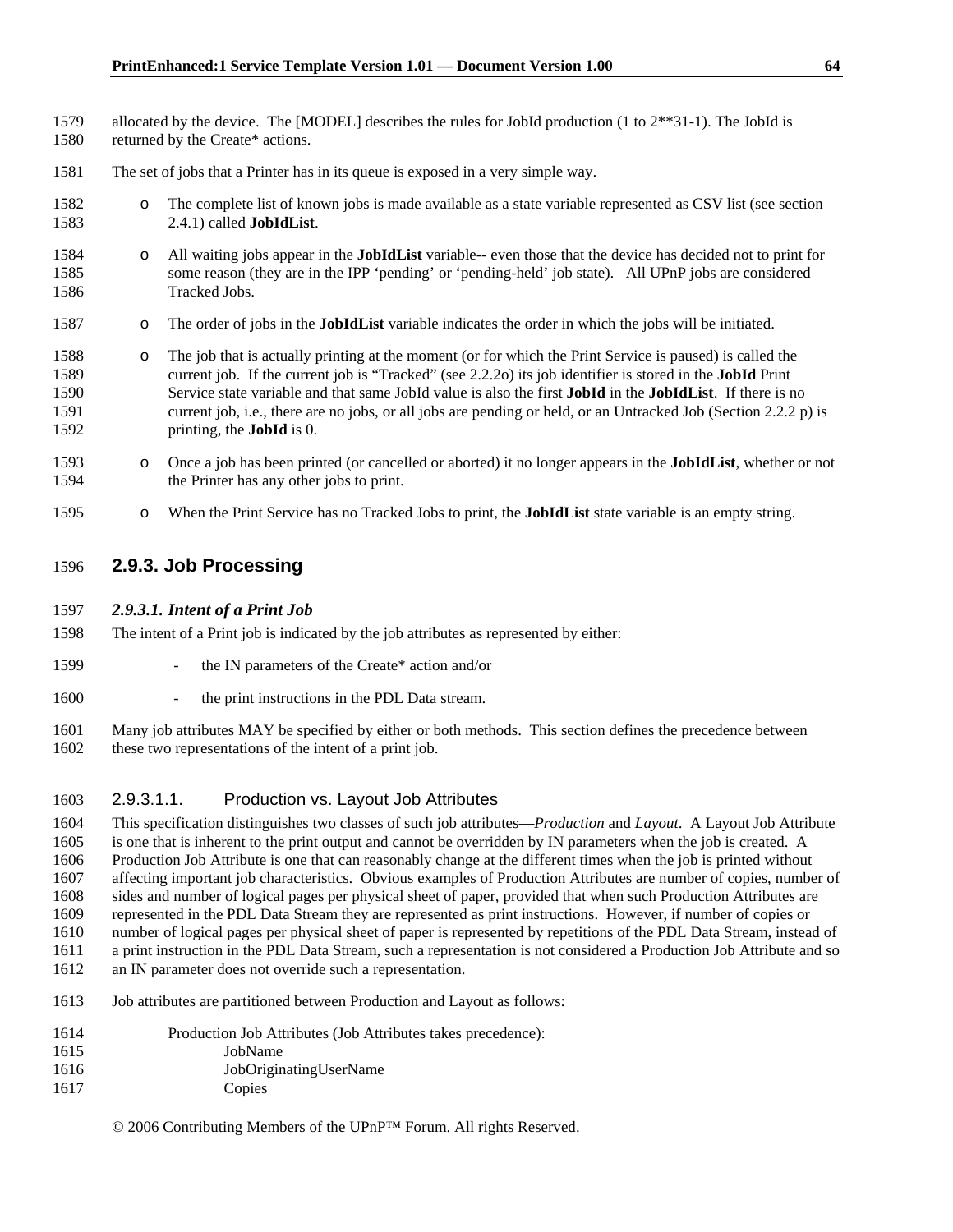allocated by the device. The [MODEL] describes the rules for JobId production (1 to 2**31-1). The JobId is returned by the Create* actions.

The set of jobs that a Printer has in its queue is exposed in a very simple way.

- The complete list of known jobs is made available as a state variable represented as CSV list (see section 2.4.1) called **JobIdList**.
- All waiting jobs appear in the **JobIdList** variable-- even those that the device has decided not to print for some reason (they are in the IPP 'pending' or 'pending-held' job state). All UPnP jobs are considered Tracked Jobs.
- The order of jobs in the **JobIdList** variable indicates the order in which the jobs will be initiated.
- The job that is actually printing at the moment (or for which the Print Service is paused) is called the current job. If the current job is "Tracked" (see 2.2.2o) its job identifier is stored in the **JobId** Print Service state variable and that same JobId value is also the first **JobId** in the **JobIdList**. If there is no current job, i.e., there are no jobs, or all jobs are pending or held, or an Untracked Job (Section 2.2.2 p) is printing, the **JobId** is 0.
- Once a job has been printed (or cancelled or aborted) it no longer appears in the **JobIdList**, whether or not the Printer has any other jobs to print.
- When the Print Service has no Tracked Jobs to print, the **JobIdList** state variable is an empty string.

## 2.9.3. Job Processing

### *2.9.3.1. Intent of a Print Job*

The intent of a Print job is indicated by the job attributes as represented by either:

- the IN parameters of the Create* action and/or
- the print instructions in the PDL Data stream.

Many job attributes MAY be specified by either or both methods. This section defines the precedence between these two representations of the intent of a print job.

#### 2.9.3.1.1. Production vs. Layout Job Attributes

This specification distinguishes two classes of such job attributes—*Production* and *Layout*. A Layout Job Attribute is one that is inherent to the print output and cannot be overridden by IN parameters when the job is created. A Production Job Attribute is one that can reasonably change at the different times when the job is printed without affecting important job characteristics. Obvious examples of Production Attributes are number of copies, number of sides and number of logical pages per physical sheet of paper, provided that when such Production Attributes are represented in the PDL Data Stream they are represented as print instructions. However, if number of copies or number of logical pages per physical sheet of paper is represented by repetitions of the PDL Data Stream, instead of a print instruction in the PDL Data Stream, such a representation is not considered a Production Job Attribute and so an IN parameter does not override such a representation.

Job attributes are partitioned between Production and Layout as follows:

Production Job Attributes (Job Attributes takes precedence):

JobName
JobOriginatingUserName
Copies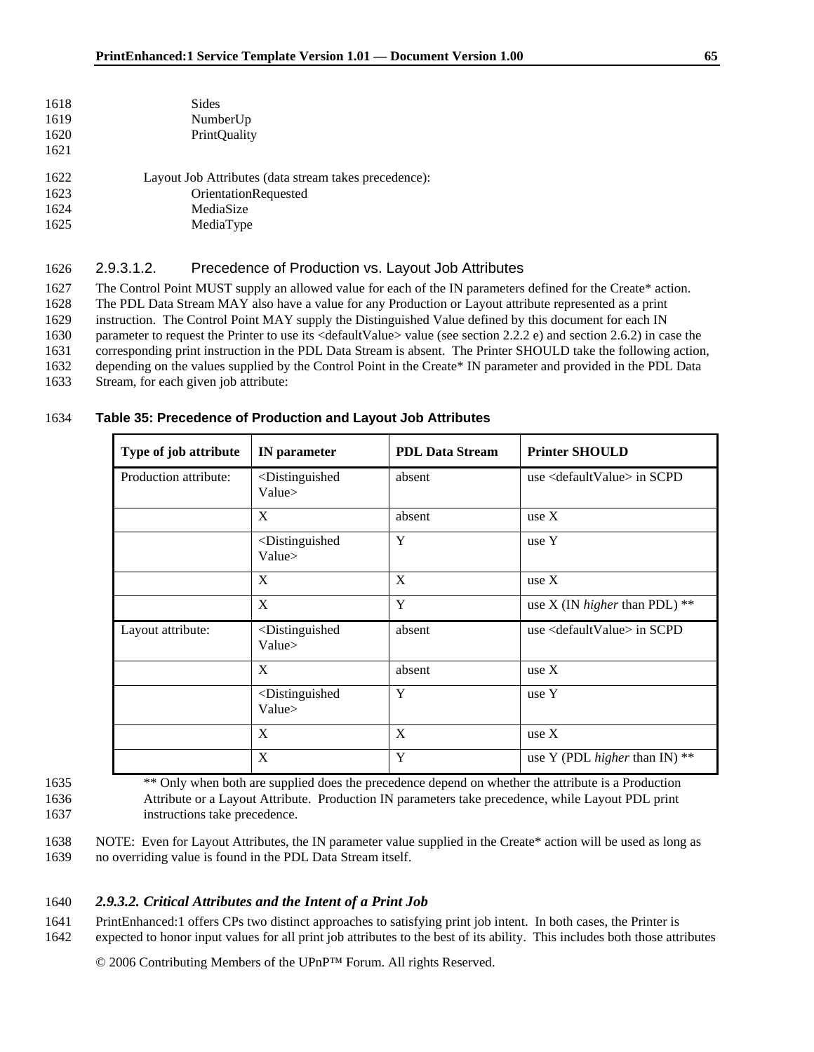Sides
NumberUp
PrintQuality

Layout Job Attributes (data stream takes precedence):
OrientationRequested
MediaSize
MediaType

#### 2.9.3.1.2. Precedence of Production vs. Layout Job Attributes

The Control Point MUST supply an allowed value for each of the IN parameters defined for the Create* action. The PDL Data Stream MAY also have a value for any Production or Layout attribute represented as a print instruction. The Control Point MAY supply the Distinguished Value defined by this document for each IN parameter to request the Printer to use its <defaultValue> value (see section 2.2.2 e) and section 2.6.2) in case the corresponding print instruction in the PDL Data Stream is absent. The Printer SHOULD take the following action, depending on the values supplied by the Control Point in the Create* IN parameter and provided in the PDL Data Stream, for each given job attribute:

**Table 35: Precedence of Production and Layout Job Attributes**

| Type of job attribute | IN parameter | PDL Data Stream | Printer SHOULD |
|---|---|---|---|
| Production attribute: | <Distinguished Value> | absent | use <defaultValue> in SCPD |
| | X | absent | use X |
| | <Distinguished Value> | Y | use Y |
| | X | X | use X |
| | X | Y | use X (IN *higher* than PDL) ** |
| Layout attribute: | <Distinguished Value> | absent | use <defaultValue> in SCPD |
| | X | absent | use X |
| | <Distinguished Value> | Y | use Y |
| | X | X | use X |
| | X | Y | use Y (PDL *higher* than IN) ** |

** Only when both are supplied does the precedence depend on whether the attribute is a Production Attribute or a Layout Attribute. Production IN parameters take precedence, while Layout PDL print instructions take precedence.

NOTE: Even for Layout Attributes, the IN parameter value supplied in the Create* action will be used as long as no overriding value is found in the PDL Data Stream itself.

### *2.9.3.2. Critical Attributes and the Intent of a Print Job*

PrintEnhanced:1 offers CPs two distinct approaches to satisfying print job intent. In both cases, the Printer is expected to honor input values for all print job attributes to the best of its ability. This includes both those attributes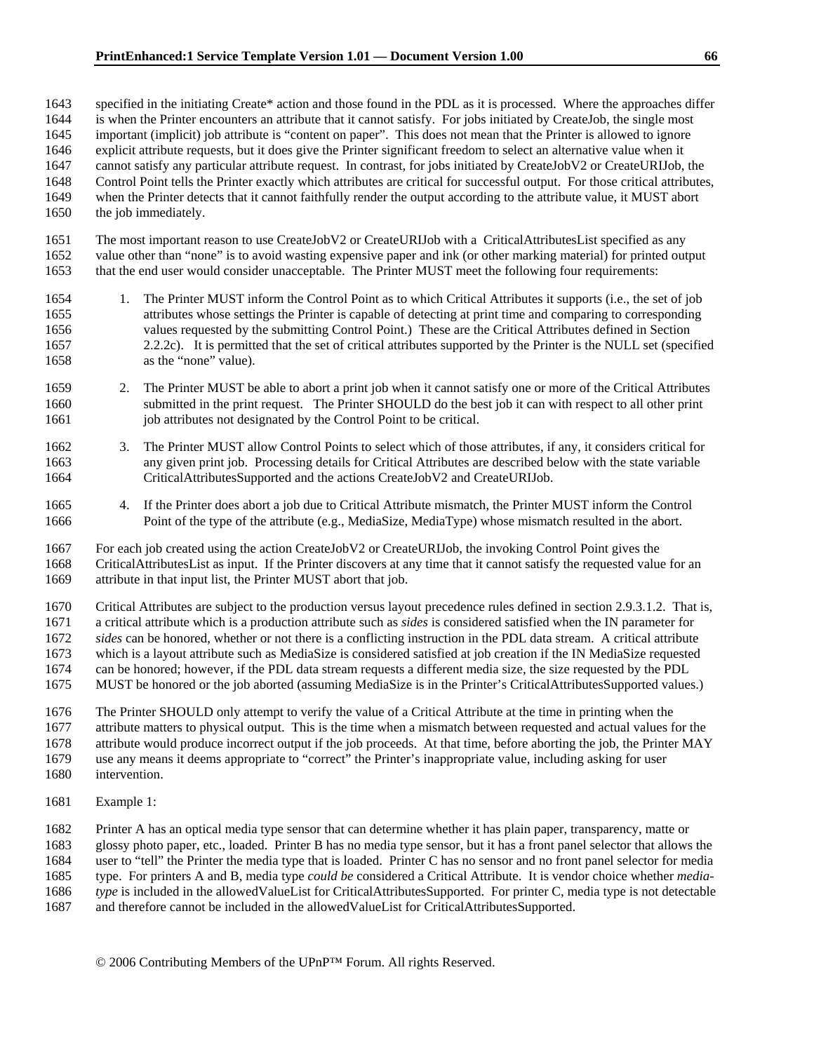specified in the initiating Create* action and those found in the PDL as it is processed. Where the approaches differ is when the Printer encounters an attribute that it cannot satisfy. For jobs initiated by CreateJob, the single most important (implicit) job attribute is "content on paper". This does not mean that the Printer is allowed to ignore explicit attribute requests, but it does give the Printer significant freedom to select an alternative value when it cannot satisfy any particular attribute request. In contrast, for jobs initiated by CreateJobV2 or CreateURIJob, the Control Point tells the Printer exactly which attributes are critical for successful output. For those critical attributes, when the Printer detects that it cannot faithfully render the output according to the attribute value, it MUST abort the job immediately.

The most important reason to use CreateJobV2 or CreateURIJob with a CriticalAttributesList specified as any value other than "none" is to avoid wasting expensive paper and ink (or other marking material) for printed output that the end user would consider unacceptable. The Printer MUST meet the following four requirements:

1. The Printer MUST inform the Control Point as to which Critical Attributes it supports (i.e., the set of job attributes whose settings the Printer is capable of detecting at print time and comparing to corresponding values requested by the submitting Control Point.) These are the Critical Attributes defined in Section 2.2.2c). It is permitted that the set of critical attributes supported by the Printer is the NULL set (specified as the "none" value).
2. The Printer MUST be able to abort a print job when it cannot satisfy one or more of the Critical Attributes submitted in the print request. The Printer SHOULD do the best job it can with respect to all other print job attributes not designated by the Control Point to be critical.
3. The Printer MUST allow Control Points to select which of those attributes, if any, it considers critical for any given print job. Processing details for Critical Attributes are described below with the state variable CriticalAttributesSupported and the actions CreateJobV2 and CreateURIJob.
4. If the Printer does abort a job due to Critical Attribute mismatch, the Printer MUST inform the Control Point of the type of the attribute (e.g., MediaSize, MediaType) whose mismatch resulted in the abort.

For each job created using the action CreateJobV2 or CreateURIJob, the invoking Control Point gives the CriticalAttributesList as input. If the Printer discovers at any time that it cannot satisfy the requested value for an attribute in that input list, the Printer MUST abort that job.

Critical Attributes are subject to the production versus layout precedence rules defined in section 2.9.3.1.2. That is, a critical attribute which is a production attribute such as *sides* is considered satisfied when the IN parameter for *sides* can be honored, whether or not there is a conflicting instruction in the PDL data stream. A critical attribute which is a layout attribute such as MediaSize is considered satisfied at job creation if the IN MediaSize requested can be honored; however, if the PDL data stream requests a different media size, the size requested by the PDL MUST be honored or the job aborted (assuming MediaSize is in the Printer's CriticalAttributesSupported values.)

The Printer SHOULD only attempt to verify the value of a Critical Attribute at the time in printing when the attribute matters to physical output. This is the time when a mismatch between requested and actual values for the attribute would produce incorrect output if the job proceeds. At that time, before aborting the job, the Printer MAY use any means it deems appropriate to "correct" the Printer's inappropriate value, including asking for user intervention.

Example 1:

Printer A has an optical media type sensor that can determine whether it has plain paper, transparency, matte or glossy photo paper, etc., loaded. Printer B has no media type sensor, but it has a front panel selector that allows the user to "tell" the Printer the media type that is loaded. Printer C has no sensor and no front panel selector for media type. For printers A and B, media type *could be* considered a Critical Attribute. It is vendor choice whether *media-type* is included in the allowedValueList for CriticalAttributesSupported. For printer C, media type is not detectable and therefore cannot be included in the allowedValueList for CriticalAttributesSupported.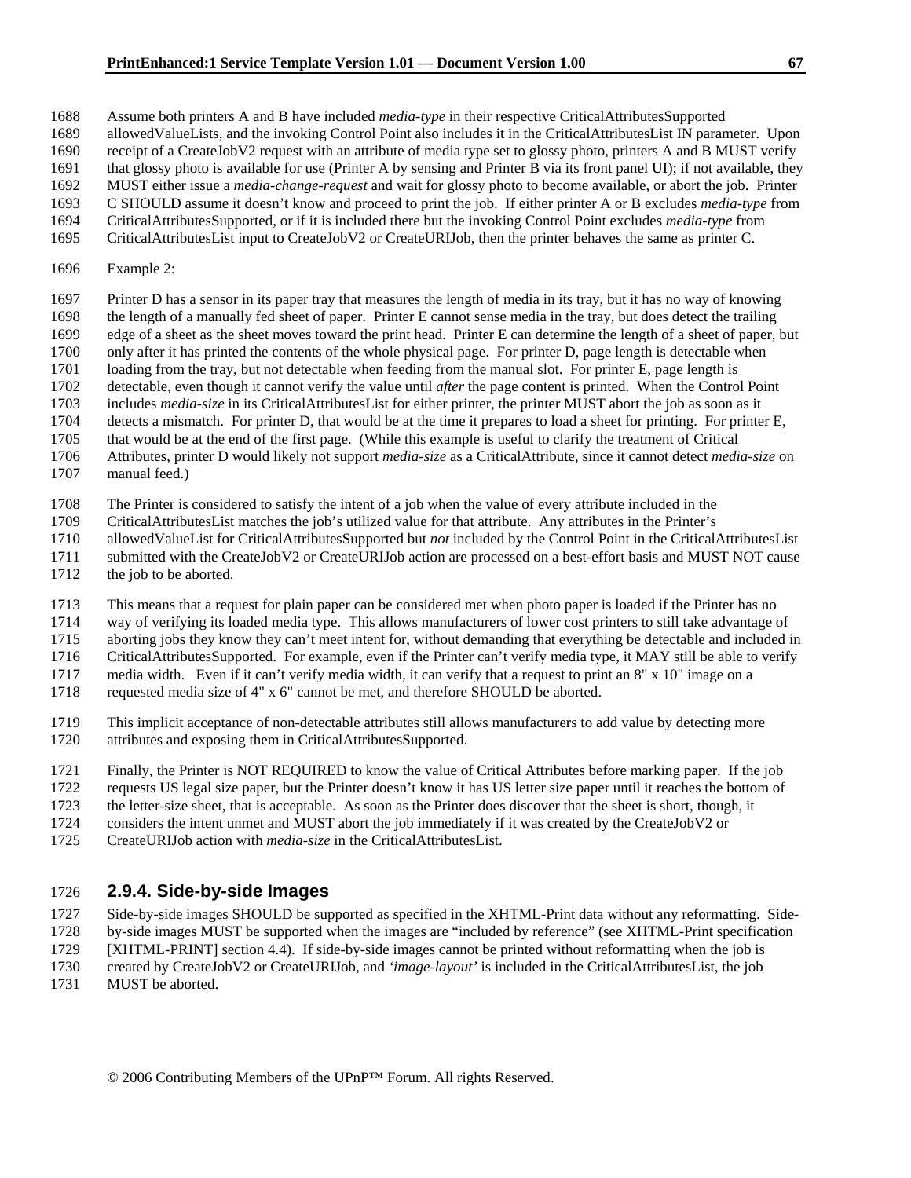Assume both printers A and B have included *media-type* in their respective CriticalAttributesSupported allowedValueLists, and the invoking Control Point also includes it in the CriticalAttributesList IN parameter. Upon receipt of a CreateJobV2 request with an attribute of media type set to glossy photo, printers A and B MUST verify that glossy photo is available for use (Printer A by sensing and Printer B via its front panel UI); if not available, they MUST either issue a *media-change-request* and wait for glossy photo to become available, or abort the job. Printer C SHOULD assume it doesn't know and proceed to print the job. If either printer A or B excludes *media-type* from CriticalAttributesSupported, or if it is included there but the invoking Control Point excludes *media-type* from CriticalAttributesList input to CreateJobV2 or CreateURIJob, then the printer behaves the same as printer C.

Example 2:

Printer D has a sensor in its paper tray that measures the length of media in its tray, but it has no way of knowing the length of a manually fed sheet of paper. Printer E cannot sense media in the tray, but does detect the trailing edge of a sheet as the sheet moves toward the print head. Printer E can determine the length of a sheet of paper, but only after it has printed the contents of the whole physical page. For printer D, page length is detectable when loading from the tray, but not detectable when feeding from the manual slot. For printer E, page length is detectable, even though it cannot verify the value until *after* the page content is printed. When the Control Point includes *media-size* in its CriticalAttributesList for either printer, the printer MUST abort the job as soon as it detects a mismatch. For printer D, that would be at the time it prepares to load a sheet for printing. For printer E, that would be at the end of the first page. (While this example is useful to clarify the treatment of Critical Attributes, printer D would likely not support *media-size* as a CriticalAttribute, since it cannot detect *media-size* on manual feed.)

The Printer is considered to satisfy the intent of a job when the value of every attribute included in the CriticalAttributesList matches the job's utilized value for that attribute. Any attributes in the Printer's allowedValueList for CriticalAttributesSupported but *not* included by the Control Point in the CriticalAttributesList submitted with the CreateJobV2 or CreateURIJob action are processed on a best-effort basis and MUST NOT cause the job to be aborted.

This means that a request for plain paper can be considered met when photo paper is loaded if the Printer has no way of verifying its loaded media type. This allows manufacturers of lower cost printers to still take advantage of aborting jobs they know they can't meet intent for, without demanding that everything be detectable and included in CriticalAttributesSupported. For example, even if the Printer can't verify media type, it MAY still be able to verify media width. Even if it can't verify media width, it can verify that a request to print an 8" x 10" image on a requested media size of 4" x 6" cannot be met, and therefore SHOULD be aborted.

This implicit acceptance of non-detectable attributes still allows manufacturers to add value by detecting more attributes and exposing them in CriticalAttributesSupported.

Finally, the Printer is NOT REQUIRED to know the value of Critical Attributes before marking paper. If the job requests US legal size paper, but the Printer doesn't know it has US letter size paper until it reaches the bottom of the letter-size sheet, that is acceptable. As soon as the Printer does discover that the sheet is short, though, it considers the intent unmet and MUST abort the job immediately if it was created by the CreateJobV2 or CreateURIJob action with *media-size* in the CriticalAttributesList.

### 2.9.4. Side-by-side Images

Side-by-side images SHOULD be supported as specified in the XHTML-Print data without any reformatting. Side-by-side images MUST be supported when the images are "included by reference" (see XHTML-Print specification [XHTML-PRINT] section 4.4). If side-by-side images cannot be printed without reformatting when the job is created by CreateJobV2 or CreateURIJob, and *'image-layout'* is included in the CriticalAttributesList, the job MUST be aborted.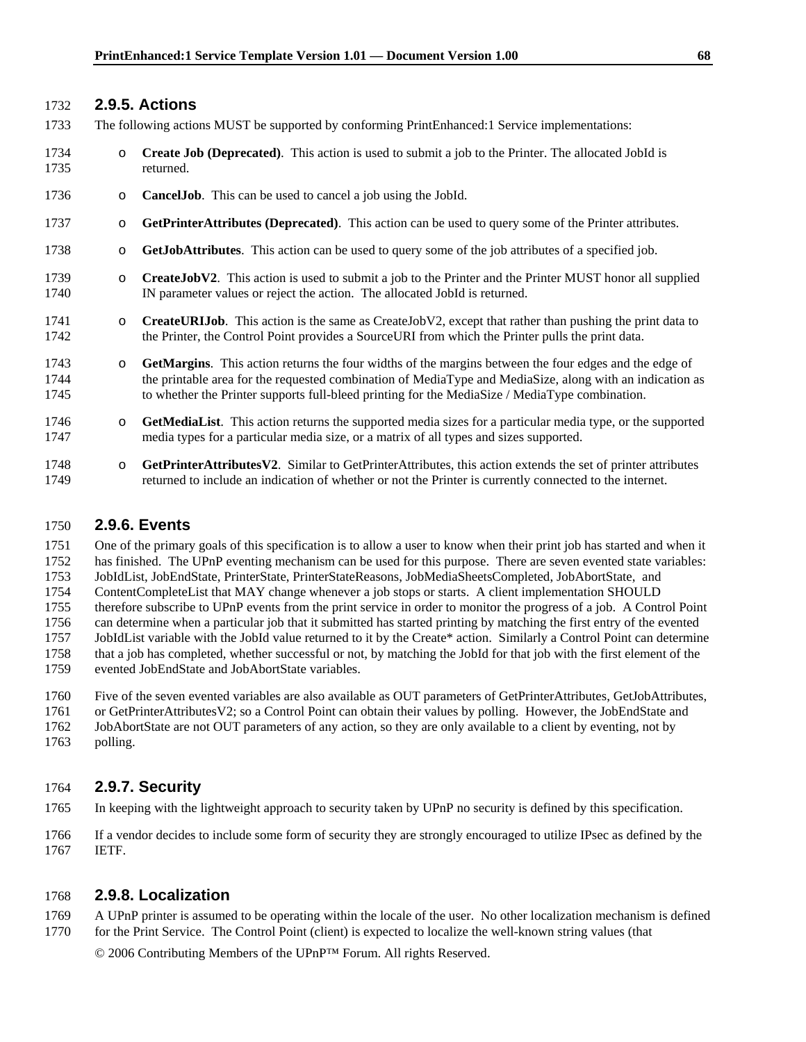### 2.9.5. Actions

The following actions MUST be supported by conforming PrintEnhanced:1 Service implementations:

- **Create Job (Deprecated)**. This action is used to submit a job to the Printer. The allocated JobId is returned.
- **CancelJob**. This can be used to cancel a job using the JobId.
- **GetPrinterAttributes (Deprecated)**. This action can be used to query some of the Printer attributes.
- **GetJobAttributes**. This action can be used to query some of the job attributes of a specified job.
- **CreateJobV2**. This action is used to submit a job to the Printer and the Printer MUST honor all supplied IN parameter values or reject the action. The allocated JobId is returned.
- **CreateURIJob**. This action is the same as CreateJobV2, except that rather than pushing the print data to the Printer, the Control Point provides a SourceURI from which the Printer pulls the print data.
- **GetMargins**. This action returns the four widths of the margins between the four edges and the edge of the printable area for the requested combination of MediaType and MediaSize, along with an indication as to whether the Printer supports full-bleed printing for the MediaSize / MediaType combination.
- **GetMediaList**. This action returns the supported media sizes for a particular media type, or the supported media types for a particular media size, or a matrix of all types and sizes supported.
- **GetPrinterAttributesV2**. Similar to GetPrinterAttributes, this action extends the set of printer attributes returned to include an indication of whether or not the Printer is currently connected to the internet.

### 2.9.6. Events

One of the primary goals of this specification is to allow a user to know when their print job has started and when it has finished. The UPnP eventing mechanism can be used for this purpose. There are seven evented state variables: JobIdList, JobEndState, PrinterState, PrinterStateReasons, JobMediaSheetsCompleted, JobAbortState, and ContentCompleteList that MAY change whenever a job stops or starts. A client implementation SHOULD therefore subscribe to UPnP events from the print service in order to monitor the progress of a job. A Control Point can determine when a particular job that it submitted has started printing by matching the first entry of the evented JobIdList variable with the JobId value returned to it by the Create* action. Similarly a Control Point can determine that a job has completed, whether successful or not, by matching the JobId for that job with the first element of the evented JobEndState and JobAbortState variables.

Five of the seven evented variables are also available as OUT parameters of GetPrinterAttributes, GetJobAttributes, or GetPrinterAttributesV2; so a Control Point can obtain their values by polling. However, the JobEndState and JobAbortState are not OUT parameters of any action, so they are only available to a client by eventing, not by polling.

### 2.9.7. Security

In keeping with the lightweight approach to security taken by UPnP no security is defined by this specification.

If a vendor decides to include some form of security they are strongly encouraged to utilize IPsec as defined by the IETF.

### 2.9.8. Localization

A UPnP printer is assumed to be operating within the locale of the user. No other localization mechanism is defined for the Print Service. The Control Point (client) is expected to localize the well-known string values (that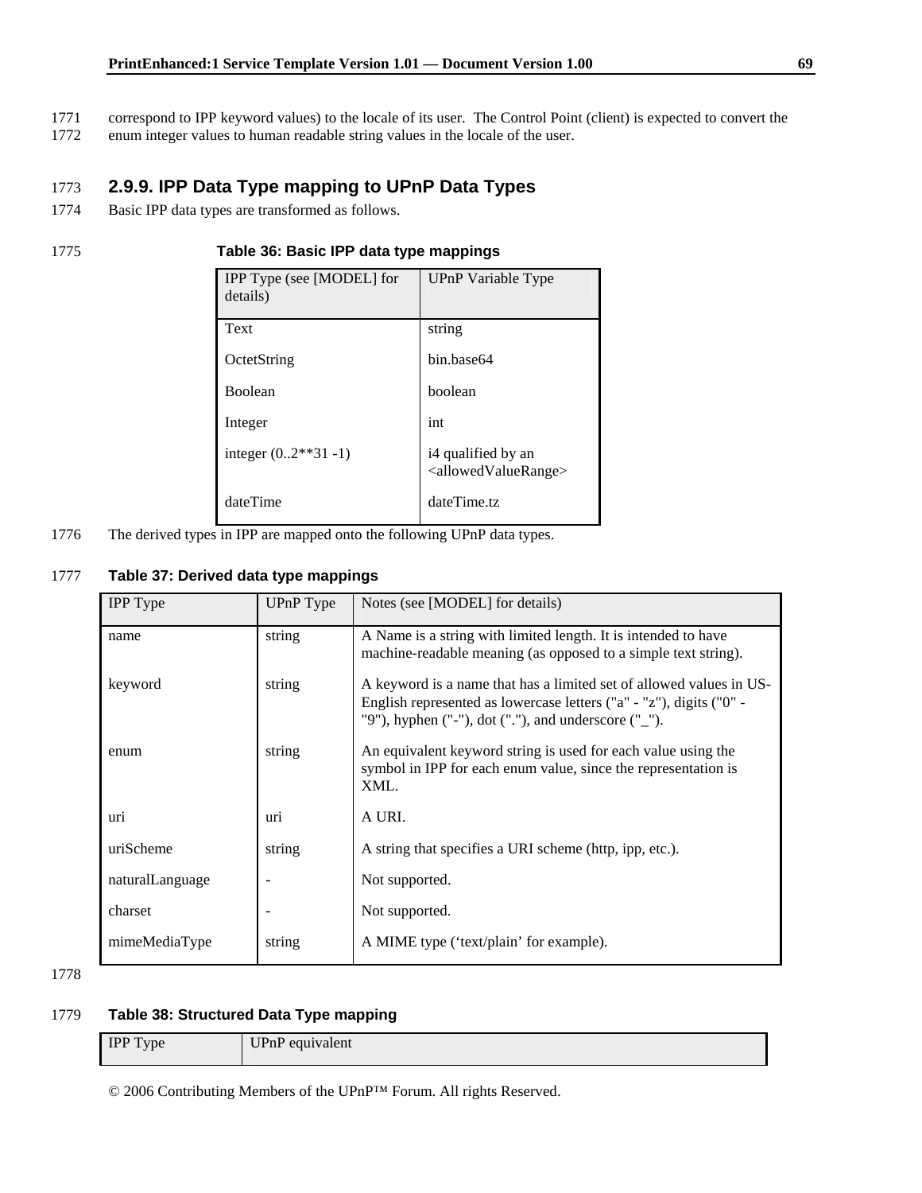correspond to IPP keyword values) to the locale of its user. The Control Point (client) is expected to convert the enum integer values to human readable string values in the locale of the user.

### 2.9.9. IPP Data Type mapping to UPnP Data Types

Basic IPP data types are transformed as follows.

**Table 36: Basic IPP data type mappings**

| IPP Type (see [MODEL] for details) | UPnP Variable Type |
|---|---|
| Text | string |
| OctetString | bin.base64 |
| Boolean | boolean |
| Integer | int |
| integer (0..2**31 -1) | i4 qualified by an <allowedValueRange> |
| dateTime | dateTime.tz |

The derived types in IPP are mapped onto the following UPnP data types.

**Table 37: Derived data type mappings**

| IPP Type | UPnP Type | Notes (see [MODEL] for details) |
|---|---|---|
| name | string | A Name is a string with limited length. It is intended to have machine-readable meaning (as opposed to a simple text string). |
| keyword | string | A keyword is a name that has a limited set of allowed values in US-English represented as lowercase letters ("a" - "z"), digits ("0" - "9"), hyphen ("-"), dot ("."), and underscore ("_"). |
| enum | string | An equivalent keyword string is used for each value using the symbol in IPP for each enum value, since the representation is XML. |
| uri | uri | A URI. |
| uriScheme | string | A string that specifies a URI scheme (http, ipp, etc.). |
| naturalLanguage | - | Not supported. |
| charset | - | Not supported. |
| mimeMediaType | string | A MIME type ('text/plain' for example). |

**Table 38: Structured Data Type mapping**

| IPP Type | UPnP equivalent |
|---|---|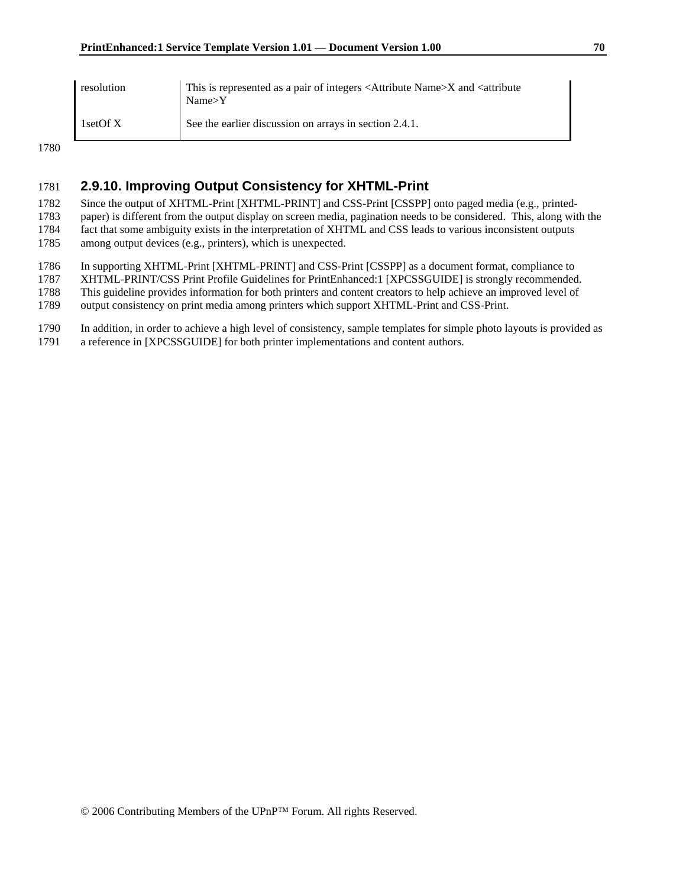| resolution | This is represented as a pair of integers <Attribute Name>X and <attribute Name>Y |
|---|---|
| 1setOf X | See the earlier discussion on arrays in section 2.4.1. |

### 2.9.10. Improving Output Consistency for XHTML-Print

Since the output of XHTML-Print [XHTML-PRINT] and CSS-Print [CSSPP] onto paged media (e.g., printed-paper) is different from the output display on screen media, pagination needs to be considered. This, along with the fact that some ambiguity exists in the interpretation of XHTML and CSS leads to various inconsistent outputs among output devices (e.g., printers), which is unexpected.

In supporting XHTML-Print [XHTML-PRINT] and CSS-Print [CSSPP] as a document format, compliance to XHTML-PRINT/CSS Print Profile Guidelines for PrintEnhanced:1 [XPCSSGUIDE] is strongly recommended. This guideline provides information for both printers and content creators to help achieve an improved level of output consistency on print media among printers which support XHTML-Print and CSS-Print.

In addition, in order to achieve a high level of consistency, sample templates for simple photo layouts is provided as a reference in [XPCSSGUIDE] for both printer implementations and content authors.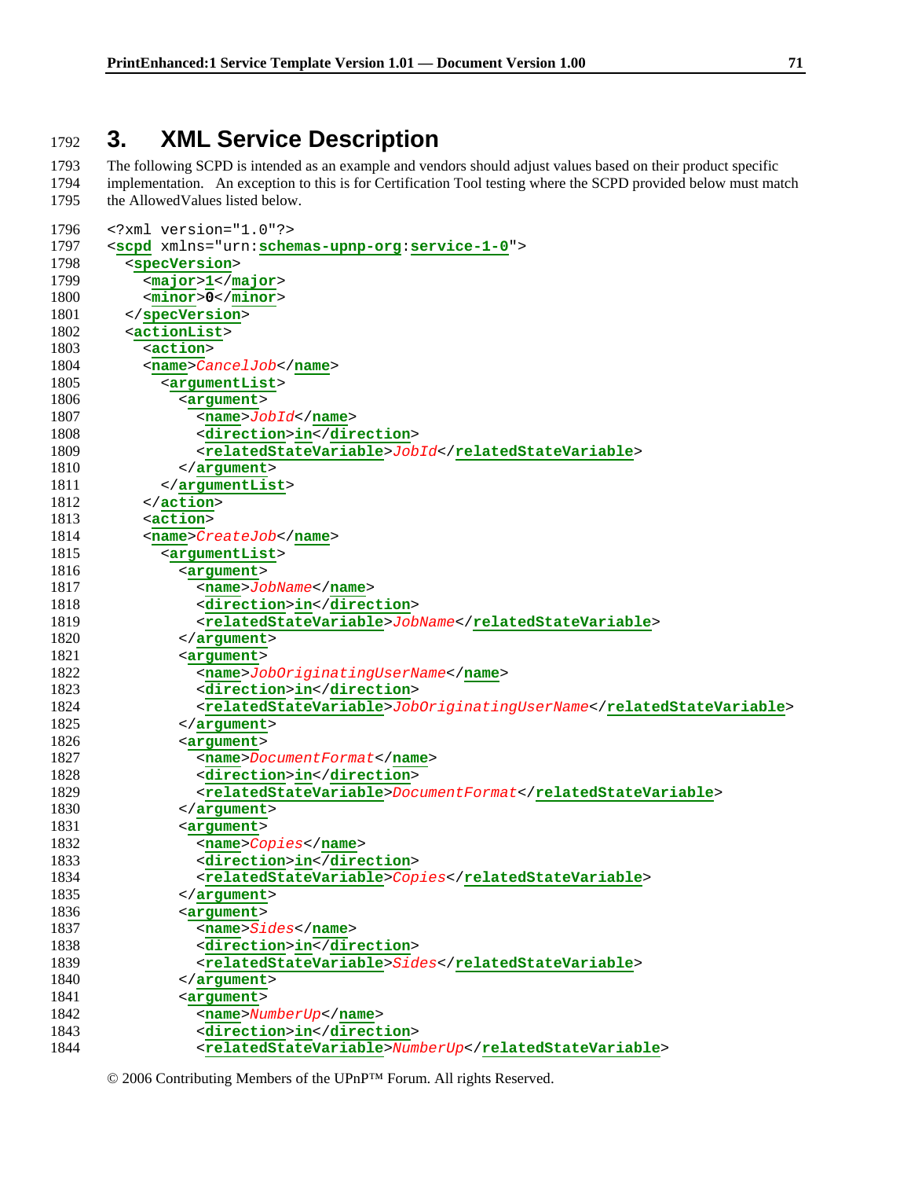# 3. XML Service Description

The following SCPD is intended as an example and vendors should adjust values based on their product specific implementation. An exception to this is for Certification Tool testing where the SCPD provided below must match the AllowedValues listed below.

```
<?xml version="1.0"?>
<scpd xmlns="urn:schemas-upnp-org:service-1-0">
  <specVersion>
    <major>1</major>
    <minor>0</minor>
  </specVersion>
  <actionList>
    <action>
    <name>CancelJob</name>
      <argumentList>
        <argument>
          <name>JobId</name>
          <direction>in</direction>
          <relatedStateVariable>JobId</relatedStateVariable>
        </argument>
      </argumentList>
    </action>
    <action>
    <name>CreateJob</name>
      <argumentList>
        <argument>
          <name>JobName</name>
          <direction>in</direction>
          <relatedStateVariable>JobName</relatedStateVariable>
        </argument>
        <argument>
          <name>JobOriginatingUserName</name>
          <direction>in</direction>
          <relatedStateVariable>JobOriginatingUserName</relatedStateVariable>
        </argument>
        <argument>
          <name>DocumentFormat</name>
          <direction>in</direction>
          <relatedStateVariable>DocumentFormat</relatedStateVariable>
        </argument>
        <argument>
          <name>Copies</name>
          <direction>in</direction>
          <relatedStateVariable>Copies</relatedStateVariable>
        </argument>
        <argument>
          <name>Sides</name>
          <direction>in</direction>
          <relatedStateVariable>Sides</relatedStateVariable>
        </argument>
        <argument>
          <name>NumberUp</name>
          <direction>in</direction>
          <relatedStateVariable>NumberUp</relatedStateVariable>
```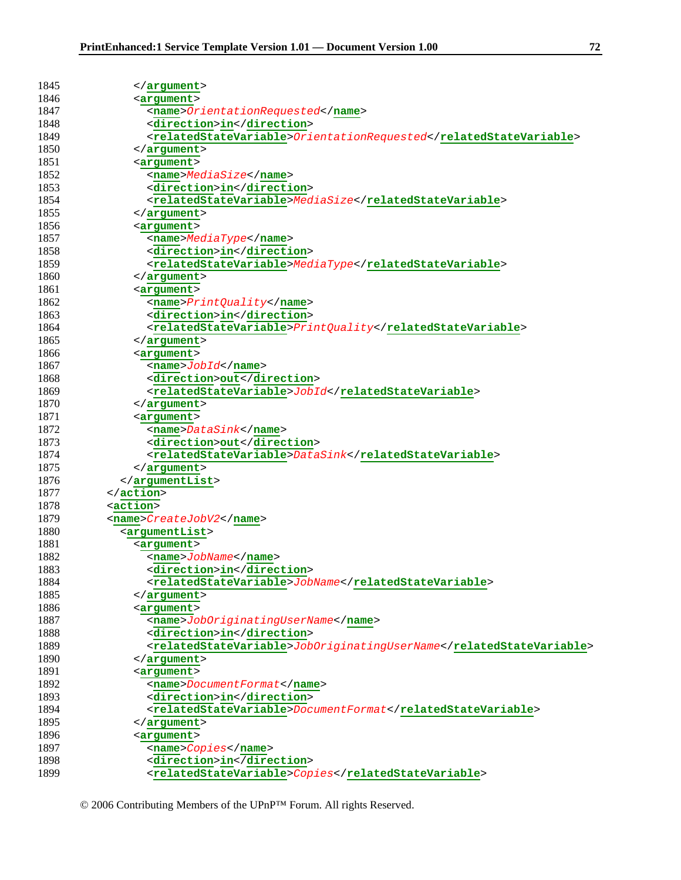```
1845          </argument>
1846          <argument>
1847            <name>OrientationRequested</name>
1848            <direction>in</direction>
1849            <relatedStateVariable>OrientationRequested</relatedStateVariable>
1850          </argument>
1851          <argument>
1852            <name>MediaSize</name>
1853            <direction>in</direction>
1854            <relatedStateVariable>MediaSize</relatedStateVariable>
1855          </argument>
1856          <argument>
1857            <name>MediaType</name>
1858            <direction>in</direction>
1859            <relatedStateVariable>MediaType</relatedStateVariable>
1860          </argument>
1861          <argument>
1862            <name>PrintQuality</name>
1863            <direction>in</direction>
1864            <relatedStateVariable>PrintQuality</relatedStateVariable>
1865          </argument>
1866          <argument>
1867            <name>JobId</name>
1868            <direction>out</direction>
1869            <relatedStateVariable>JobId</relatedStateVariable>
1870          </argument>
1871          <argument>
1872            <name>DataSink</name>
1873            <direction>out</direction>
1874            <relatedStateVariable>DataSink</relatedStateVariable>
1875          </argument>
1876        </argumentList>
1877      </action>
1878      <action>
1879      <name>CreateJobV2</name>
1880        <argumentList>
1881          <argument>
1882            <name>JobName</name>
1883            <direction>in</direction>
1884            <relatedStateVariable>JobName</relatedStateVariable>
1885          </argument>
1886          <argument>
1887            <name>JobOriginatingUserName</name>
1888            <direction>in</direction>
1889            <relatedStateVariable>JobOriginatingUserName</relatedStateVariable>
1890          </argument>
1891          <argument>
1892            <name>DocumentFormat</name>
1893            <direction>in</direction>
1894            <relatedStateVariable>DocumentFormat</relatedStateVariable>
1895          </argument>
1896          <argument>
1897            <name>Copies</name>
1898            <direction>in</direction>
1899            <relatedStateVariable>Copies</relatedStateVariable>
```

© 2006 Contributing Members of the UPnP™ Forum. All rights Reserved.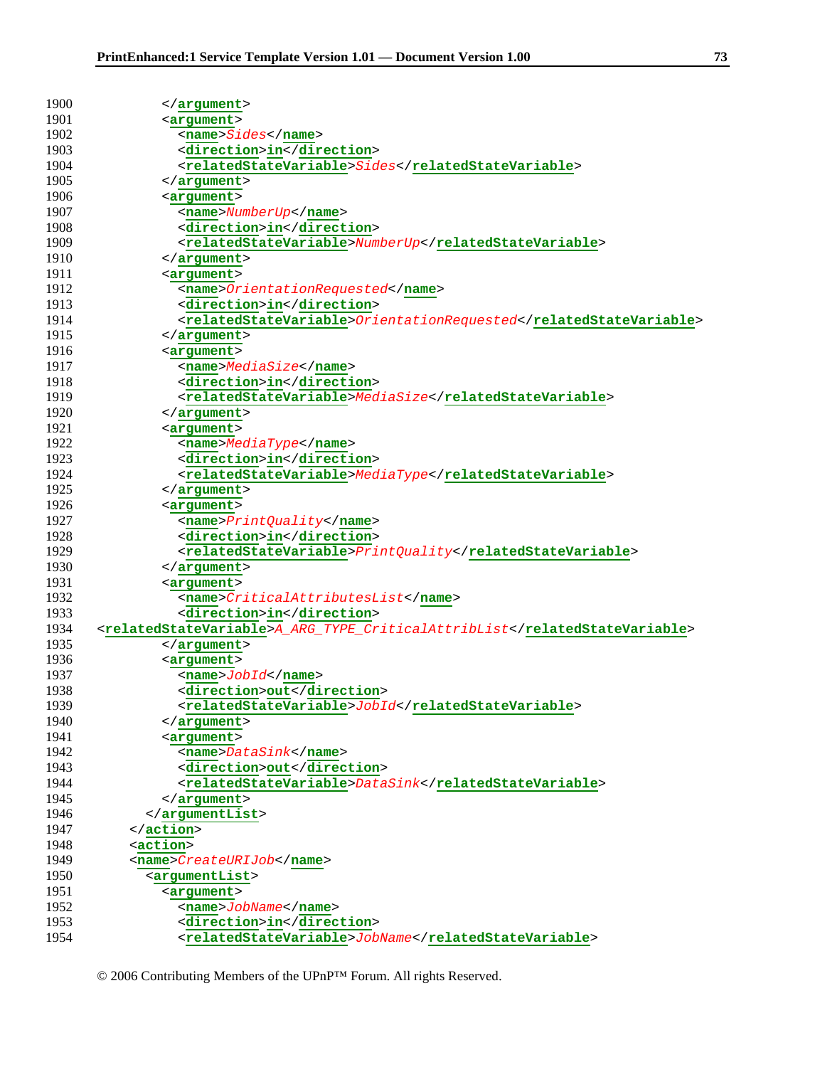```
1900            </argument>
1901            <argument>
1902              <name>Sides</name>
1903              <direction>in</direction>
1904              <relatedStateVariable>Sides</relatedStateVariable>
1905            </argument>
1906            <argument>
1907              <name>NumberUp</name>
1908              <direction>in</direction>
1909              <relatedStateVariable>NumberUp</relatedStateVariable>
1910            </argument>
1911            <argument>
1912              <name>OrientationRequested</name>
1913              <direction>in</direction>
1914              <relatedStateVariable>OrientationRequested</relatedStateVariable>
1915            </argument>
1916            <argument>
1917              <name>MediaSize</name>
1918              <direction>in</direction>
1919              <relatedStateVariable>MediaSize</relatedStateVariable>
1920            </argument>
1921            <argument>
1922              <name>MediaType</name>
1923              <direction>in</direction>
1924              <relatedStateVariable>MediaType</relatedStateVariable>
1925            </argument>
1926            <argument>
1927              <name>PrintQuality</name>
1928              <direction>in</direction>
1929              <relatedStateVariable>PrintQuality</relatedStateVariable>
1930            </argument>
1931            <argument>
1932              <name>CriticalAttributesList</name>
1933              <direction>in</direction>
1934  <relatedStateVariable>A_ARG_TYPE_CriticalAttribList</relatedStateVariable>
1935            </argument>
1936            <argument>
1937              <name>JobId</name>
1938              <direction>out</direction>
1939              <relatedStateVariable>JobId</relatedStateVariable>
1940            </argument>
1941            <argument>
1942              <name>DataSink</name>
1943              <direction>out</direction>
1944              <relatedStateVariable>DataSink</relatedStateVariable>
1945            </argument>
1946          </argumentList>
1947        </action>
1948        <action>
1949        <name>CreateURIJob</name>
1950          <argumentList>
1951            <argument>
1952              <name>JobName</name>
1953              <direction>in</direction>
1954              <relatedStateVariable>JobName</relatedStateVariable>
```

© 2006 Contributing Members of the UPnP™ Forum. All rights Reserved.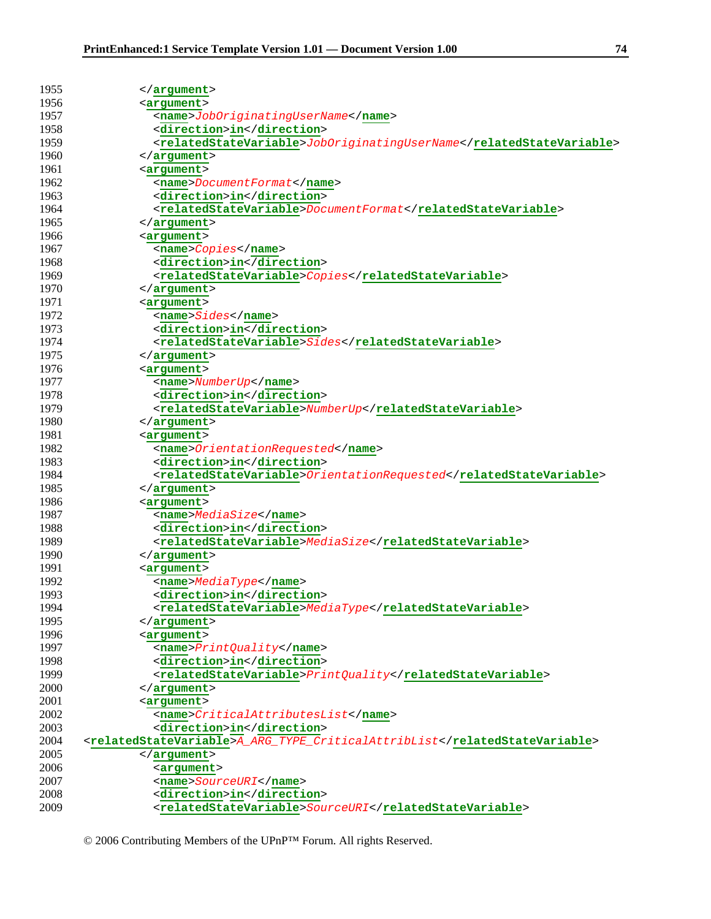```
1955          </argument>
1956          <argument>
1957            <name>JobOriginatingUserName</name>
1958            <direction>in</direction>
1959            <relatedStateVariable>JobOriginatingUserName</relatedStateVariable>
1960          </argument>
1961          <argument>
1962            <name>DocumentFormat</name>
1963            <direction>in</direction>
1964            <relatedStateVariable>DocumentFormat</relatedStateVariable>
1965          </argument>
1966          <argument>
1967            <name>Copies</name>
1968            <direction>in</direction>
1969            <relatedStateVariable>Copies</relatedStateVariable>
1970          </argument>
1971          <argument>
1972            <name>Sides</name>
1973            <direction>in</direction>
1974            <relatedStateVariable>Sides</relatedStateVariable>
1975          </argument>
1976          <argument>
1977            <name>NumberUp</name>
1978            <direction>in</direction>
1979            <relatedStateVariable>NumberUp</relatedStateVariable>
1980          </argument>
1981          <argument>
1982            <name>OrientationRequested</name>
1983            <direction>in</direction>
1984            <relatedStateVariable>OrientationRequested</relatedStateVariable>
1985          </argument>
1986          <argument>
1987            <name>MediaSize</name>
1988            <direction>in</direction>
1989            <relatedStateVariable>MediaSize</relatedStateVariable>
1990          </argument>
1991          <argument>
1992            <name>MediaType</name>
1993            <direction>in</direction>
1994            <relatedStateVariable>MediaType</relatedStateVariable>
1995          </argument>
1996          <argument>
1997            <name>PrintQuality</name>
1998            <direction>in</direction>
1999            <relatedStateVariable>PrintQuality</relatedStateVariable>
2000          </argument>
2001          <argument>
2002            <name>CriticalAttributesList</name>
2003            <direction>in</direction>
2004  <relatedStateVariable>A_ARG_TYPE_CriticalAttribList</relatedStateVariable>
2005          </argument>
2006            <argument>
2007            <name>SourceURI</name>
2008            <direction>in</direction>
2009            <relatedStateVariable>SourceURI</relatedStateVariable>
```

© 2006 Contributing Members of the UPnP™ Forum. All rights Reserved.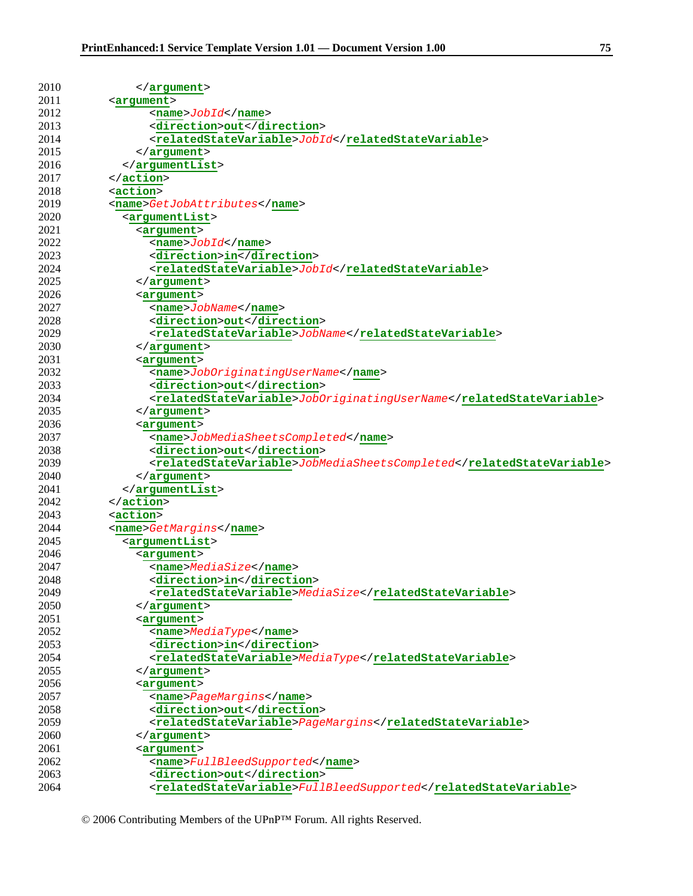```
2010            </argument>
2011        <argument>
2012              <name>JobId</name>
2013              <direction>out</direction>
2014              <relatedStateVariable>JobId</relatedStateVariable>
2015            </argument>
2016          </argumentList>
2017        </action>
2018        <action>
2019        <name>GetJobAttributes</name>
2020          <argumentList>
2021            <argument>
2022              <name>JobId</name>
2023              <direction>in</direction>
2024              <relatedStateVariable>JobId</relatedStateVariable>
2025            </argument>
2026            <argument>
2027              <name>JobName</name>
2028              <direction>out</direction>
2029              <relatedStateVariable>JobName</relatedStateVariable>
2030            </argument>
2031            <argument>
2032              <name>JobOriginatingUserName</name>
2033              <direction>out</direction>
2034              <relatedStateVariable>JobOriginatingUserName</relatedStateVariable>
2035            </argument>
2036            <argument>
2037              <name>JobMediaSheetsCompleted</name>
2038              <direction>out</direction>
2039              <relatedStateVariable>JobMediaSheetsCompleted</relatedStateVariable>
2040            </argument>
2041          </argumentList>
2042        </action>
2043        <action>
2044        <name>GetMargins</name>
2045          <argumentList>
2046            <argument>
2047              <name>MediaSize</name>
2048              <direction>in</direction>
2049              <relatedStateVariable>MediaSize</relatedStateVariable>
2050            </argument>
2051            <argument>
2052              <name>MediaType</name>
2053              <direction>in</direction>
2054              <relatedStateVariable>MediaType</relatedStateVariable>
2055            </argument>
2056            <argument>
2057              <name>PageMargins</name>
2058              <direction>out</direction>
2059              <relatedStateVariable>PageMargins</relatedStateVariable>
2060            </argument>
2061            <argument>
2062              <name>FullBleedSupported</name>
2063              <direction>out</direction>
2064              <relatedStateVariable>FullBleedSupported</relatedStateVariable>
```

© 2006 Contributing Members of the UPnP™ Forum. All rights Reserved.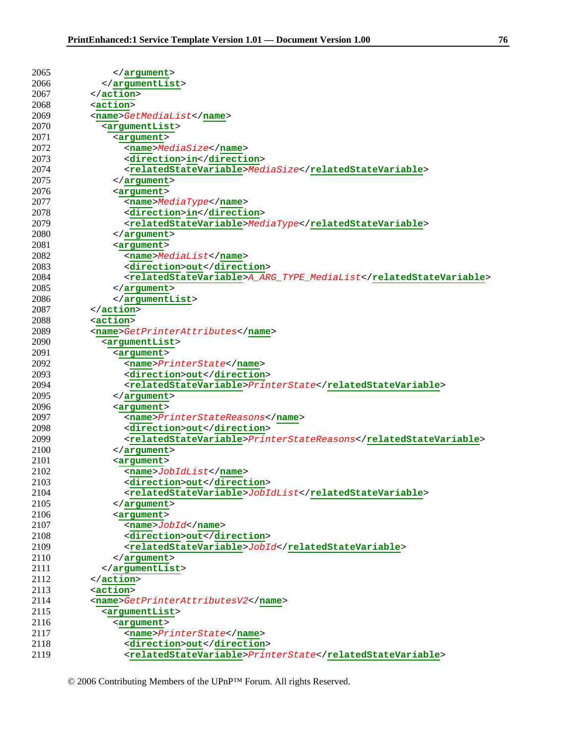```
2065            </argument>
2066          </argumentList>
2067        </action>
2068        <action>
2069        <name>GetMediaList</name>
2070          <argumentList>
2071            <argument>
2072              <name>MediaSize</name>
2073              <direction>in</direction>
2074              <relatedStateVariable>MediaSize</relatedStateVariable>
2075            </argument>
2076            <argument>
2077              <name>MediaType</name>
2078              <direction>in</direction>
2079              <relatedStateVariable>MediaType</relatedStateVariable>
2080            </argument>
2081            <argument>
2082              <name>MediaList</name>
2083              <direction>out</direction>
2084              <relatedStateVariable>A_ARG_TYPE_MediaList</relatedStateVariable>
2085            </argument>
2086            </argumentList>
2087        </action>
2088        <action>
2089        <name>GetPrinterAttributes</name>
2090          <argumentList>
2091            <argument>
2092              <name>PrinterState</name>
2093              <direction>out</direction>
2094              <relatedStateVariable>PrinterState</relatedStateVariable>
2095            </argument>
2096            <argument>
2097              <name>PrinterStateReasons</name>
2098              <direction>out</direction>
2099              <relatedStateVariable>PrinterStateReasons</relatedStateVariable>
2100            </argument>
2101            <argument>
2102              <name>JobIdList</name>
2103              <direction>out</direction>
2104              <relatedStateVariable>JobIdList</relatedStateVariable>
2105            </argument>
2106            <argument>
2107              <name>JobId</name>
2108              <direction>out</direction>
2109              <relatedStateVariable>JobId</relatedStateVariable>
2110            </argument>
2111          </argumentList>
2112        </action>
2113        <action>
2114        <name>GetPrinterAttributesV2</name>
2115          <argumentList>
2116            <argument>
2117              <name>PrinterState</name>
2118              <direction>out</direction>
2119              <relatedStateVariable>PrinterState</relatedStateVariable>
```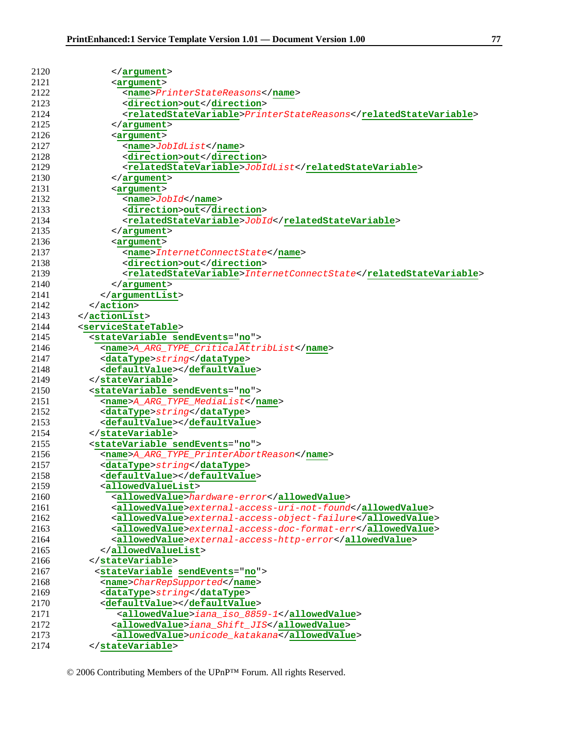```
2120          </argument>
2121          <argument>
2122            <name>PrinterStateReasons</name>
2123            <direction>out</direction>
2124            <relatedStateVariable>PrinterStateReasons</relatedStateVariable>
2125          </argument>
2126          <argument>
2127            <name>JobIdList</name>
2128            <direction>out</direction>
2129            <relatedStateVariable>JobIdList</relatedStateVariable>
2130          </argument>
2131          <argument>
2132            <name>JobId</name>
2133            <direction>out</direction>
2134            <relatedStateVariable>JobId</relatedStateVariable>
2135          </argument>
2136          <argument>
2137            <name>InternetConnectState</name>
2138            <direction>out</direction>
2139            <relatedStateVariable>InternetConnectState</relatedStateVariable>
2140          </argument>
2141        </argumentList>
2142      </action>
2143    </actionList>
2144    <serviceStateTable>
2145      <stateVariable sendEvents="no">
2146        <name>A_ARG_TYPE_CriticalAttribList</name>
2147        <dataType>string</dataType>
2148        <defaultValue></defaultValue>
2149      </stateVariable>
2150      <stateVariable sendEvents="no">
2151        <name>A_ARG_TYPE_MediaList</name>
2152        <dataType>string</dataType>
2153        <defaultValue></defaultValue>
2154      </stateVariable>
2155      <stateVariable sendEvents="no">
2156        <name>A_ARG_TYPE_PrinterAbortReason</name>
2157        <dataType>string</dataType>
2158        <defaultValue></defaultValue>
2159        <allowedValueList>
2160          <allowedValue>hardware-error</allowedValue>
2161          <allowedValue>external-access-uri-not-found</allowedValue>
2162          <allowedValue>external-access-object-failure</allowedValue>
2163          <allowedValue>external-access-doc-format-err</allowedValue>
2164          <allowedValue>external-access-http-error</allowedValue>
2165        </allowedValueList>
2166      </stateVariable>
2167       <stateVariable sendEvents="no">
2168        <name>CharRepSupported</name>
2169        <dataType>string</dataType>
2170        <defaultValue></defaultValue>
2171           <allowedValue>iana_iso_8859-1</allowedValue>
2172          <allowedValue>iana_Shift_JIS</allowedValue>
2173          <allowedValue>unicode_katakana</allowedValue>
2174      </stateVariable>
```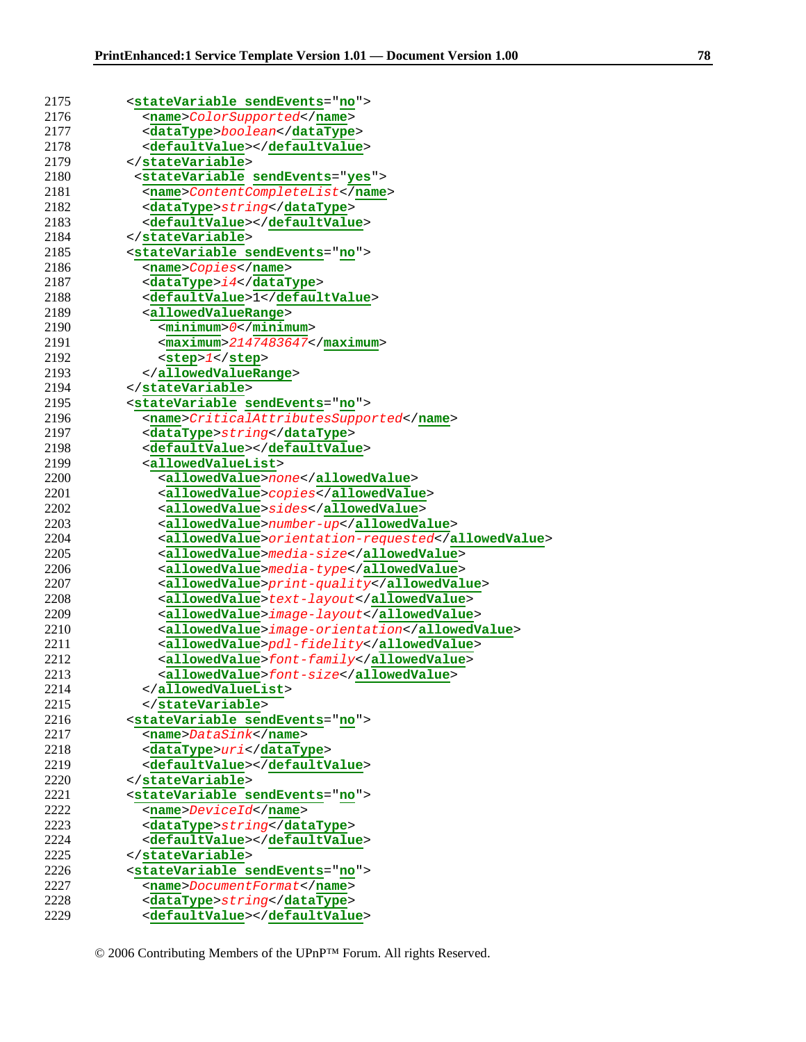```
2175        <stateVariable sendEvents="no">
2176          <name>ColorSupported</name>
2177          <dataType>boolean</dataType>
2178          <defaultValue></defaultValue>
2179        </stateVariable>
2180         <stateVariable sendEvents="yes">
2181          <name>ContentCompleteList</name>
2182          <dataType>string</dataType>
2183          <defaultValue></defaultValue>
2184        </stateVariable>
2185        <stateVariable sendEvents="no">
2186          <name>Copies</name>
2187          <dataType>i4</dataType>
2188          <defaultValue>1</defaultValue>
2189          <allowedValueRange>
2190            <minimum>0</minimum>
2191            <maximum>2147483647</maximum>
2192            <step>1</step>
2193          </allowedValueRange>
2194        </stateVariable>
2195        <stateVariable sendEvents="no">
2196          <name>CriticalAttributesSupported</name>
2197          <dataType>string</dataType>
2198          <defaultValue></defaultValue>
2199          <allowedValueList>
2200            <allowedValue>none</allowedValue>
2201            <allowedValue>copies</allowedValue>
2202            <allowedValue>sides</allowedValue>
2203            <allowedValue>number-up</allowedValue>
2204            <allowedValue>orientation-requested</allowedValue>
2205            <allowedValue>media-size</allowedValue>
2206            <allowedValue>media-type</allowedValue>
2207            <allowedValue>print-quality</allowedValue>
2208            <allowedValue>text-layout</allowedValue>
2209            <allowedValue>image-layout</allowedValue>
2210            <allowedValue>image-orientation</allowedValue>
2211            <allowedValue>pdl-fidelity</allowedValue>
2212            <allowedValue>font-family</allowedValue>
2213            <allowedValue>font-size</allowedValue>
2214          </allowedValueList>
2215          </stateVariable>
2216        <stateVariable sendEvents="no">
2217          <name>DataSink</name>
2218          <dataType>uri</dataType>
2219          <defaultValue></defaultValue>
2220        </stateVariable>
2221        <stateVariable sendEvents="no">
2222          <name>DeviceId</name>
2223          <dataType>string</dataType>
2224          <defaultValue></defaultValue>
2225        </stateVariable>
2226        <stateVariable sendEvents="no">
2227          <name>DocumentFormat</name>
2228          <dataType>string</dataType>
2229          <defaultValue></defaultValue>
```

© 2006 Contributing Members of the UPnP™ Forum. All rights Reserved.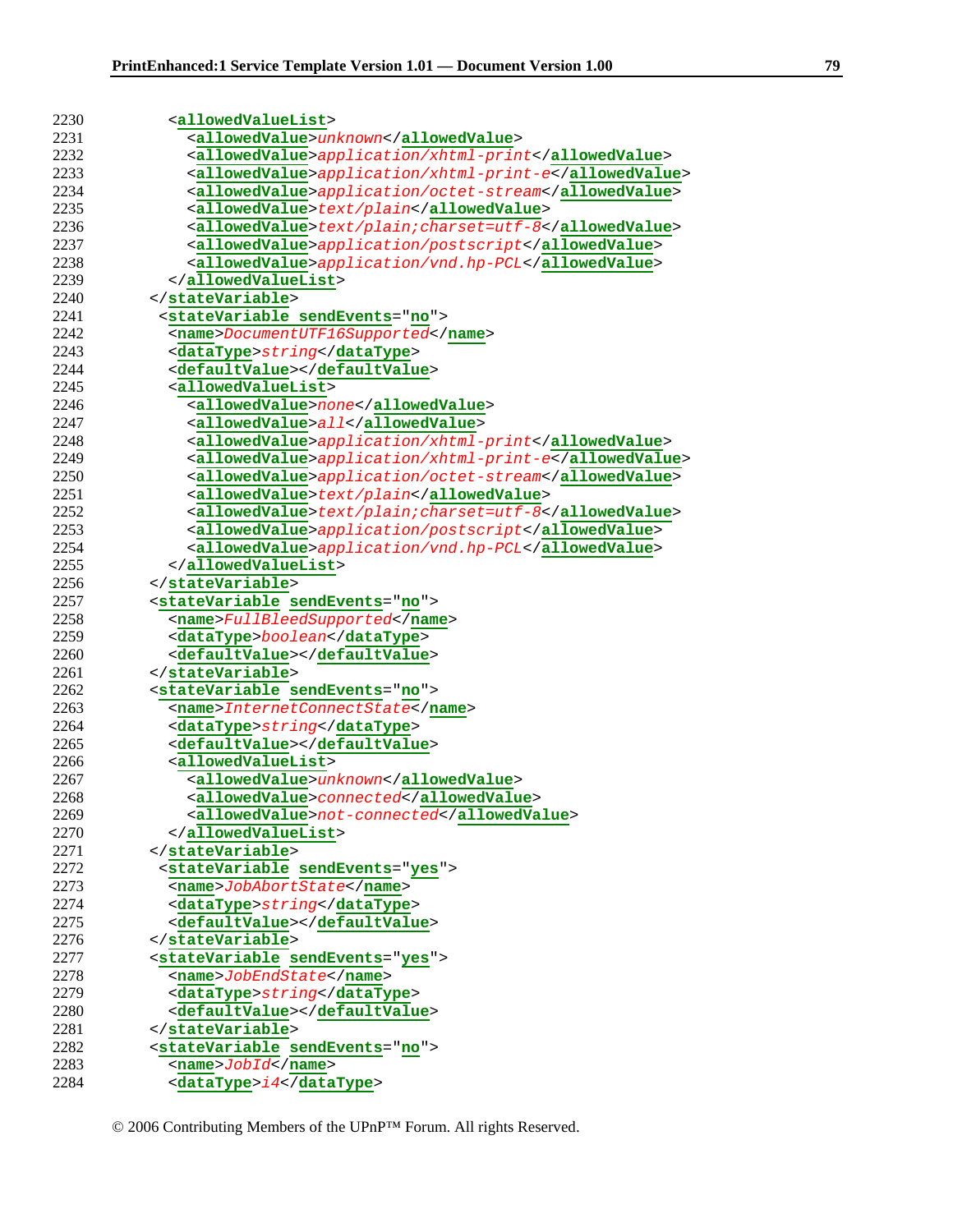```
2230          <allowedValueList>
2231            <allowedValue>unknown</allowedValue>
2232            <allowedValue>application/xhtml-print</allowedValue>
2233            <allowedValue>application/xhtml-print-e</allowedValue>
2234            <allowedValue>application/octet-stream</allowedValue>
2235            <allowedValue>text/plain</allowedValue>
2236            <allowedValue>text/plain;charset=utf-8</allowedValue>
2237            <allowedValue>application/postscript</allowedValue>
2238            <allowedValue>application/vnd.hp-PCL</allowedValue>
2239          </allowedValueList>
2240        </stateVariable>
2241         <stateVariable sendEvents="no">
2242          <name>DocumentUTF16Supported</name>
2243          <dataType>string</dataType>
2244          <defaultValue></defaultValue>
2245          <allowedValueList>
2246            <allowedValue>none</allowedValue>
2247            <allowedValue>all</allowedValue>
2248            <allowedValue>application/xhtml-print</allowedValue>
2249            <allowedValue>application/xhtml-print-e</allowedValue>
2250            <allowedValue>application/octet-stream</allowedValue>
2251            <allowedValue>text/plain</allowedValue>
2252            <allowedValue>text/plain;charset=utf-8</allowedValue>
2253            <allowedValue>application/postscript</allowedValue>
2254            <allowedValue>application/vnd.hp-PCL</allowedValue>
2255          </allowedValueList>
2256        </stateVariable>
2257        <stateVariable sendEvents="no">
2258          <name>FullBleedSupported</name>
2259          <dataType>boolean</dataType>
2260          <defaultValue></defaultValue>
2261        </stateVariable>
2262        <stateVariable sendEvents="no">
2263          <name>InternetConnectState</name>
2264          <dataType>string</dataType>
2265          <defaultValue></defaultValue>
2266          <allowedValueList>
2267            <allowedValue>unknown</allowedValue>
2268            <allowedValue>connected</allowedValue>
2269            <allowedValue>not-connected</allowedValue>
2270          </allowedValueList>
2271        </stateVariable>
2272         <stateVariable sendEvents="yes">
2273          <name>JobAbortState</name>
2274          <dataType>string</dataType>
2275          <defaultValue></defaultValue>
2276        </stateVariable>
2277        <stateVariable sendEvents="yes">
2278          <name>JobEndState</name>
2279          <dataType>string</dataType>
2280          <defaultValue></defaultValue>
2281        </stateVariable>
2282        <stateVariable sendEvents="no">
2283          <name>JobId</name>
2284          <dataType>i4</dataType>
```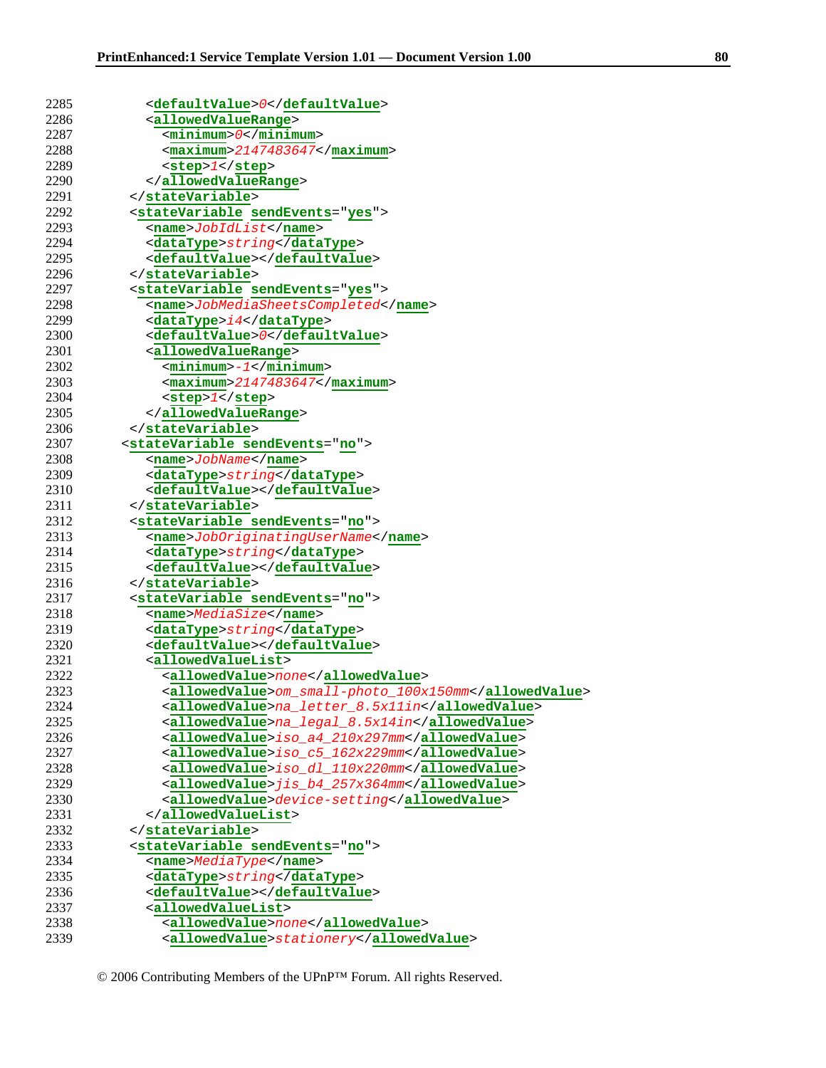```
2285         <defaultValue>0</defaultValue>
2286         <allowedValueRange>
2287           <minimum>0</minimum>
2288           <maximum>2147483647</maximum>
2289           <step>1</step>
2290         </allowedValueRange>
2291       </stateVariable>
2292       <stateVariable sendEvents="yes">
2293         <name>JobIdList</name>
2294         <dataType>string</dataType>
2295         <defaultValue></defaultValue>
2296       </stateVariable>
2297       <stateVariable sendEvents="yes">
2298         <name>JobMediaSheetsCompleted</name>
2299         <dataType>i4</dataType>
2300         <defaultValue>0</defaultValue>
2301         <allowedValueRange>
2302           <minimum>-1</minimum>
2303           <maximum>2147483647</maximum>
2304           <step>1</step>
2305         </allowedValueRange>
2306       </stateVariable>
2307      <stateVariable sendEvents="no">
2308         <name>JobName</name>
2309         <dataType>string</dataType>
2310         <defaultValue></defaultValue>
2311       </stateVariable>
2312       <stateVariable sendEvents="no">
2313         <name>JobOriginatingUserName</name>
2314         <dataType>string</dataType>
2315         <defaultValue></defaultValue>
2316       </stateVariable>
2317       <stateVariable sendEvents="no">
2318         <name>MediaSize</name>
2319         <dataType>string</dataType>
2320         <defaultValue></defaultValue>
2321         <allowedValueList>
2322           <allowedValue>none</allowedValue>
2323           <allowedValue>om_small-photo_100x150mm</allowedValue>
2324           <allowedValue>na_letter_8.5x11in</allowedValue>
2325           <allowedValue>na_legal_8.5x14in</allowedValue>
2326           <allowedValue>iso_a4_210x297mm</allowedValue>
2327           <allowedValue>iso_c5_162x229mm</allowedValue>
2328           <allowedValue>iso_dl_110x220mm</allowedValue>
2329           <allowedValue>jis_b4_257x364mm</allowedValue>
2330           <allowedValue>device-setting</allowedValue>
2331         </allowedValueList>
2332       </stateVariable>
2333       <stateVariable sendEvents="no">
2334         <name>MediaType</name>
2335         <dataType>string</dataType>
2336         <defaultValue></defaultValue>
2337         <allowedValueList>
2338           <allowedValue>none</allowedValue>
2339           <allowedValue>stationery</allowedValue>
```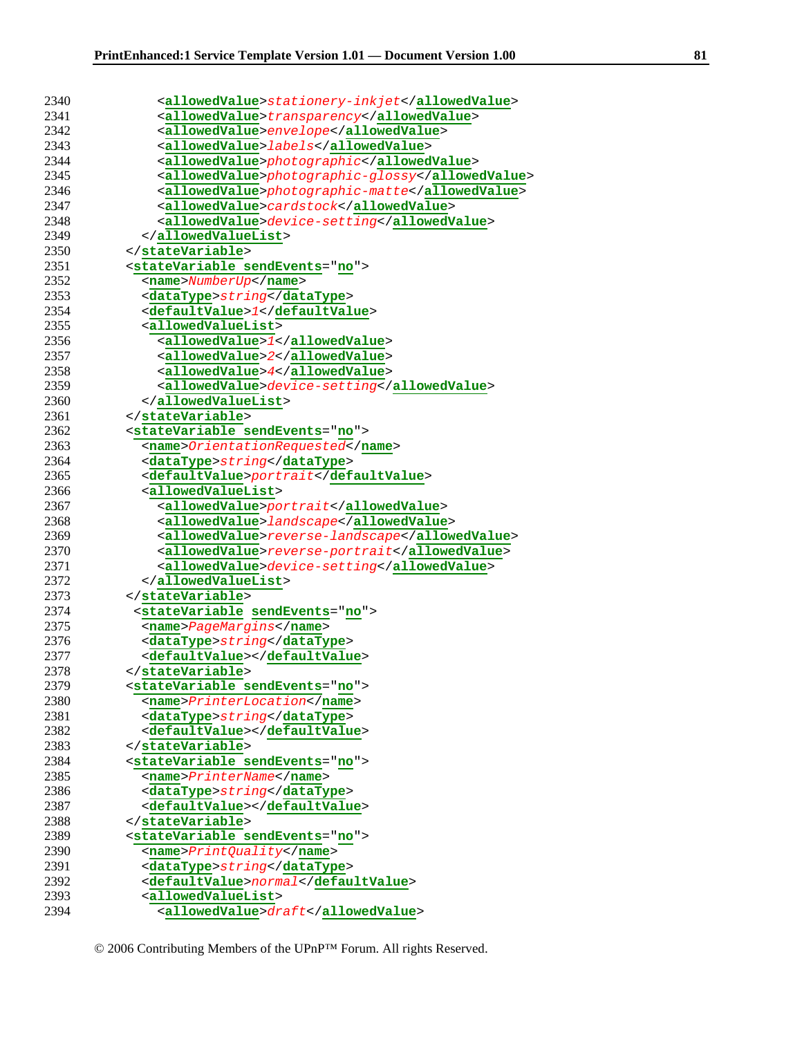```
2340            <allowedValue>stationery-inkjet</allowedValue>
2341            <allowedValue>transparency</allowedValue>
2342            <allowedValue>envelope</allowedValue>
2343            <allowedValue>labels</allowedValue>
2344            <allowedValue>photographic</allowedValue>
2345            <allowedValue>photographic-glossy</allowedValue>
2346            <allowedValue>photographic-matte</allowedValue>
2347            <allowedValue>cardstock</allowedValue>
2348            <allowedValue>device-setting</allowedValue>
2349          </allowedValueList>
2350        </stateVariable>
2351        <stateVariable sendEvents="no">
2352          <name>NumberUp</name>
2353          <dataType>string</dataType>
2354          <defaultValue>1</defaultValue>
2355          <allowedValueList>
2356            <allowedValue>1</allowedValue>
2357            <allowedValue>2</allowedValue>
2358            <allowedValue>4</allowedValue>
2359            <allowedValue>device-setting</allowedValue>
2360          </allowedValueList>
2361        </stateVariable>
2362        <stateVariable sendEvents="no">
2363          <name>OrientationRequested</name>
2364          <dataType>string</dataType>
2365          <defaultValue>portrait</defaultValue>
2366          <allowedValueList>
2367            <allowedValue>portrait</allowedValue>
2368            <allowedValue>landscape</allowedValue>
2369            <allowedValue>reverse-landscape</allowedValue>
2370            <allowedValue>reverse-portrait</allowedValue>
2371            <allowedValue>device-setting</allowedValue>
2372          </allowedValueList>
2373        </stateVariable>
2374         <stateVariable sendEvents="no">
2375          <name>PageMargins</name>
2376          <dataType>string</dataType>
2377          <defaultValue></defaultValue>
2378        </stateVariable>
2379        <stateVariable sendEvents="no">
2380          <name>PrinterLocation</name>
2381          <dataType>string</dataType>
2382          <defaultValue></defaultValue>
2383        </stateVariable>
2384        <stateVariable sendEvents="no">
2385          <name>PrinterName</name>
2386          <dataType>string</dataType>
2387          <defaultValue></defaultValue>
2388        </stateVariable>
2389        <stateVariable sendEvents="no">
2390          <name>PrintQuality</name>
2391          <dataType>string</dataType>
2392          <defaultValue>normal</defaultValue>
2393          <allowedValueList>
2394            <allowedValue>draft</allowedValue>
```

© 2006 Contributing Members of the UPnP™ Forum. All rights Reserved.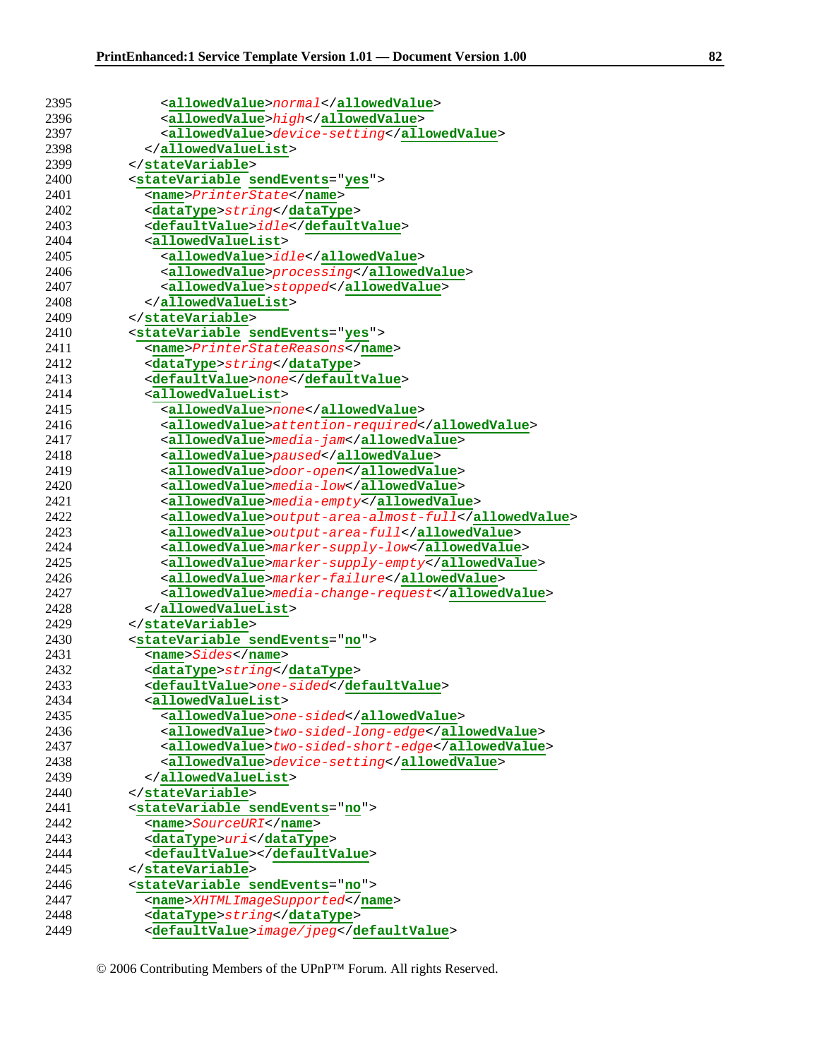```
2395            <allowedValue>normal</allowedValue>
2396            <allowedValue>high</allowedValue>
2397            <allowedValue>device-setting</allowedValue>
2398          </allowedValueList>
2399        </stateVariable>
2400        <stateVariable sendEvents="yes">
2401          <name>PrinterState</name>
2402          <dataType>string</dataType>
2403          <defaultValue>idle</defaultValue>
2404          <allowedValueList>
2405            <allowedValue>idle</allowedValue>
2406            <allowedValue>processing</allowedValue>
2407            <allowedValue>stopped</allowedValue>
2408          </allowedValueList>
2409        </stateVariable>
2410        <stateVariable sendEvents="yes">
2411          <name>PrinterStateReasons</name>
2412          <dataType>string</dataType>
2413          <defaultValue>none</defaultValue>
2414          <allowedValueList>
2415            <allowedValue>none</allowedValue>
2416            <allowedValue>attention-required</allowedValue>
2417            <allowedValue>media-jam</allowedValue>
2418            <allowedValue>paused</allowedValue>
2419            <allowedValue>door-open</allowedValue>
2420            <allowedValue>media-low</allowedValue>
2421            <allowedValue>media-empty</allowedValue>
2422            <allowedValue>output-area-almost-full</allowedValue>
2423            <allowedValue>output-area-full</allowedValue>
2424            <allowedValue>marker-supply-low</allowedValue>
2425            <allowedValue>marker-supply-empty</allowedValue>
2426            <allowedValue>marker-failure</allowedValue>
2427            <allowedValue>media-change-request</allowedValue>
2428          </allowedValueList>
2429        </stateVariable>
2430        <stateVariable sendEvents="no">
2431          <name>Sides</name>
2432          <dataType>string</dataType>
2433          <defaultValue>one-sided</defaultValue>
2434          <allowedValueList>
2435            <allowedValue>one-sided</allowedValue>
2436            <allowedValue>two-sided-long-edge</allowedValue>
2437            <allowedValue>two-sided-short-edge</allowedValue>
2438            <allowedValue>device-setting</allowedValue>
2439          </allowedValueList>
2440        </stateVariable>
2441        <stateVariable sendEvents="no">
2442          <name>SourceURI</name>
2443          <dataType>uri</dataType>
2444          <defaultValue></defaultValue>
2445        </stateVariable>
2446        <stateVariable sendEvents="no">
2447          <name>XHTMLImageSupported</name>
2448          <dataType>string</dataType>
2449          <defaultValue>image/jpeg</defaultValue>
```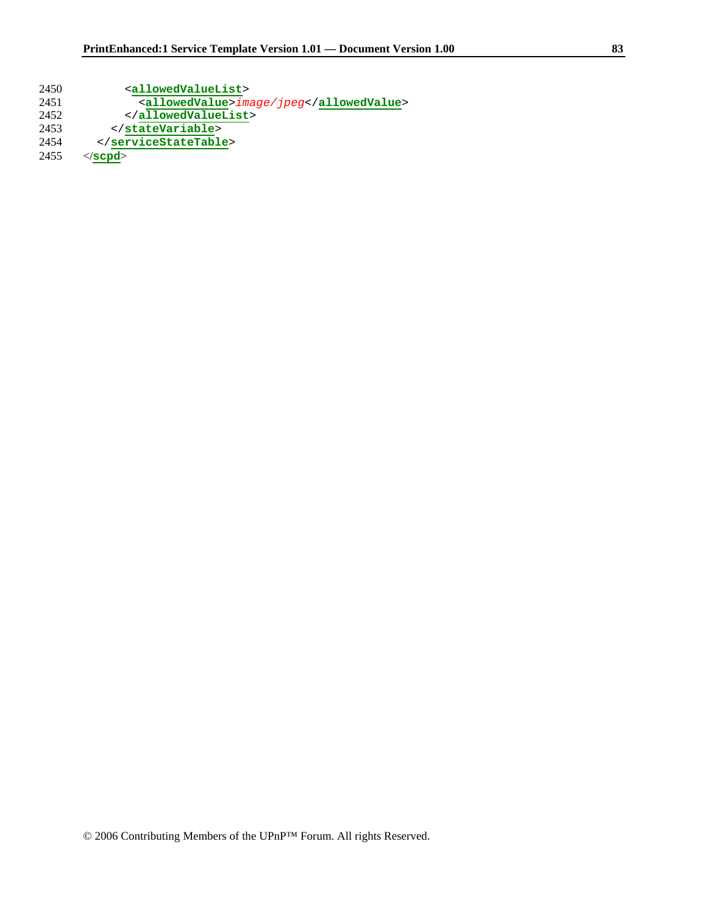```
2450        <allowedValueList>
2451          <allowedValue>image/jpeg</allowedValue>
2452        </allowedValueList>
2453      </stateVariable>
2454    </serviceStateTable>
2455  </scpd>
```

© 2006 Contributing Members of the UPnP™ Forum. All rights Reserved.